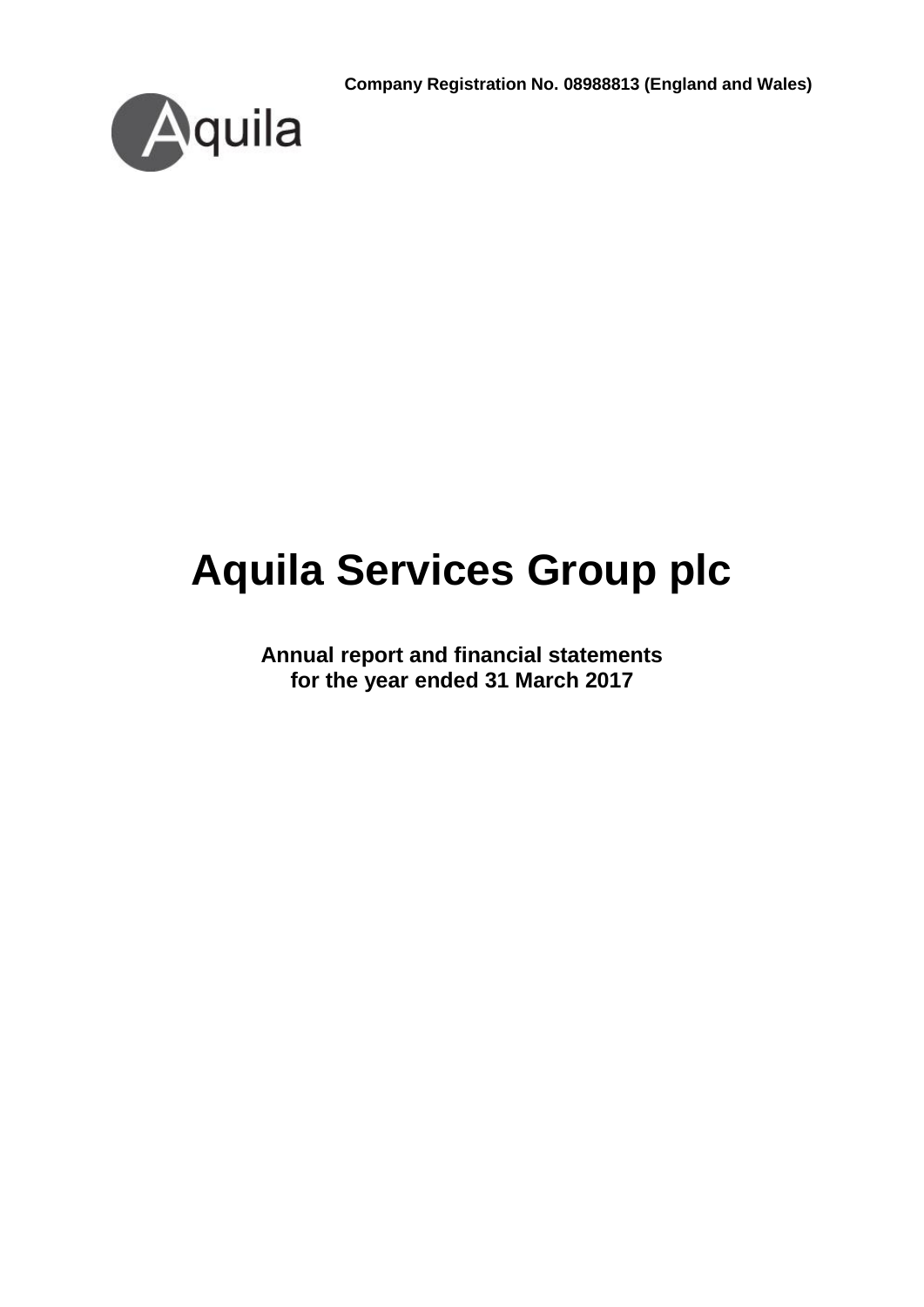**Company Registration No. 08988813 (England and Wales)**

Aquila

# Aquila Services Group plc

**Annual report and financial statements**
**for the year ended 31 March 2017**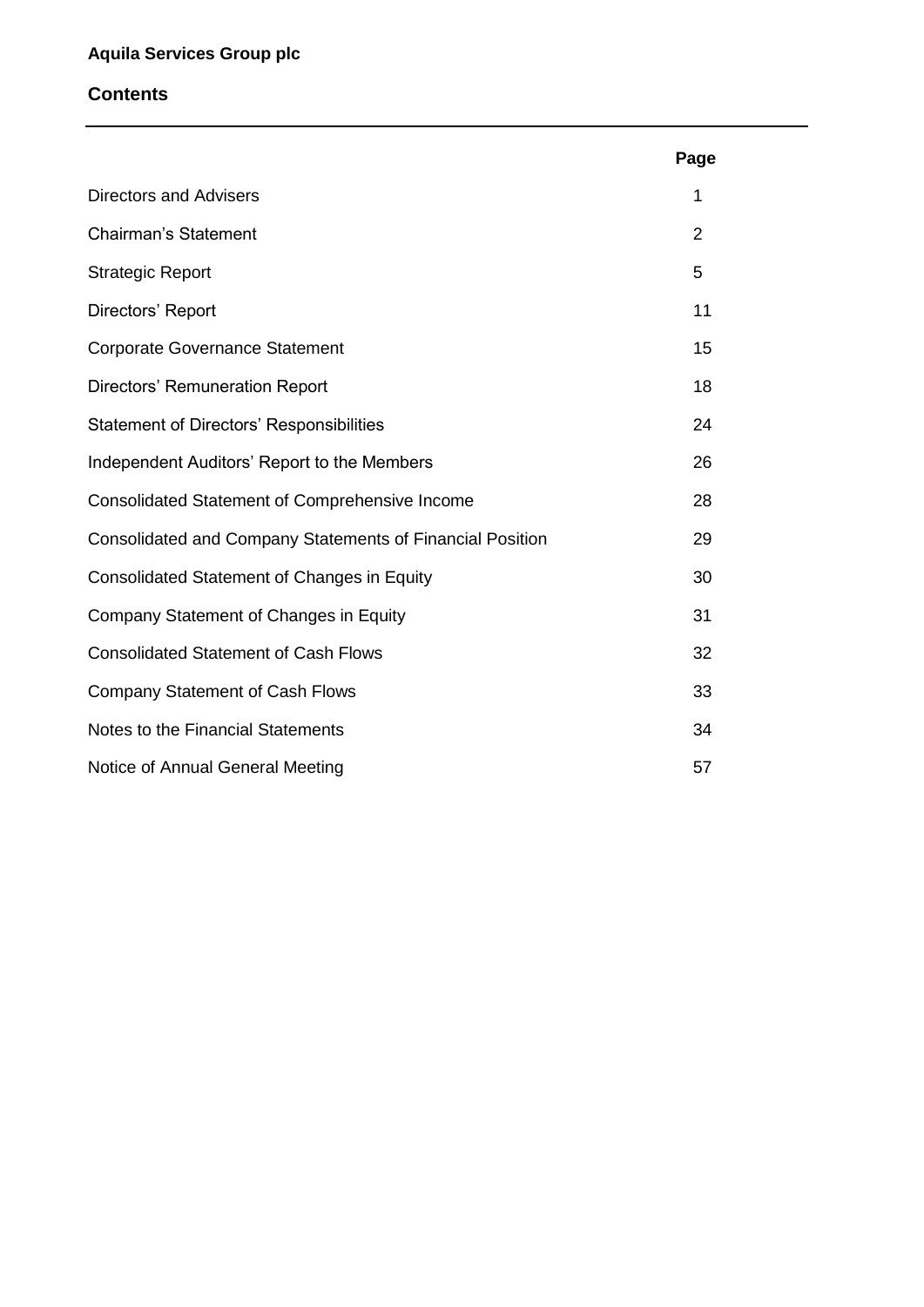**Aquila Services Group plc**

## Contents

| | Page |
|---|---|
| Directors and Advisers | 1 |
| Chairman's Statement | 2 |
| Strategic Report | 5 |
| Directors' Report | 11 |
| Corporate Governance Statement | 15 |
| Directors' Remuneration Report | 18 |
| Statement of Directors' Responsibilities | 24 |
| Independent Auditors' Report to the Members | 26 |
| Consolidated Statement of Comprehensive Income | 28 |
| Consolidated and Company Statements of Financial Position | 29 |
| Consolidated Statement of Changes in Equity | 30 |
| Company Statement of Changes in Equity | 31 |
| Consolidated Statement of Cash Flows | 32 |
| Company Statement of Cash Flows | 33 |
| Notes to the Financial Statements | 34 |
| Notice of Annual General Meeting | 57 |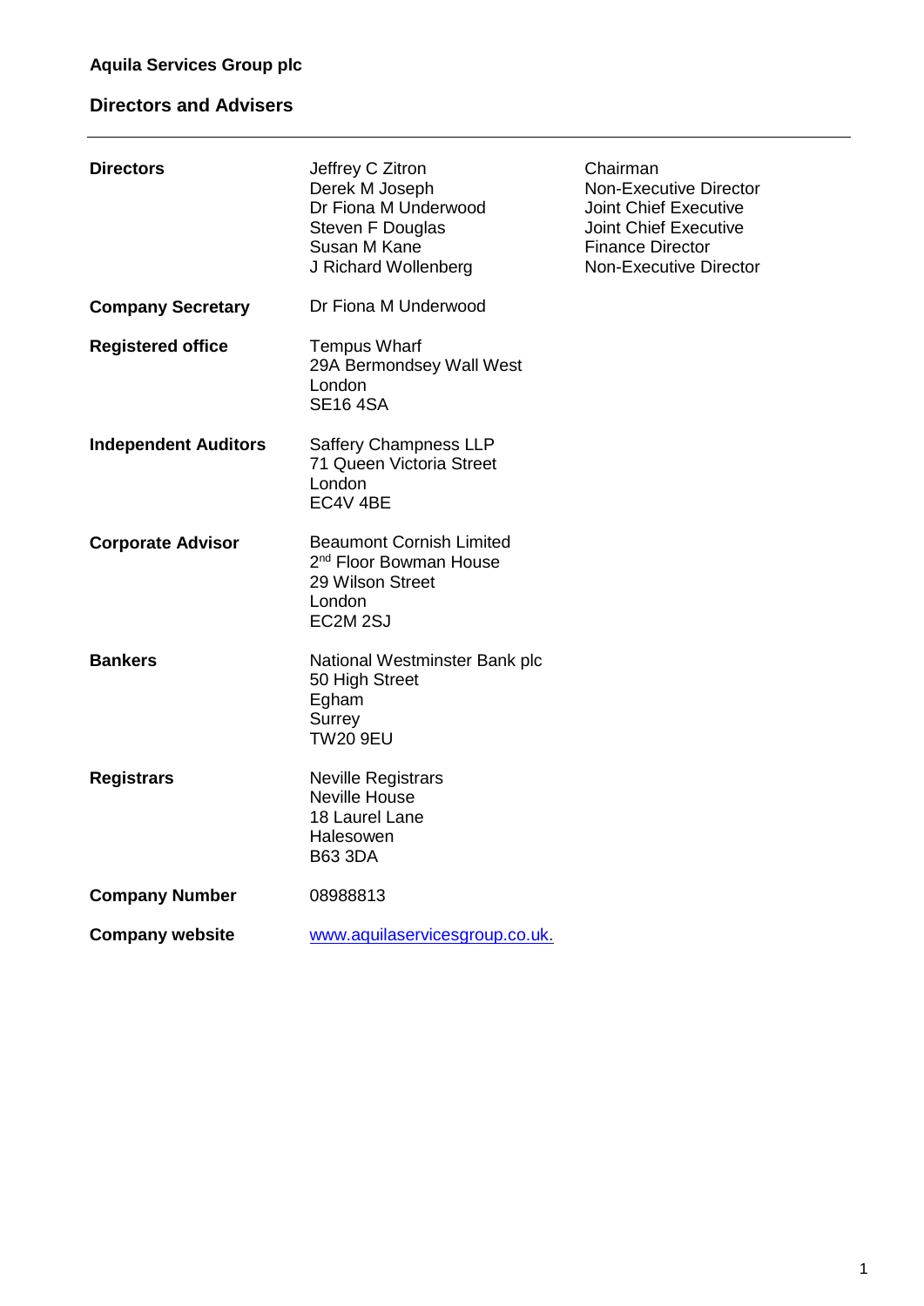# Aquila Services Group plc

## Directors and Advisers

| | | |
|---|---|---|
| **Directors** | Jeffrey C Zitron | Chairman |
| | Derek M Joseph | Non-Executive Director |
| | Dr Fiona M Underwood | Joint Chief Executive |
| | Steven F Douglas | Joint Chief Executive |
| | Susan M Kane | Finance Director |
| | J Richard Wollenberg | Non-Executive Director |
| **Company Secretary** | Dr Fiona M Underwood | |
| **Registered office** | Tempus Wharf<br>29A Bermondsey Wall West<br>London<br>SE16 4SA | |
| **Independent Auditors** | Saffery Champness LLP<br>71 Queen Victoria Street<br>London<br>EC4V 4BE | |
| **Corporate Advisor** | Beaumont Cornish Limited<br>2nd Floor Bowman House<br>29 Wilson Street<br>London<br>EC2M 2SJ | |
| **Bankers** | National Westminster Bank plc<br>50 High Street<br>Egham<br>Surrey<br>TW20 9EU | |
| **Registrars** | Neville Registrars<br>Neville House<br>18 Laurel Lane<br>Halesowen<br>B63 3DA | |
| **Company Number** | 08988813 | |
| **Company website** | www.aquilaservicesgroup.co.uk. | |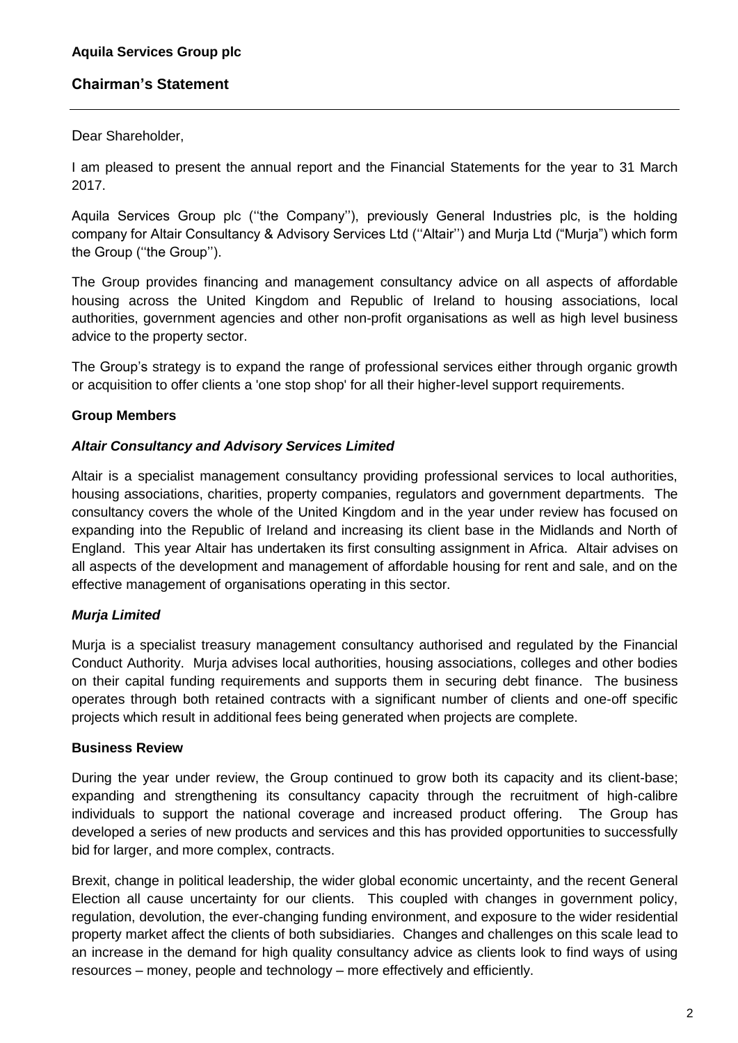**Aquila Services Group plc**

## Chairman's Statement

Dear Shareholder,

I am pleased to present the annual report and the Financial Statements for the year to 31 March 2017.

Aquila Services Group plc (''the Company''), previously General Industries plc, is the holding company for Altair Consultancy & Advisory Services Ltd (''Altair'') and Murja Ltd ("Murja") which form the Group (''the Group'').

The Group provides financing and management consultancy advice on all aspects of affordable housing across the United Kingdom and Republic of Ireland to housing associations, local authorities, government agencies and other non-profit organisations as well as high level business advice to the property sector.

The Group's strategy is to expand the range of professional services either through organic growth or acquisition to offer clients a 'one stop shop' for all their higher-level support requirements.

### Group Members

#### *Altair Consultancy and Advisory Services Limited*

Altair is a specialist management consultancy providing professional services to local authorities, housing associations, charities, property companies, regulators and government departments. The consultancy covers the whole of the United Kingdom and in the year under review has focused on expanding into the Republic of Ireland and increasing its client base in the Midlands and North of England. This year Altair has undertaken its first consulting assignment in Africa. Altair advises on all aspects of the development and management of affordable housing for rent and sale, and on the effective management of organisations operating in this sector.

#### *Murja Limited*

Murja is a specialist treasury management consultancy authorised and regulated by the Financial Conduct Authority. Murja advises local authorities, housing associations, colleges and other bodies on their capital funding requirements and supports them in securing debt finance. The business operates through both retained contracts with a significant number of clients and one-off specific projects which result in additional fees being generated when projects are complete.

### Business Review

During the year under review, the Group continued to grow both its capacity and its client-base; expanding and strengthening its consultancy capacity through the recruitment of high-calibre individuals to support the national coverage and increased product offering. The Group has developed a series of new products and services and this has provided opportunities to successfully bid for larger, and more complex, contracts.

Brexit, change in political leadership, the wider global economic uncertainty, and the recent General Election all cause uncertainty for our clients. This coupled with changes in government policy, regulation, devolution, the ever-changing funding environment, and exposure to the wider residential property market affect the clients of both subsidiaries. Changes and challenges on this scale lead to an increase in the demand for high quality consultancy advice as clients look to find ways of using resources – money, people and technology – more effectively and efficiently.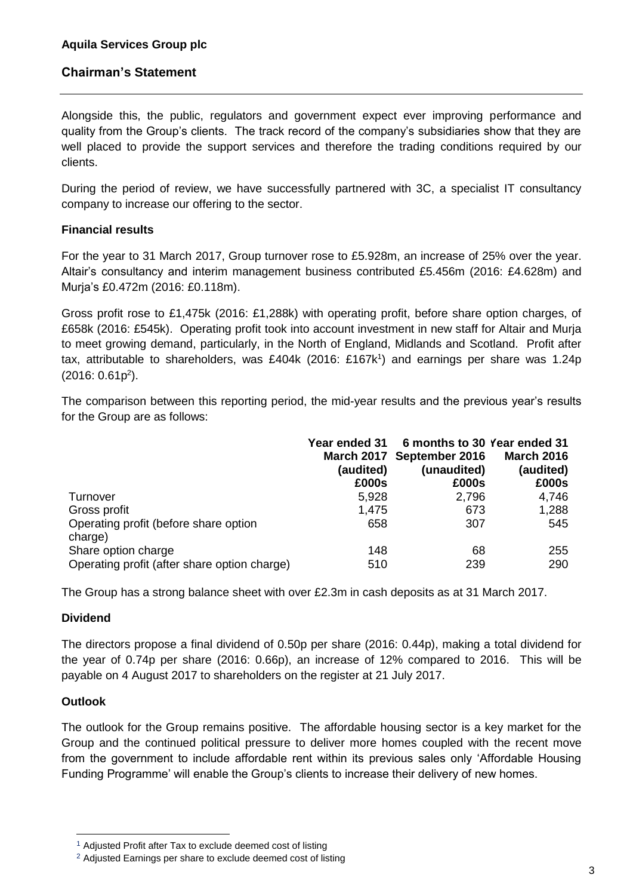**Aquila Services Group plc**

## Chairman's Statement

Alongside this, the public, regulators and government expect ever improving performance and quality from the Group's clients. The track record of the company's subsidiaries show that they are well placed to provide the support services and therefore the trading conditions required by our clients.

During the period of review, we have successfully partnered with 3C, a specialist IT consultancy company to increase our offering to the sector.

### Financial results

For the year to 31 March 2017, Group turnover rose to £5.928m, an increase of 25% over the year. Altair's consultancy and interim management business contributed £5.456m (2016: £4.628m) and Murja's £0.472m (2016: £0.118m).

Gross profit rose to £1,475k (2016: £1,288k) with operating profit, before share option charges, of £658k (2016: £545k). Operating profit took into account investment in new staff for Altair and Murja to meet growing demand, particularly, in the North of England, Midlands and Scotland. Profit after tax, attributable to shareholders, was £404k (2016: £167k[1]) and earnings per share was 1.24p (2016: 0.61p[2]).

The comparison between this reporting period, the mid-year results and the previous year's results for the Group are as follows:

| | Year ended 31 March 2017 (audited) £000s | 6 months to 30 September 2016 (unaudited) £000s | Year ended 31 March 2016 (audited) £000s |
|---|---|---|---|
| Turnover | 5,928 | 2,796 | 4,746 |
| Gross profit | 1,475 | 673 | 1,288 |
| Operating profit (before share option charge) | 658 | 307 | 545 |
| Share option charge | 148 | 68 | 255 |
| Operating profit (after share option charge) | 510 | 239 | 290 |

The Group has a strong balance sheet with over £2.3m in cash deposits as at 31 March 2017.

### Dividend

The directors propose a final dividend of 0.50p per share (2016: 0.44p), making a total dividend for the year of 0.74p per share (2016: 0.66p), an increase of 12% compared to 2016. This will be payable on 4 August 2017 to shareholders on the register at 21 July 2017.

### Outlook

The outlook for the Group remains positive. The affordable housing sector is a key market for the Group and the continued political pressure to deliver more homes coupled with the recent move from the government to include affordable rent within its previous sales only 'Affordable Housing Funding Programme' will enable the Group's clients to increase their delivery of new homes.

---

[1] Adjusted Profit after Tax to exclude deemed cost of listing

[2] Adjusted Earnings per share to exclude deemed cost of listing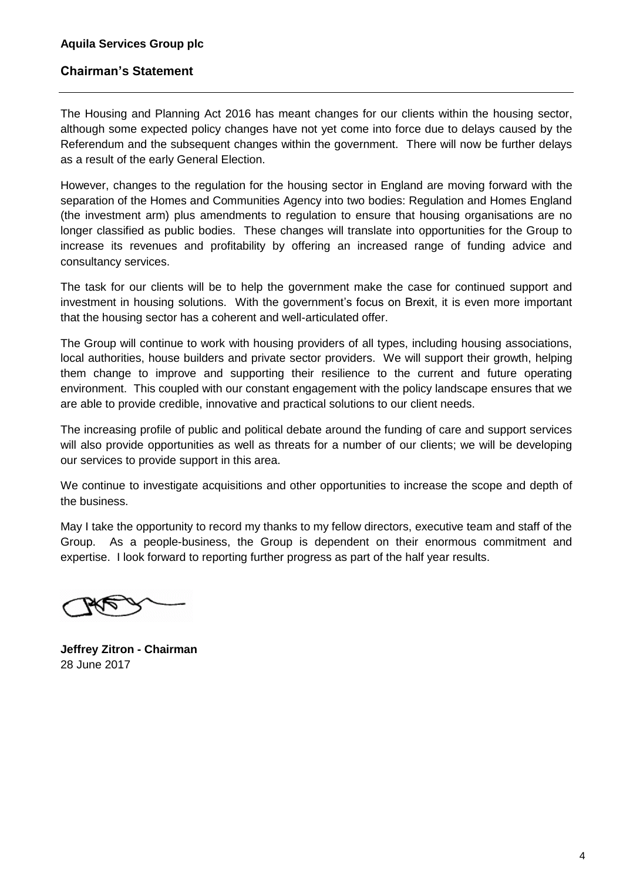**Aquila Services Group plc**

## Chairman's Statement

The Housing and Planning Act 2016 has meant changes for our clients within the housing sector, although some expected policy changes have not yet come into force due to delays caused by the Referendum and the subsequent changes within the government. There will now be further delays as a result of the early General Election.

However, changes to the regulation for the housing sector in England are moving forward with the separation of the Homes and Communities Agency into two bodies: Regulation and Homes England (the investment arm) plus amendments to regulation to ensure that housing organisations are no longer classified as public bodies. These changes will translate into opportunities for the Group to increase its revenues and profitability by offering an increased range of funding advice and consultancy services.

The task for our clients will be to help the government make the case for continued support and investment in housing solutions. With the government's focus on Brexit, it is even more important that the housing sector has a coherent and well-articulated offer.

The Group will continue to work with housing providers of all types, including housing associations, local authorities, house builders and private sector providers. We will support their growth, helping them change to improve and supporting their resilience to the current and future operating environment. This coupled with our constant engagement with the policy landscape ensures that we are able to provide credible, innovative and practical solutions to our client needs.

The increasing profile of public and political debate around the funding of care and support services will also provide opportunities as well as threats for a number of our clients; we will be developing our services to provide support in this area.

We continue to investigate acquisitions and other opportunities to increase the scope and depth of the business.

May I take the opportunity to record my thanks to my fellow directors, executive team and staff of the Group. As a people-business, the Group is dependent on their enormous commitment and expertise. I look forward to reporting further progress as part of the half year results.

**Jeffrey Zitron - Chairman**
28 June 2017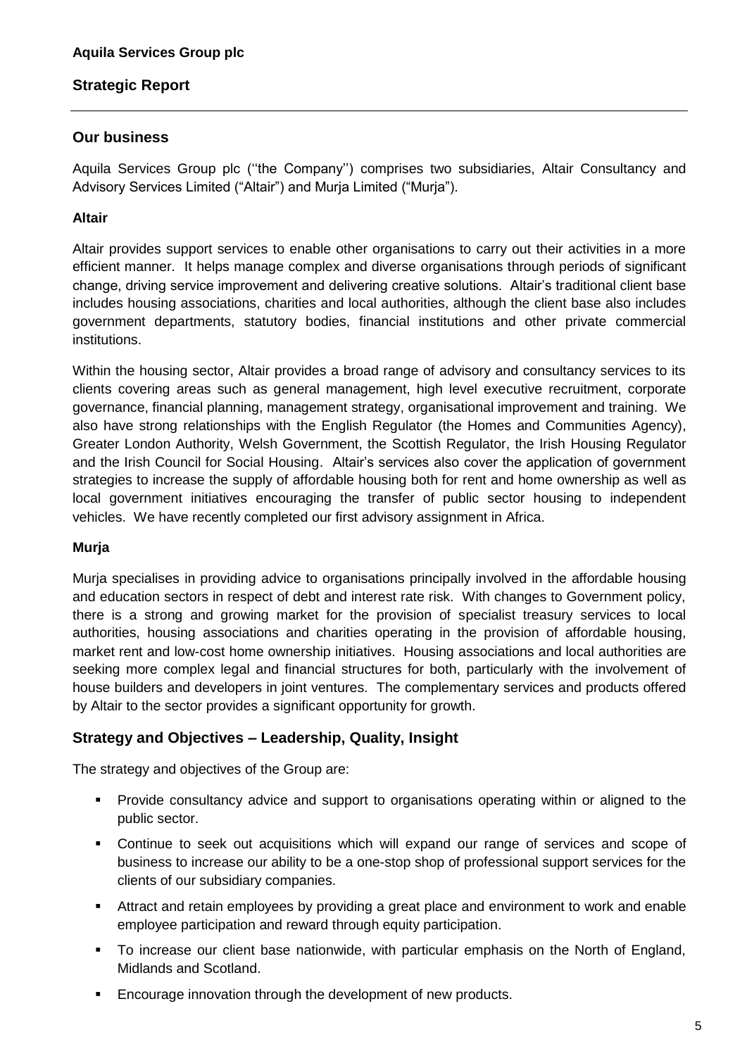**Aquila Services Group plc**

## Strategic Report

### Our business

Aquila Services Group plc (''the Company'') comprises two subsidiaries, Altair Consultancy and Advisory Services Limited ("Altair") and Murja Limited ("Murja").

**Altair**

Altair provides support services to enable other organisations to carry out their activities in a more efficient manner. It helps manage complex and diverse organisations through periods of significant change, driving service improvement and delivering creative solutions. Altair's traditional client base includes housing associations, charities and local authorities, although the client base also includes government departments, statutory bodies, financial institutions and other private commercial institutions.

Within the housing sector, Altair provides a broad range of advisory and consultancy services to its clients covering areas such as general management, high level executive recruitment, corporate governance, financial planning, management strategy, organisational improvement and training. We also have strong relationships with the English Regulator (the Homes and Communities Agency), Greater London Authority, Welsh Government, the Scottish Regulator, the Irish Housing Regulator and the Irish Council for Social Housing. Altair's services also cover the application of government strategies to increase the supply of affordable housing both for rent and home ownership as well as local government initiatives encouraging the transfer of public sector housing to independent vehicles. We have recently completed our first advisory assignment in Africa.

**Murja**

Murja specialises in providing advice to organisations principally involved in the affordable housing and education sectors in respect of debt and interest rate risk. With changes to Government policy, there is a strong and growing market for the provision of specialist treasury services to local authorities, housing associations and charities operating in the provision of affordable housing, market rent and low-cost home ownership initiatives. Housing associations and local authorities are seeking more complex legal and financial structures for both, particularly with the involvement of house builders and developers in joint ventures. The complementary services and products offered by Altair to the sector provides a significant opportunity for growth.

### Strategy and Objectives – Leadership, Quality, Insight

The strategy and objectives of the Group are:

- Provide consultancy advice and support to organisations operating within or aligned to the public sector.
- Continue to seek out acquisitions which will expand our range of services and scope of business to increase our ability to be a one-stop shop of professional support services for the clients of our subsidiary companies.
- Attract and retain employees by providing a great place and environment to work and enable employee participation and reward through equity participation.
- To increase our client base nationwide, with particular emphasis on the North of England, Midlands and Scotland.
- Encourage innovation through the development of new products.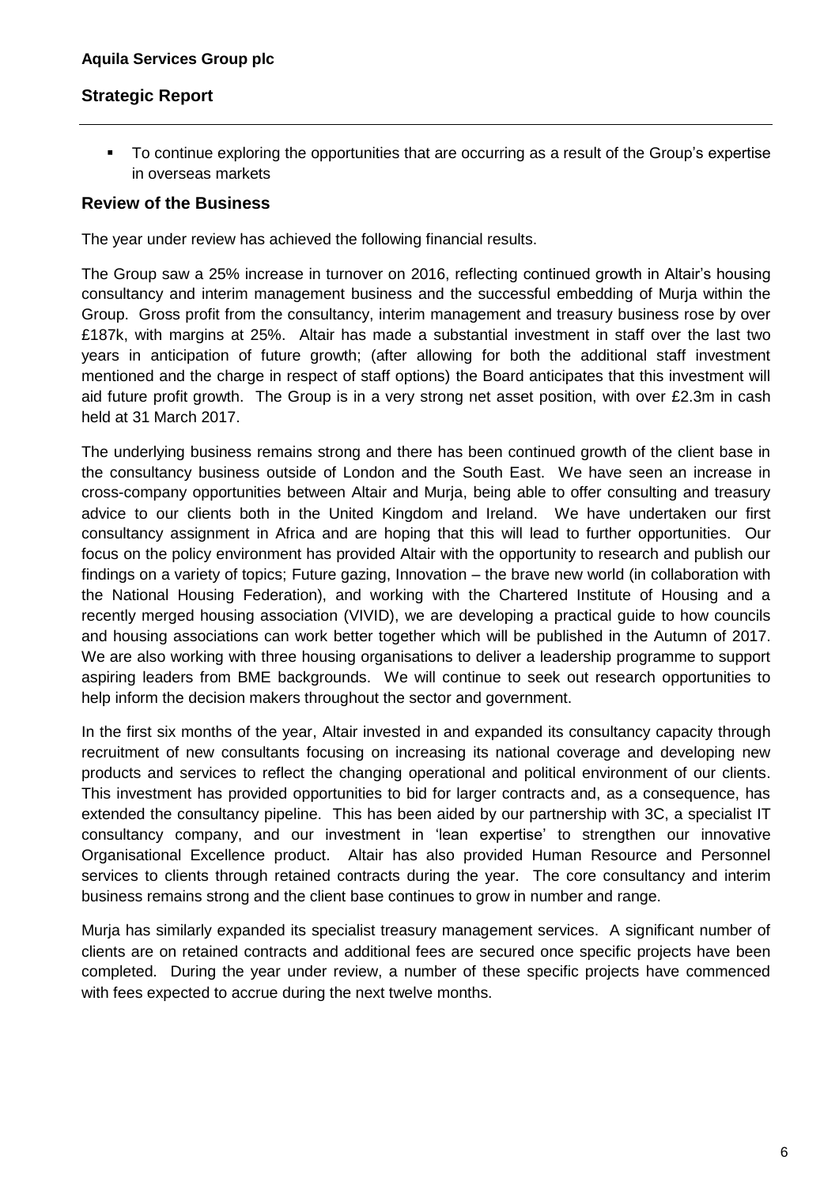- To continue exploring the opportunities that are occurring as a result of the Group's expertise in overseas markets

## Review of the Business

The year under review has achieved the following financial results.

The Group saw a 25% increase in turnover on 2016, reflecting continued growth in Altair's housing consultancy and interim management business and the successful embedding of Murja within the Group. Gross profit from the consultancy, interim management and treasury business rose by over £187k, with margins at 25%. Altair has made a substantial investment in staff over the last two years in anticipation of future growth; (after allowing for both the additional staff investment mentioned and the charge in respect of staff options) the Board anticipates that this investment will aid future profit growth. The Group is in a very strong net asset position, with over £2.3m in cash held at 31 March 2017.

The underlying business remains strong and there has been continued growth of the client base in the consultancy business outside of London and the South East. We have seen an increase in cross-company opportunities between Altair and Murja, being able to offer consulting and treasury advice to our clients both in the United Kingdom and Ireland. We have undertaken our first consultancy assignment in Africa and are hoping that this will lead to further opportunities. Our focus on the policy environment has provided Altair with the opportunity to research and publish our findings on a variety of topics; Future gazing, Innovation – the brave new world (in collaboration with the National Housing Federation), and working with the Chartered Institute of Housing and a recently merged housing association (VIVID), we are developing a practical guide to how councils and housing associations can work better together which will be published in the Autumn of 2017. We are also working with three housing organisations to deliver a leadership programme to support aspiring leaders from BME backgrounds. We will continue to seek out research opportunities to help inform the decision makers throughout the sector and government.

In the first six months of the year, Altair invested in and expanded its consultancy capacity through recruitment of new consultants focusing on increasing its national coverage and developing new products and services to reflect the changing operational and political environment of our clients. This investment has provided opportunities to bid for larger contracts and, as a consequence, has extended the consultancy pipeline. This has been aided by our partnership with 3C, a specialist IT consultancy company, and our investment in 'lean expertise' to strengthen our innovative Organisational Excellence product. Altair has also provided Human Resource and Personnel services to clients through retained contracts during the year. The core consultancy and interim business remains strong and the client base continues to grow in number and range.

Murja has similarly expanded its specialist treasury management services. A significant number of clients are on retained contracts and additional fees are secured once specific projects have been completed. During the year under review, a number of these specific projects have commenced with fees expected to accrue during the next twelve months.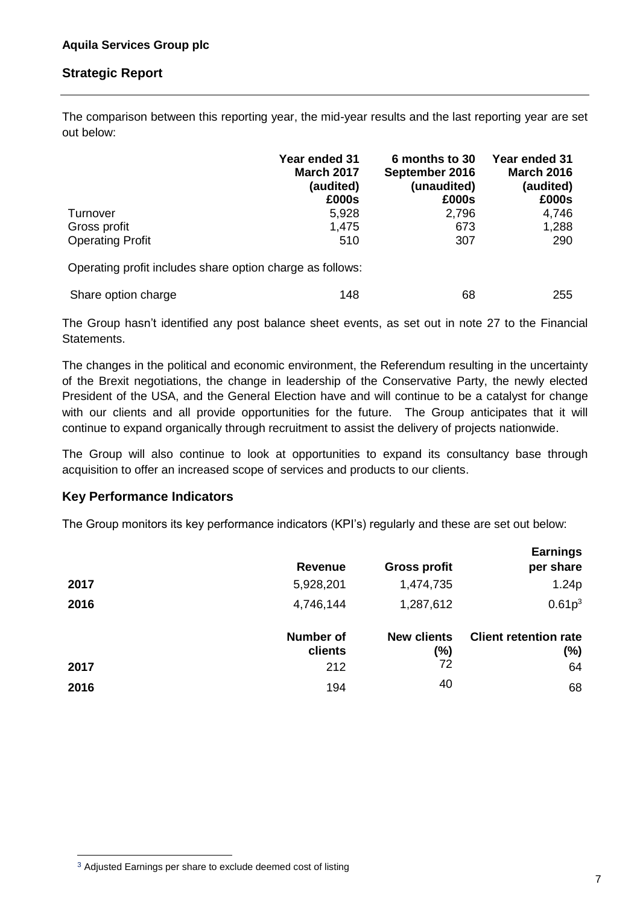The comparison between this reporting year, the mid-year results and the last reporting year are set out below:

| | Year ended 31 March 2017 (audited) £000s | 6 months to 30 September 2016 (unaudited) £000s | Year ended 31 March 2016 (audited) £000s |
|---|---|---|---|
| Turnover | 5,928 | 2,796 | 4,746 |
| Gross profit | 1,475 | 673 | 1,288 |
| Operating Profit | 510 | 307 | 290 |
| Operating profit includes share option charge as follows: | | | |
| Share option charge | 148 | 68 | 255 |

The Group hasn't identified any post balance sheet events, as set out in note 27 to the Financial Statements.

The changes in the political and economic environment, the Referendum resulting in the uncertainty of the Brexit negotiations, the change in leadership of the Conservative Party, the newly elected President of the USA, and the General Election have and will continue to be a catalyst for change with our clients and all provide opportunities for the future. The Group anticipates that it will continue to expand organically through recruitment to assist the delivery of projects nationwide.

The Group will also continue to look at opportunities to expand its consultancy base through acquisition to offer an increased scope of services and products to our clients.

## Key Performance Indicators

The Group monitors its key performance indicators (KPI's) regularly and these are set out below:

| | Revenue | Gross profit | Earnings per share |
|---|---|---|---|
| **2017** | 5,928,201 | 1,474,735 | 1.24p |
| **2016** | 4,746,144 | 1,287,612 | 0.61p[3] |

| | Number of clients | New clients (%) | Client retention rate (%) |
|---|---|---|---|
| **2017** | 212 | 72 | 64 |
| **2016** | 194 | 40 | 68 |

[3] Adjusted Earnings per share to exclude deemed cost of listing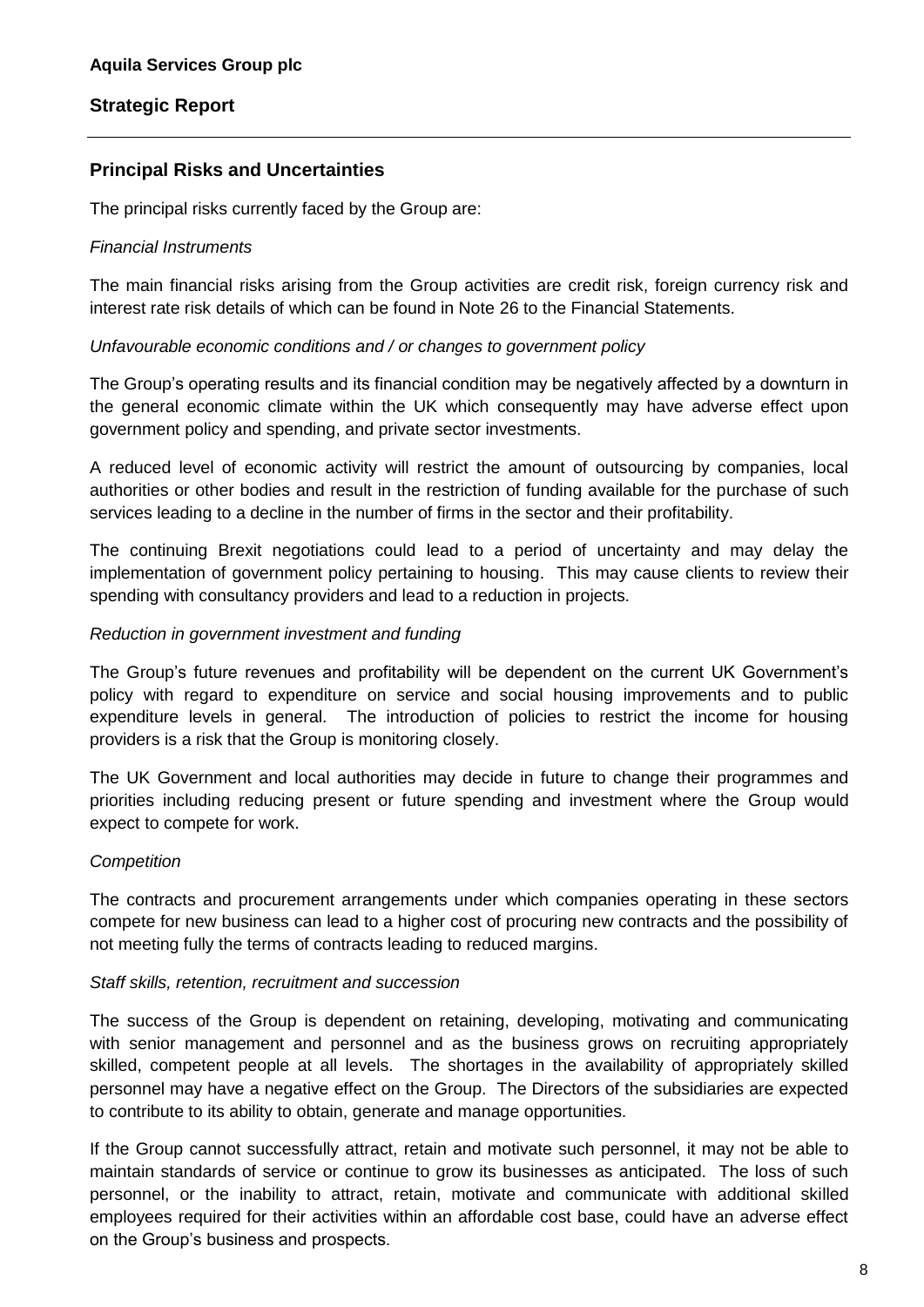## Principal Risks and Uncertainties

The principal risks currently faced by the Group are:

*Financial Instruments*

The main financial risks arising from the Group activities are credit risk, foreign currency risk and interest rate risk details of which can be found in Note 26 to the Financial Statements.

*Unfavourable economic conditions and / or changes to government policy*

The Group's operating results and its financial condition may be negatively affected by a downturn in the general economic climate within the UK which consequently may have adverse effect upon government policy and spending, and private sector investments.

A reduced level of economic activity will restrict the amount of outsourcing by companies, local authorities or other bodies and result in the restriction of funding available for the purchase of such services leading to a decline in the number of firms in the sector and their profitability.

The continuing Brexit negotiations could lead to a period of uncertainty and may delay the implementation of government policy pertaining to housing. This may cause clients to review their spending with consultancy providers and lead to a reduction in projects.

*Reduction in government investment and funding*

The Group's future revenues and profitability will be dependent on the current UK Government's policy with regard to expenditure on service and social housing improvements and to public expenditure levels in general. The introduction of policies to restrict the income for housing providers is a risk that the Group is monitoring closely.

The UK Government and local authorities may decide in future to change their programmes and priorities including reducing present or future spending and investment where the Group would expect to compete for work.

*Competition*

The contracts and procurement arrangements under which companies operating in these sectors compete for new business can lead to a higher cost of procuring new contracts and the possibility of not meeting fully the terms of contracts leading to reduced margins.

*Staff skills, retention, recruitment and succession*

The success of the Group is dependent on retaining, developing, motivating and communicating with senior management and personnel and as the business grows on recruiting appropriately skilled, competent people at all levels. The shortages in the availability of appropriately skilled personnel may have a negative effect on the Group. The Directors of the subsidiaries are expected to contribute to its ability to obtain, generate and manage opportunities.

If the Group cannot successfully attract, retain and motivate such personnel, it may not be able to maintain standards of service or continue to grow its businesses as anticipated. The loss of such personnel, or the inability to attract, retain, motivate and communicate with additional skilled employees required for their activities within an affordable cost base, could have an adverse effect on the Group's business and prospects.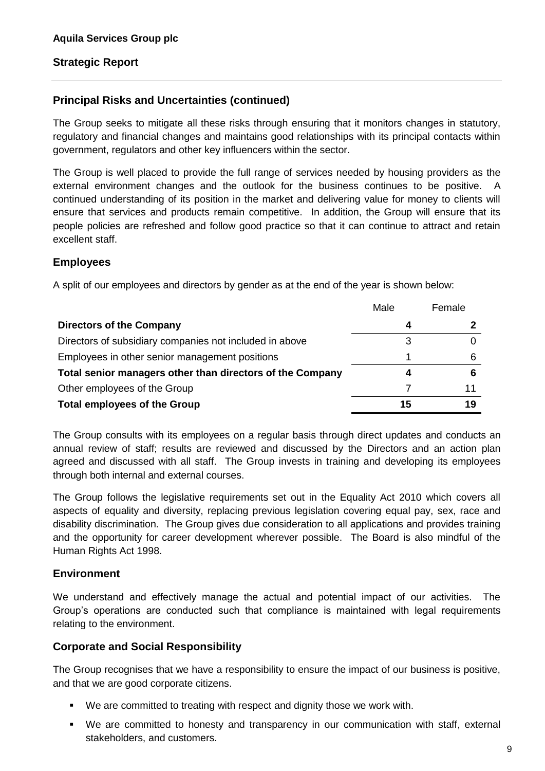## Principal Risks and Uncertainties (continued)

The Group seeks to mitigate all these risks through ensuring that it monitors changes in statutory, regulatory and financial changes and maintains good relationships with its principal contacts within government, regulators and other key influencers within the sector.

The Group is well placed to provide the full range of services needed by housing providers as the external environment changes and the outlook for the business continues to be positive. A continued understanding of its position in the market and delivering value for money to clients will ensure that services and products remain competitive. In addition, the Group will ensure that its people policies are refreshed and follow good practice so that it can continue to attract and retain excellent staff.

## Employees

A split of our employees and directors by gender as at the end of the year is shown below:

| | Male | Female |
|---|---|---|
| **Directors of the Company** | **4** | **2** |
| Directors of subsidiary companies not included in above | 3 | 0 |
| Employees in other senior management positions | 1 | 6 |
| **Total senior managers other than directors of the Company** | **4** | **6** |
| Other employees of the Group | 7 | 11 |
| **Total employees of the Group** | **15** | **19** |

The Group consults with its employees on a regular basis through direct updates and conducts an annual review of staff; results are reviewed and discussed by the Directors and an action plan agreed and discussed with all staff. The Group invests in training and developing its employees through both internal and external courses.

The Group follows the legislative requirements set out in the Equality Act 2010 which covers all aspects of equality and diversity, replacing previous legislation covering equal pay, sex, race and disability discrimination. The Group gives due consideration to all applications and provides training and the opportunity for career development wherever possible. The Board is also mindful of the Human Rights Act 1998.

## Environment

We understand and effectively manage the actual and potential impact of our activities. The Group's operations are conducted such that compliance is maintained with legal requirements relating to the environment.

## Corporate and Social Responsibility

The Group recognises that we have a responsibility to ensure the impact of our business is positive, and that we are good corporate citizens.

- We are committed to treating with respect and dignity those we work with.
- We are committed to honesty and transparency in our communication with staff, external stakeholders, and customers.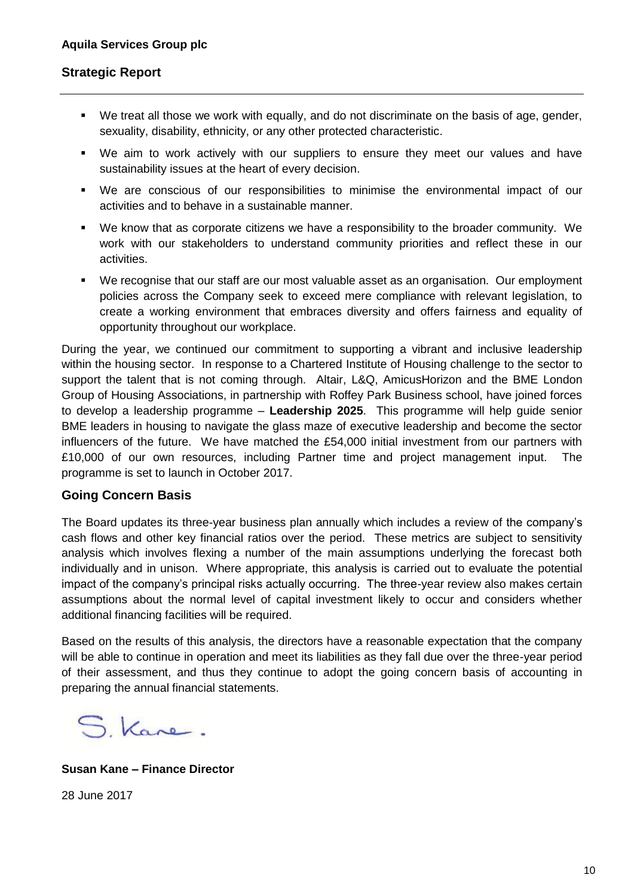- We treat all those we work with equally, and do not discriminate on the basis of age, gender, sexuality, disability, ethnicity, or any other protected characteristic.
- We aim to work actively with our suppliers to ensure they meet our values and have sustainability issues at the heart of every decision.
- We are conscious of our responsibilities to minimise the environmental impact of our activities and to behave in a sustainable manner.
- We know that as corporate citizens we have a responsibility to the broader community. We work with our stakeholders to understand community priorities and reflect these in our activities.
- We recognise that our staff are our most valuable asset as an organisation. Our employment policies across the Company seek to exceed mere compliance with relevant legislation, to create a working environment that embraces diversity and offers fairness and equality of opportunity throughout our workplace.

During the year, we continued our commitment to supporting a vibrant and inclusive leadership within the housing sector. In response to a Chartered Institute of Housing challenge to the sector to support the talent that is not coming through. Altair, L&Q, AmicusHorizon and the BME London Group of Housing Associations, in partnership with Roffey Park Business school, have joined forces to develop a leadership programme – **Leadership 2025**. This programme will help guide senior BME leaders in housing to navigate the glass maze of executive leadership and become the sector influencers of the future. We have matched the £54,000 initial investment from our partners with £10,000 of our own resources, including Partner time and project management input. The programme is set to launch in October 2017.

## Going Concern Basis

The Board updates its three-year business plan annually which includes a review of the company's cash flows and other key financial ratios over the period. These metrics are subject to sensitivity analysis which involves flexing a number of the main assumptions underlying the forecast both individually and in unison. Where appropriate, this analysis is carried out to evaluate the potential impact of the company's principal risks actually occurring. The three-year review also makes certain assumptions about the normal level of capital investment likely to occur and considers whether additional financing facilities will be required.

Based on the results of this analysis, the directors have a reasonable expectation that the company will be able to continue in operation and meet its liabilities as they fall due over the three-year period of their assessment, and thus they continue to adopt the going concern basis of accounting in preparing the annual financial statements.

S. Kane.

**Susan Kane – Finance Director**

28 June 2017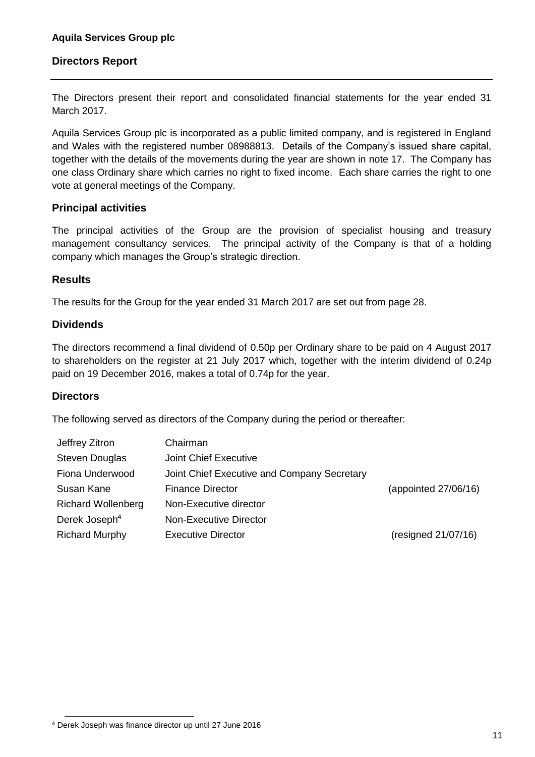**Aquila Services Group plc**

## Directors Report

The Directors present their report and consolidated financial statements for the year ended 31 March 2017.

Aquila Services Group plc is incorporated as a public limited company, and is registered in England and Wales with the registered number 08988813. Details of the Company's issued share capital, together with the details of the movements during the year are shown in note 17. The Company has one class Ordinary share which carries no right to fixed income. Each share carries the right to one vote at general meetings of the Company.

## Principal activities

The principal activities of the Group are the provision of specialist housing and treasury management consultancy services. The principal activity of the Company is that of a holding company which manages the Group's strategic direction.

## Results

The results for the Group for the year ended 31 March 2017 are set out from page 28.

## Dividends

The directors recommend a final dividend of 0.50p per Ordinary share to be paid on 4 August 2017 to shareholders on the register at 21 July 2017 which, together with the interim dividend of 0.24p paid on 19 December 2016, makes a total of 0.74p for the year.

## Directors

The following served as directors of the Company during the period or thereafter:

| | | |
|---|---|---|
| Jeffrey Zitron | Chairman | |
| Steven Douglas | Joint Chief Executive | |
| Fiona Underwood | Joint Chief Executive and Company Secretary | |
| Susan Kane | Finance Director | (appointed 27/06/16) |
| Richard Wollenberg | Non-Executive director | |
| Derek Joseph[4] | Non-Executive Director | |
| Richard Murphy | Executive Director | (resigned 21/07/16) |

[4] Derek Joseph was finance director up until 27 June 2016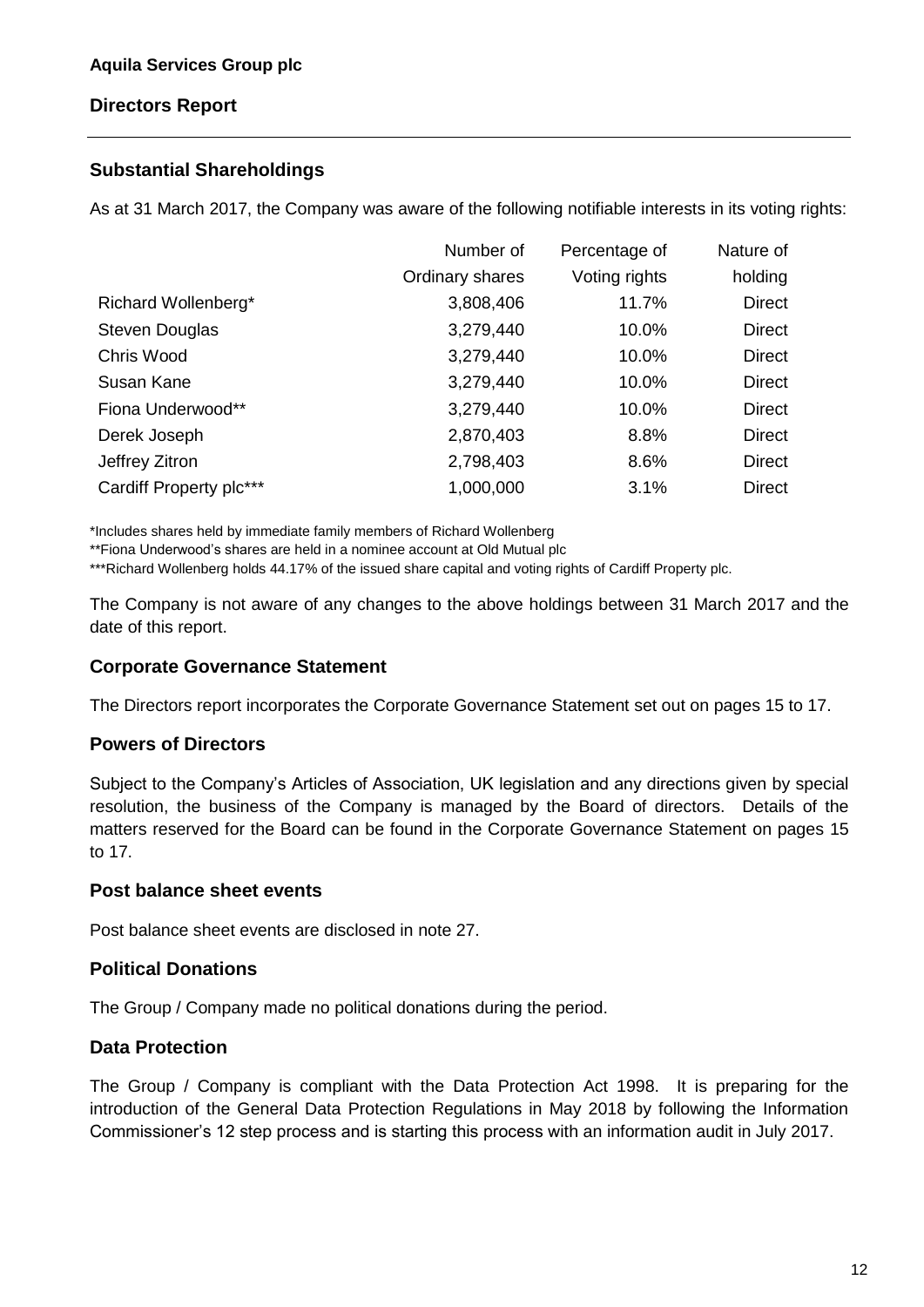**Aquila Services Group plc**

**Directors Report**

## Substantial Shareholdings

As at 31 March 2017, the Company was aware of the following notifiable interests in its voting rights:

| | Number of Ordinary shares | Percentage of Voting rights | Nature of holding |
|---|---|---|---|
| Richard Wollenberg* | 3,808,406 | 11.7% | Direct |
| Steven Douglas | 3,279,440 | 10.0% | Direct |
| Chris Wood | 3,279,440 | 10.0% | Direct |
| Susan Kane | 3,279,440 | 10.0% | Direct |
| Fiona Underwood** | 3,279,440 | 10.0% | Direct |
| Derek Joseph | 2,870,403 | 8.8% | Direct |
| Jeffrey Zitron | 2,798,403 | 8.6% | Direct |
| Cardiff Property plc*** | 1,000,000 | 3.1% | Direct |

*Includes shares held by immediate family members of Richard Wollenberg

**Fiona Underwood's shares are held in a nominee account at Old Mutual plc

***Richard Wollenberg holds 44.17% of the issued share capital and voting rights of Cardiff Property plc.

The Company is not aware of any changes to the above holdings between 31 March 2017 and the date of this report.

## Corporate Governance Statement

The Directors report incorporates the Corporate Governance Statement set out on pages 15 to 17.

## Powers of Directors

Subject to the Company's Articles of Association, UK legislation and any directions given by special resolution, the business of the Company is managed by the Board of directors. Details of the matters reserved for the Board can be found in the Corporate Governance Statement on pages 15 to 17.

## Post balance sheet events

Post balance sheet events are disclosed in note 27.

## Political Donations

The Group / Company made no political donations during the period.

## Data Protection

The Group / Company is compliant with the Data Protection Act 1998. It is preparing for the introduction of the General Data Protection Regulations in May 2018 by following the Information Commissioner's 12 step process and is starting this process with an information audit in July 2017.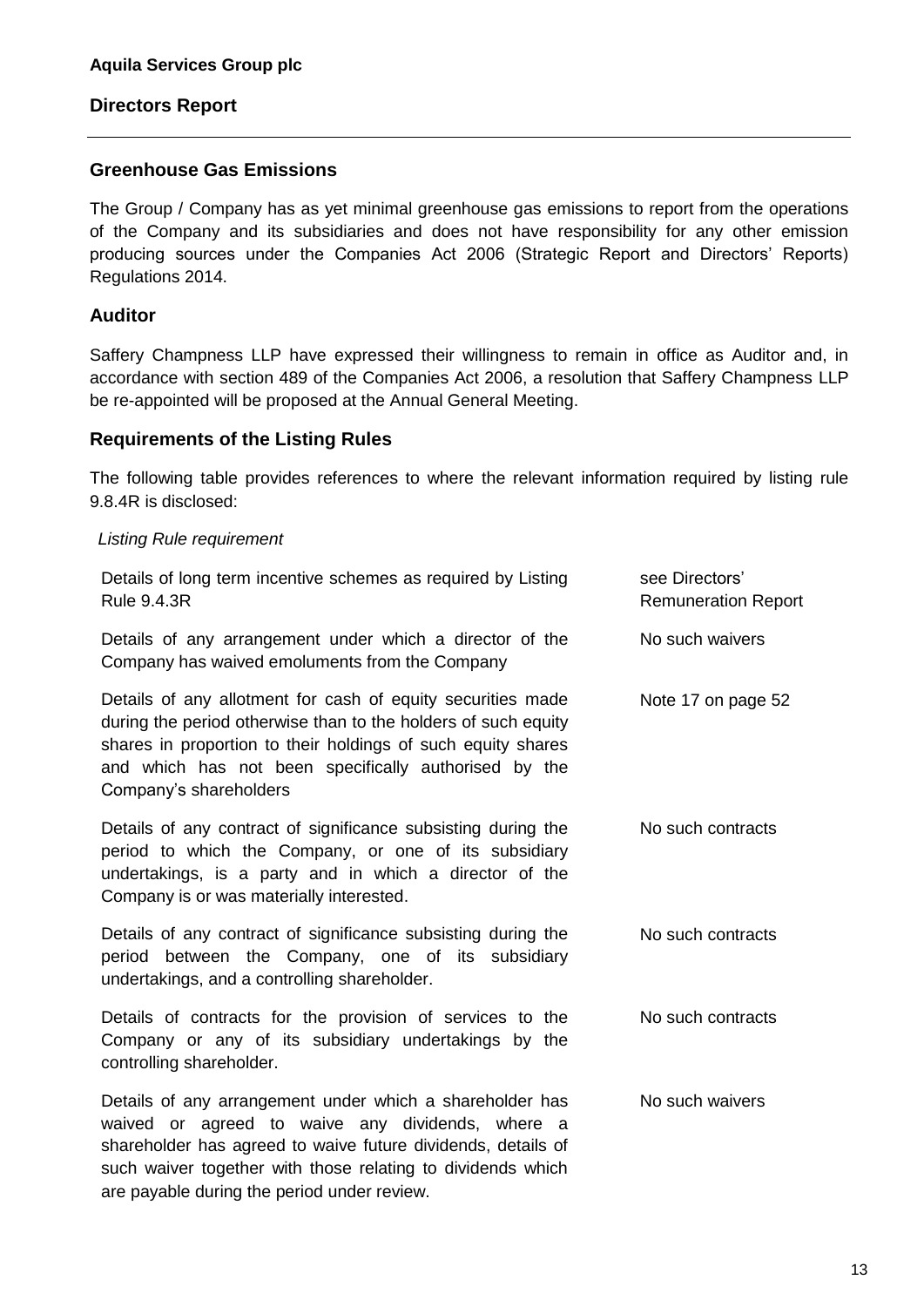**Aquila Services Group plc**

## Directors Report

### Greenhouse Gas Emissions

The Group / Company has as yet minimal greenhouse gas emissions to report from the operations of the Company and its subsidiaries and does not have responsibility for any other emission producing sources under the Companies Act 2006 (Strategic Report and Directors' Reports) Regulations 2014.

### Auditor

Saffery Champness LLP have expressed their willingness to remain in office as Auditor and, in accordance with section 489 of the Companies Act 2006, a resolution that Saffery Champness LLP be re-appointed will be proposed at the Annual General Meeting.

### Requirements of the Listing Rules

The following table provides references to where the relevant information required by listing rule 9.8.4R is disclosed:

| *Listing Rule requirement* | |
|---|---|
| Details of long term incentive schemes as required by Listing Rule 9.4.3R | see Directors' Remuneration Report |
| Details of any arrangement under which a director of the Company has waived emoluments from the Company | No such waivers |
| Details of any allotment for cash of equity securities made during the period otherwise than to the holders of such equity shares in proportion to their holdings of such equity shares and which has not been specifically authorised by the Company's shareholders | Note 17 on page 52 |
| Details of any contract of significance subsisting during the period to which the Company, or one of its subsidiary undertakings, is a party and in which a director of the Company is or was materially interested. | No such contracts |
| Details of any contract of significance subsisting during the period between the Company, one of its subsidiary undertakings, and a controlling shareholder. | No such contracts |
| Details of contracts for the provision of services to the Company or any of its subsidiary undertakings by the controlling shareholder. | No such contracts |
| Details of any arrangement under which a shareholder has waived or agreed to waive any dividends, where a shareholder has agreed to waive future dividends, details of such waiver together with those relating to dividends which are payable during the period under review. | No such waivers |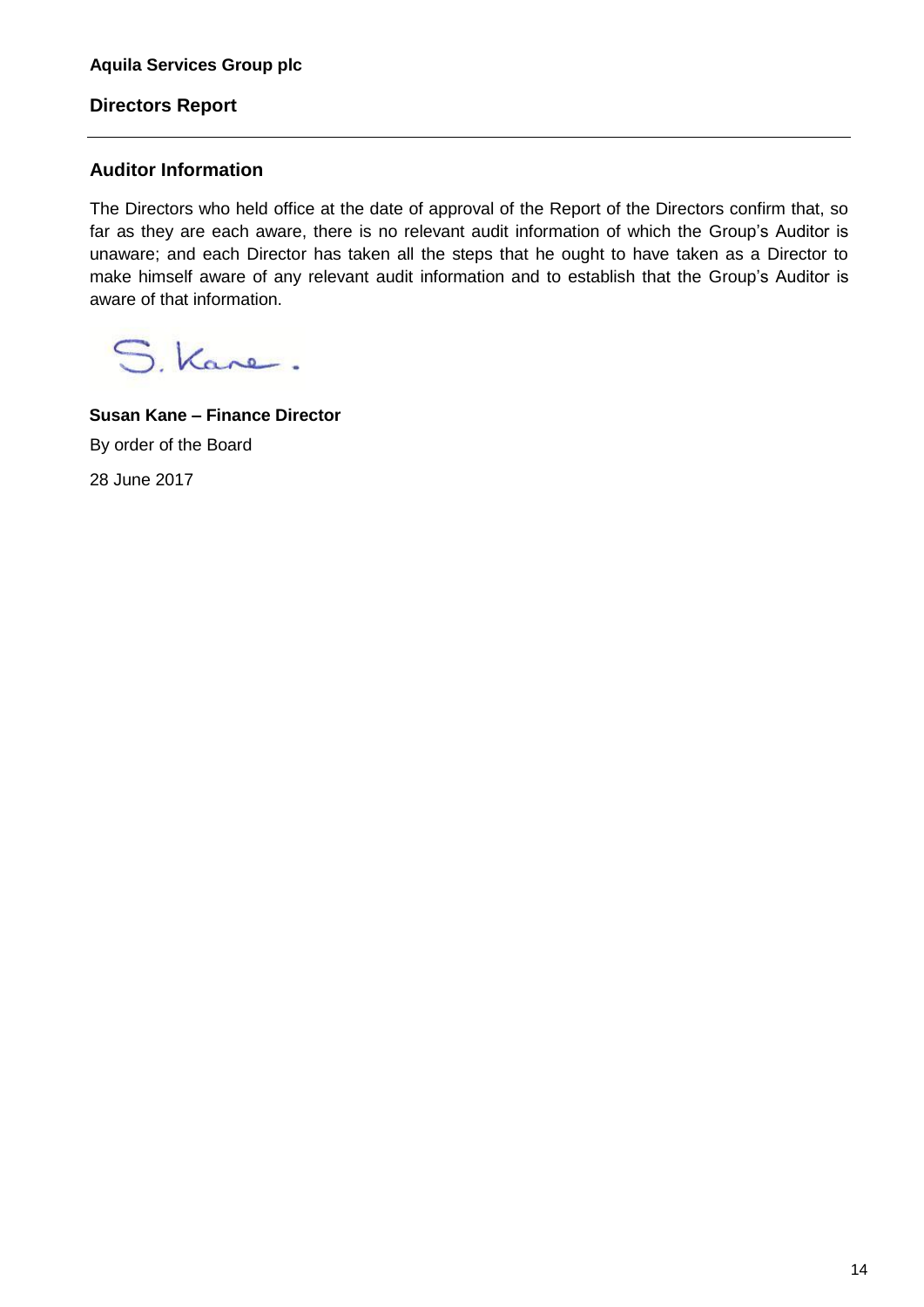**Aquila Services Group plc**

## Directors Report

### Auditor Information

The Directors who held office at the date of approval of the Report of the Directors confirm that, so far as they are each aware, there is no relevant audit information of which the Group's Auditor is unaware; and each Director has taken all the steps that he ought to have taken as a Director to make himself aware of any relevant audit information and to establish that the Group's Auditor is aware of that information.

S. Kane.

**Susan Kane – Finance Director**

By order of the Board

28 June 2017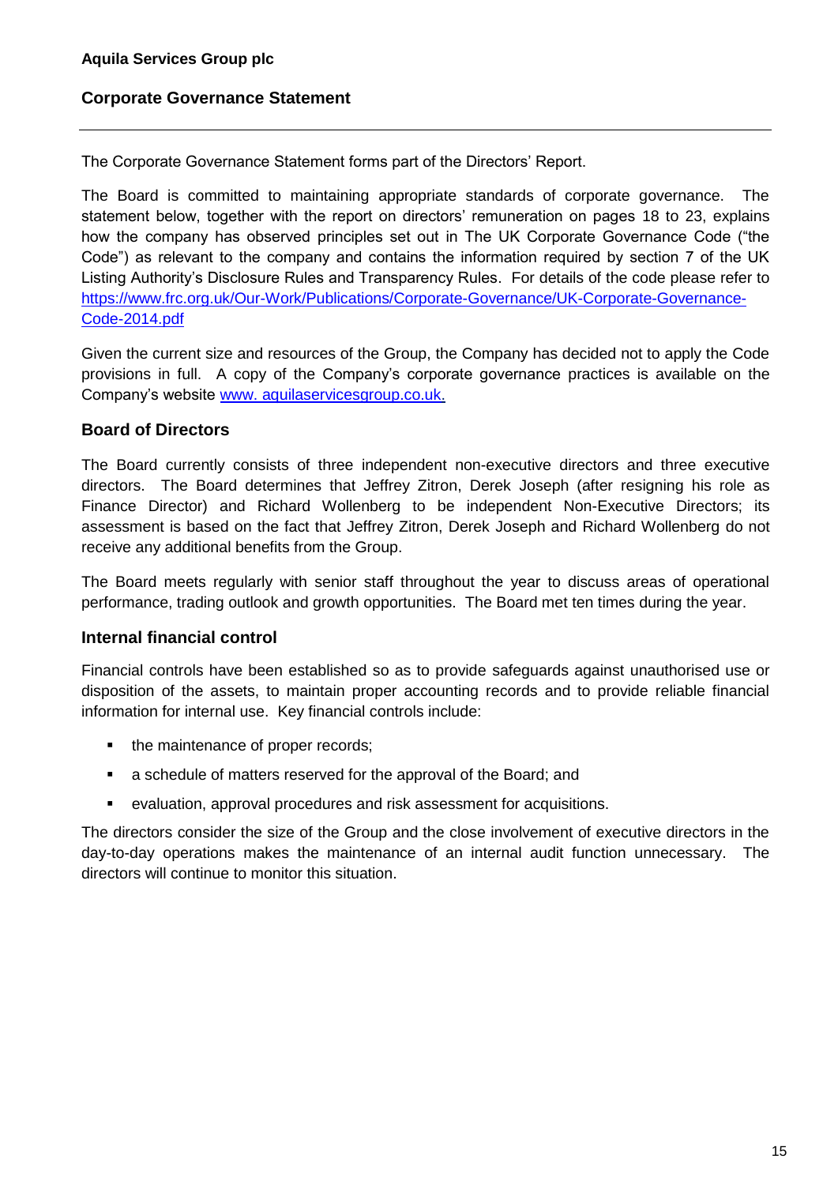**Aquila Services Group plc**

## Corporate Governance Statement

The Corporate Governance Statement forms part of the Directors' Report.

The Board is committed to maintaining appropriate standards of corporate governance. The statement below, together with the report on directors' remuneration on pages 18 to 23, explains how the company has observed principles set out in The UK Corporate Governance Code ("the Code") as relevant to the company and contains the information required by section 7 of the UK Listing Authority's Disclosure Rules and Transparency Rules. For details of the code please refer to https://www.frc.org.uk/Our-Work/Publications/Corporate-Governance/UK-Corporate-Governance-Code-2014.pdf

Given the current size and resources of the Group, the Company has decided not to apply the Code provisions in full. A copy of the Company's corporate governance practices is available on the Company's website www. aquilaservicesgroup.co.uk.

### Board of Directors

The Board currently consists of three independent non-executive directors and three executive directors. The Board determines that Jeffrey Zitron, Derek Joseph (after resigning his role as Finance Director) and Richard Wollenberg to be independent Non-Executive Directors; its assessment is based on the fact that Jeffrey Zitron, Derek Joseph and Richard Wollenberg do not receive any additional benefits from the Group.

The Board meets regularly with senior staff throughout the year to discuss areas of operational performance, trading outlook and growth opportunities. The Board met ten times during the year.

### Internal financial control

Financial controls have been established so as to provide safeguards against unauthorised use or disposition of the assets, to maintain proper accounting records and to provide reliable financial information for internal use. Key financial controls include:

- the maintenance of proper records;
- a schedule of matters reserved for the approval of the Board; and
- evaluation, approval procedures and risk assessment for acquisitions.

The directors consider the size of the Group and the close involvement of executive directors in the day-to-day operations makes the maintenance of an internal audit function unnecessary. The directors will continue to monitor this situation.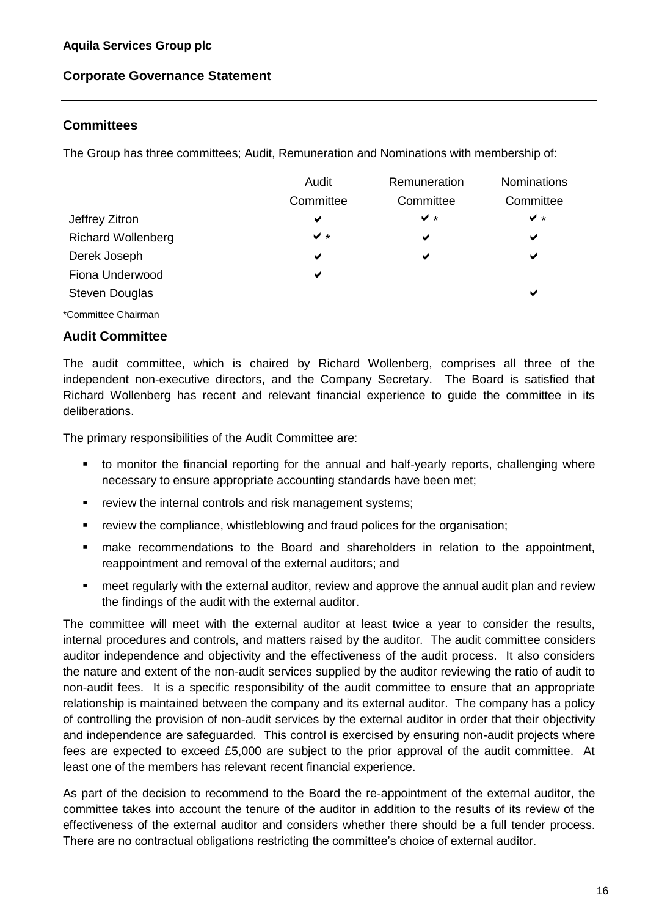**Aquila Services Group plc**

**Corporate Governance Statement**

## Committees

The Group has three committees; Audit, Remuneration and Nominations with membership of:

| | Audit Committee | Remuneration Committee | Nominations Committee |
|---|---|---|---|
| Jeffrey Zitron | ✔ | ✔ * | ✔ * |
| Richard Wollenberg | ✔ * | ✔ | ✔ |
| Derek Joseph | ✔ | ✔ | ✔ |
| Fiona Underwood | ✔ | | |
| Steven Douglas | | | ✔ |

*Committee Chairman

## Audit Committee

The audit committee, which is chaired by Richard Wollenberg, comprises all three of the independent non-executive directors, and the Company Secretary. The Board is satisfied that Richard Wollenberg has recent and relevant financial experience to guide the committee in its deliberations.

The primary responsibilities of the Audit Committee are:

- to monitor the financial reporting for the annual and half-yearly reports, challenging where necessary to ensure appropriate accounting standards have been met;
- review the internal controls and risk management systems;
- review the compliance, whistleblowing and fraud polices for the organisation;
- make recommendations to the Board and shareholders in relation to the appointment, reappointment and removal of the external auditors; and
- meet regularly with the external auditor, review and approve the annual audit plan and review the findings of the audit with the external auditor.

The committee will meet with the external auditor at least twice a year to consider the results, internal procedures and controls, and matters raised by the auditor. The audit committee considers auditor independence and objectivity and the effectiveness of the audit process. It also considers the nature and extent of the non-audit services supplied by the auditor reviewing the ratio of audit to non-audit fees. It is a specific responsibility of the audit committee to ensure that an appropriate relationship is maintained between the company and its external auditor. The company has a policy of controlling the provision of non-audit services by the external auditor in order that their objectivity and independence are safeguarded. This control is exercised by ensuring non-audit projects where fees are expected to exceed £5,000 are subject to the prior approval of the audit committee. At least one of the members has relevant recent financial experience.

As part of the decision to recommend to the Board the re-appointment of the external auditor, the committee takes into account the tenure of the auditor in addition to the results of its review of the effectiveness of the external auditor and considers whether there should be a full tender process. There are no contractual obligations restricting the committee's choice of external auditor.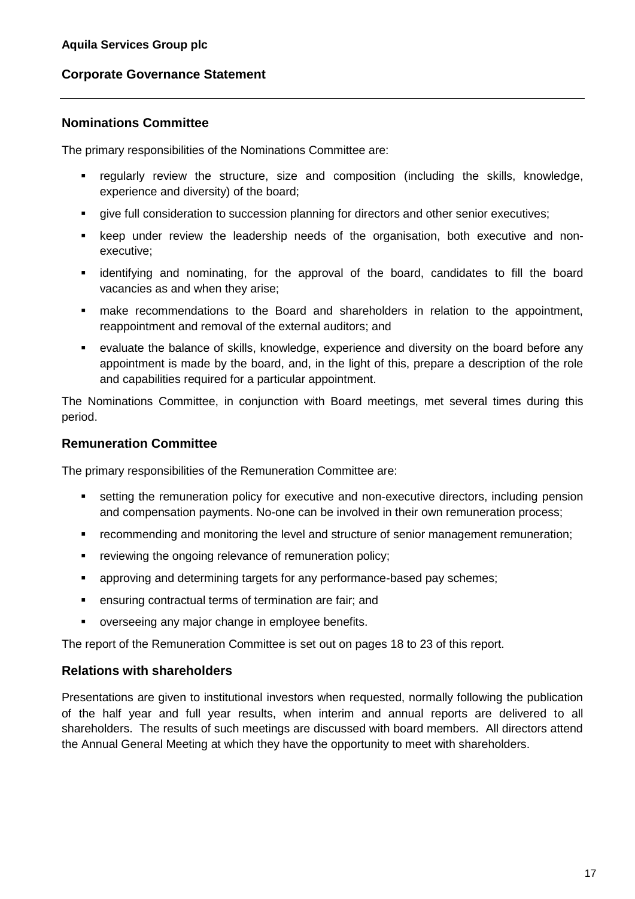## Nominations Committee

The primary responsibilities of the Nominations Committee are:

- regularly review the structure, size and composition (including the skills, knowledge, experience and diversity) of the board;
- give full consideration to succession planning for directors and other senior executives;
- keep under review the leadership needs of the organisation, both executive and non-executive;
- identifying and nominating, for the approval of the board, candidates to fill the board vacancies as and when they arise;
- make recommendations to the Board and shareholders in relation to the appointment, reappointment and removal of the external auditors; and
- evaluate the balance of skills, knowledge, experience and diversity on the board before any appointment is made by the board, and, in the light of this, prepare a description of the role and capabilities required for a particular appointment.

The Nominations Committee, in conjunction with Board meetings, met several times during this period.

## Remuneration Committee

The primary responsibilities of the Remuneration Committee are:

- setting the remuneration policy for executive and non-executive directors, including pension and compensation payments. No-one can be involved in their own remuneration process;
- recommending and monitoring the level and structure of senior management remuneration;
- reviewing the ongoing relevance of remuneration policy;
- approving and determining targets for any performance-based pay schemes;
- ensuring contractual terms of termination are fair; and
- overseeing any major change in employee benefits.

The report of the Remuneration Committee is set out on pages 18 to 23 of this report.

## Relations with shareholders

Presentations are given to institutional investors when requested, normally following the publication of the half year and full year results, when interim and annual reports are delivered to all shareholders. The results of such meetings are discussed with board members. All directors attend the Annual General Meeting at which they have the opportunity to meet with shareholders.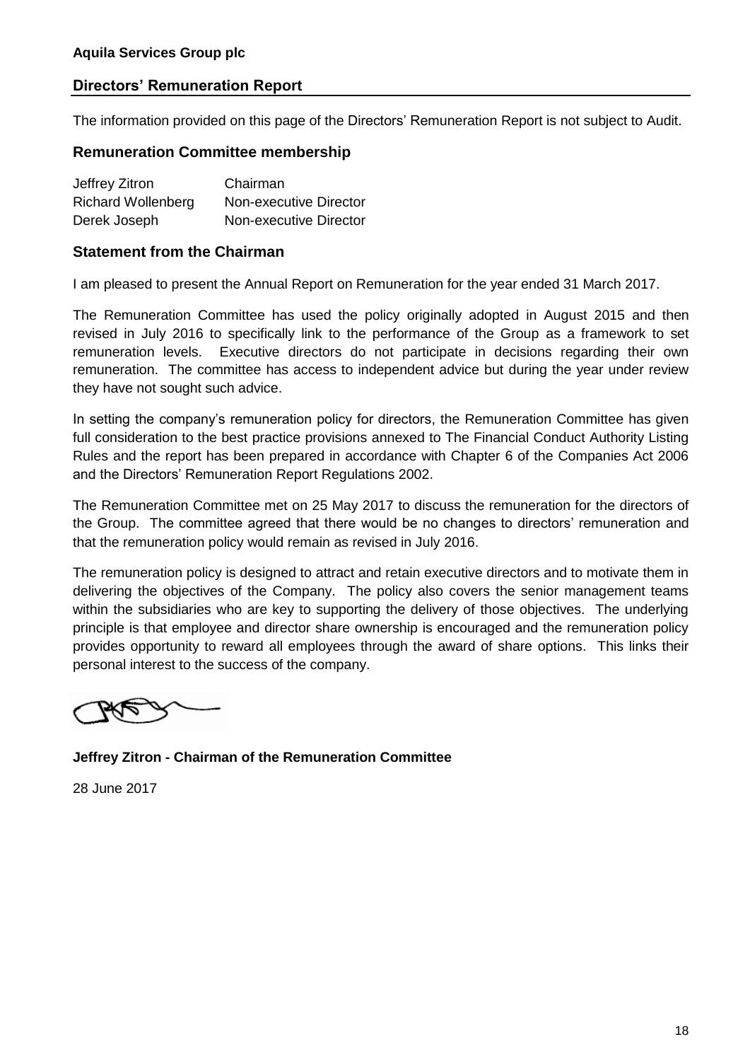**Aquila Services Group plc**

## Directors' Remuneration Report

The information provided on this page of the Directors' Remuneration Report is not subject to Audit.

### Remuneration Committee membership

| | |
|---|---|
| Jeffrey Zitron | Chairman |
| Richard Wollenberg | Non-executive Director |
| Derek Joseph | Non-executive Director |

### Statement from the Chairman

I am pleased to present the Annual Report on Remuneration for the year ended 31 March 2017.

The Remuneration Committee has used the policy originally adopted in August 2015 and then revised in July 2016 to specifically link to the performance of the Group as a framework to set remuneration levels. Executive directors do not participate in decisions regarding their own remuneration. The committee has access to independent advice but during the year under review they have not sought such advice.

In setting the company's remuneration policy for directors, the Remuneration Committee has given full consideration to the best practice provisions annexed to The Financial Conduct Authority Listing Rules and the report has been prepared in accordance with Chapter 6 of the Companies Act 2006 and the Directors' Remuneration Report Regulations 2002.

The Remuneration Committee met on 25 May 2017 to discuss the remuneration for the directors of the Group. The committee agreed that there would be no changes to directors' remuneration and that the remuneration policy would remain as revised in July 2016.

The remuneration policy is designed to attract and retain executive directors and to motivate them in delivering the objectives of the Company. The policy also covers the senior management teams within the subsidiaries who are key to supporting the delivery of those objectives. The underlying principle is that employee and director share ownership is encouraged and the remuneration policy provides opportunity to reward all employees through the award of share options. This links their personal interest to the success of the company.

**Jeffrey Zitron - Chairman of the Remuneration Committee**

28 June 2017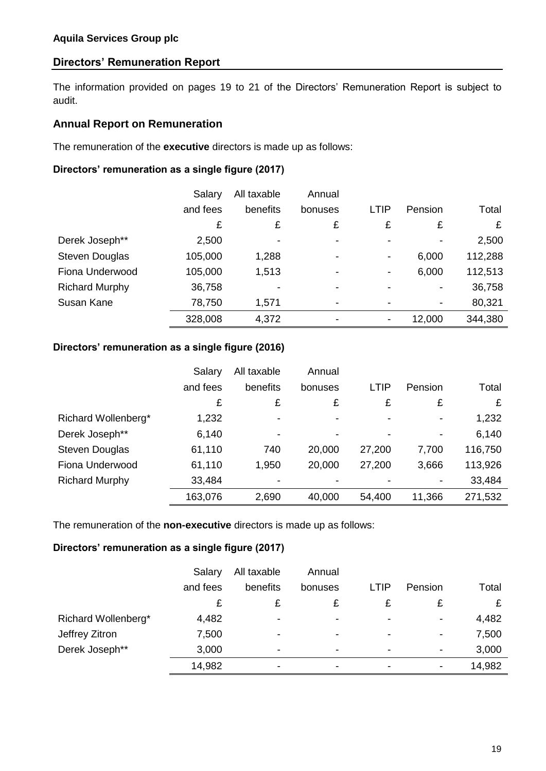**Aquila Services Group plc**

## Directors' Remuneration Report

The information provided on pages 19 to 21 of the Directors' Remuneration Report is subject to audit.

### Annual Report on Remuneration

The remuneration of the **executive** directors is made up as follows:

**Directors' remuneration as a single figure (2017)**

| | Salary and fees | All taxable benefits | Annual bonuses | LTIP | Pension | Total |
|---|---|---|---|---|---|---|
| | £ | £ | £ | £ | £ | £ |
| Derek Joseph** | 2,500 | - | - | - | - | 2,500 |
| Steven Douglas | 105,000 | 1,288 | - | - | 6,000 | 112,288 |
| Fiona Underwood | 105,000 | 1,513 | - | - | 6,000 | 112,513 |
| Richard Murphy | 36,758 | - | - | - | - | 36,758 |
| Susan Kane | 78,750 | 1,571 | - | - | - | 80,321 |
| | 328,008 | 4,372 | - | - | 12,000 | 344,380 |

**Directors' remuneration as a single figure (2016)**

| | Salary and fees | All taxable benefits | Annual bonuses | LTIP | Pension | Total |
|---|---|---|---|---|---|---|
| | £ | £ | £ | £ | £ | £ |
| Richard Wollenberg* | 1,232 | - | - | - | - | 1,232 |
| Derek Joseph** | 6,140 | - | - | - | - | 6,140 |
| Steven Douglas | 61,110 | 740 | 20,000 | 27,200 | 7,700 | 116,750 |
| Fiona Underwood | 61,110 | 1,950 | 20,000 | 27,200 | 3,666 | 113,926 |
| Richard Murphy | 33,484 | - | - | - | - | 33,484 |
| | 163,076 | 2,690 | 40,000 | 54,400 | 11,366 | 271,532 |

The remuneration of the **non-executive** directors is made up as follows:

**Directors' remuneration as a single figure (2017)**

| | Salary and fees | All taxable benefits | Annual bonuses | LTIP | Pension | Total |
|---|---|---|---|---|---|---|
| | £ | £ | £ | £ | £ | £ |
| Richard Wollenberg* | 4,482 | - | - | - | - | 4,482 |
| Jeffrey Zitron | 7,500 | - | - | - | - | 7,500 |
| Derek Joseph** | 3,000 | - | - | - | - | 3,000 |
| | 14,982 | - | - | - | - | 14,982 |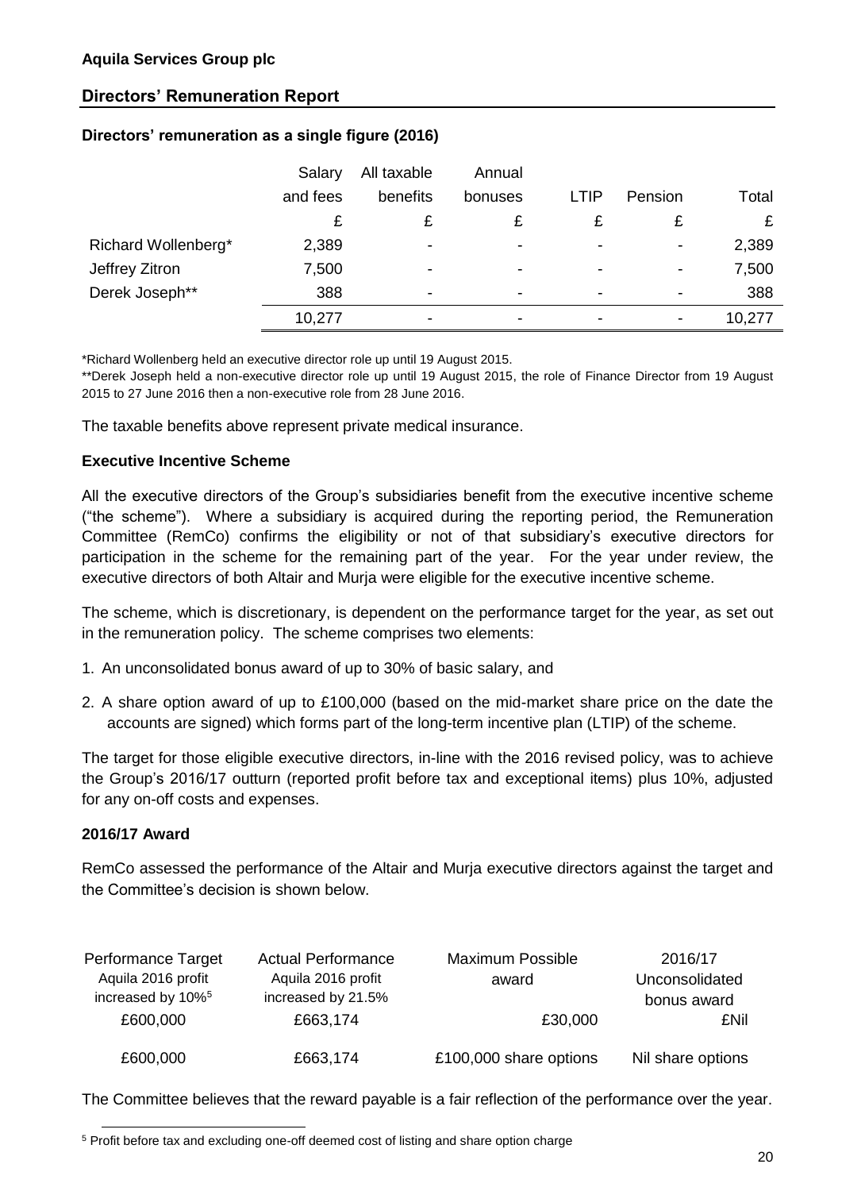**Aquila Services Group plc**

## Directors' Remuneration Report

### Directors' remuneration as a single figure (2016)

| | Salary and fees | All taxable benefits | Annual bonuses | LTIP | Pension | Total |
|---|---|---|---|---|---|---|
| | £ | £ | £ | £ | £ | £ |
| Richard Wollenberg* | 2,389 | - | - | - | - | 2,389 |
| Jeffrey Zitron | 7,500 | - | - | - | - | 7,500 |
| Derek Joseph** | 388 | - | - | - | - | 388 |
| | 10,277 | - | - | - | - | 10,277 |

*Richard Wollenberg held an executive director role up until 19 August 2015.

**Derek Joseph held a non-executive director role up until 19 August 2015, the role of Finance Director from 19 August 2015 to 27 June 2016 then a non-executive role from 28 June 2016.

The taxable benefits above represent private medical insurance.

### Executive Incentive Scheme

All the executive directors of the Group's subsidiaries benefit from the executive incentive scheme ("the scheme"). Where a subsidiary is acquired during the reporting period, the Remuneration Committee (RemCo) confirms the eligibility or not of that subsidiary's executive directors for participation in the scheme for the remaining part of the year. For the year under review, the executive directors of both Altair and Murja were eligible for the executive incentive scheme.

The scheme, which is discretionary, is dependent on the performance target for the year, as set out in the remuneration policy. The scheme comprises two elements:

1. An unconsolidated bonus award of up to 30% of basic salary, and
2. A share option award of up to £100,000 (based on the mid-market share price on the date the accounts are signed) which forms part of the long-term incentive plan (LTIP) of the scheme.

The target for those eligible executive directors, in-line with the 2016 revised policy, was to achieve the Group's 2016/17 outturn (reported profit before tax and exceptional items) plus 10%, adjusted for any on-off costs and expenses.

### 2016/17 Award

RemCo assessed the performance of the Altair and Murja executive directors against the target and the Committee's decision is shown below.

| Performance Target Aquila 2016 profit increased by 10%[5] | Actual Performance Aquila 2016 profit increased by 21.5% | Maximum Possible award | 2016/17 Unconsolidated bonus award |
|---|---|---|---|
| £600,000 | £663,174 | £30,000 | £Nil |
| £600,000 | £663,174 | £100,000 share options | Nil share options |

The Committee believes that the reward payable is a fair reflection of the performance over the year.

[5] Profit before tax and excluding one-off deemed cost of listing and share option charge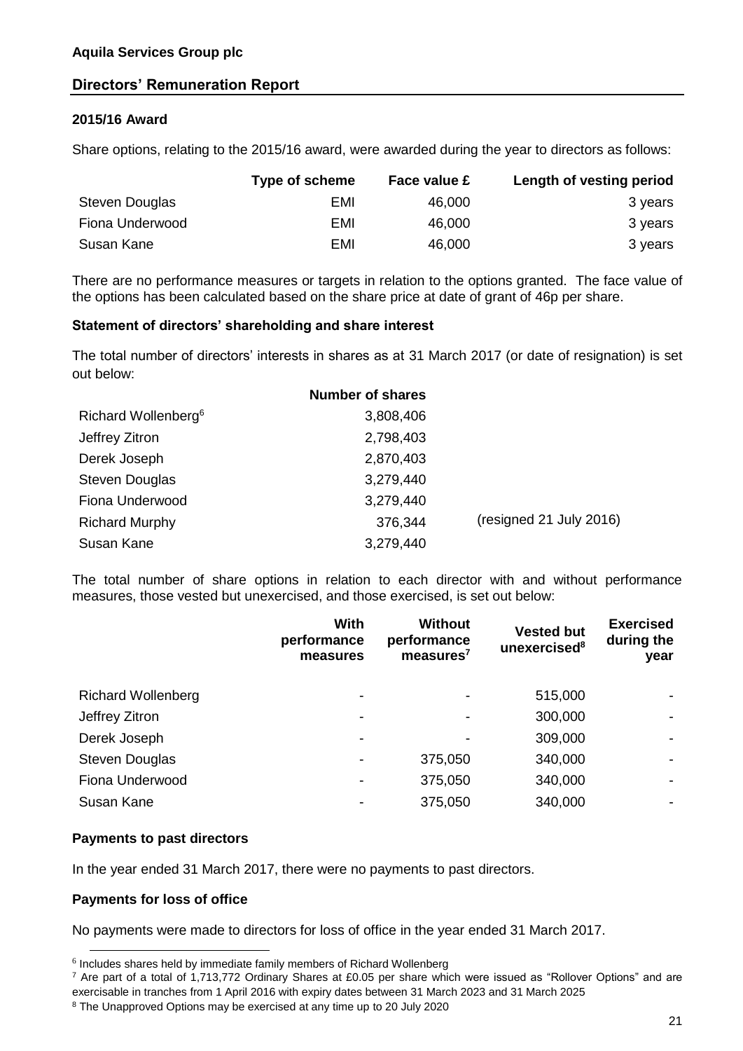**Aquila Services Group plc**

## Directors' Remuneration Report

### 2015/16 Award

Share options, relating to the 2015/16 award, were awarded during the year to directors as follows:

| | Type of scheme | Face value £ | Length of vesting period |
|---|---|---|---|
| Steven Douglas | EMI | 46,000 | 3 years |
| Fiona Underwood | EMI | 46,000 | 3 years |
| Susan Kane | EMI | 46,000 | 3 years |

There are no performance measures or targets in relation to the options granted. The face value of the options has been calculated based on the share price at date of grant of 46p per share.

### Statement of directors' shareholding and share interest

The total number of directors' interests in shares as at 31 March 2017 (or date of resignation) is set out below:

| | Number of shares | |
|---|---|---|
| Richard Wollenberg[6] | 3,808,406 | |
| Jeffrey Zitron | 2,798,403 | |
| Derek Joseph | 2,870,403 | |
| Steven Douglas | 3,279,440 | |
| Fiona Underwood | 3,279,440 | |
| Richard Murphy | 376,344 | (resigned 21 July 2016) |
| Susan Kane | 3,279,440 | |

The total number of share options in relation to each director with and without performance measures, those vested but unexercised, and those exercised, is set out below:

| | With performance measures | Without performance measures[7] | Vested but unexercised[8] | Exercised during the year |
|---|---|---|---|---|
| Richard Wollenberg | - | - | 515,000 | - |
| Jeffrey Zitron | - | - | 300,000 | - |
| Derek Joseph | - | - | 309,000 | - |
| Steven Douglas | - | 375,050 | 340,000 | - |
| Fiona Underwood | - | 375,050 | 340,000 | - |
| Susan Kane | - | 375,050 | 340,000 | - |

### Payments to past directors

In the year ended 31 March 2017, there were no payments to past directors.

### Payments for loss of office

No payments were made to directors for loss of office in the year ended 31 March 2017.

[6] Includes shares held by immediate family members of Richard Wollenberg

[7] Are part of a total of 1,713,772 Ordinary Shares at £0.05 per share which were issued as "Rollover Options" and are exercisable in tranches from 1 April 2016 with expiry dates between 31 March 2023 and 31 March 2025

[8] The Unapproved Options may be exercised at any time up to 20 July 2020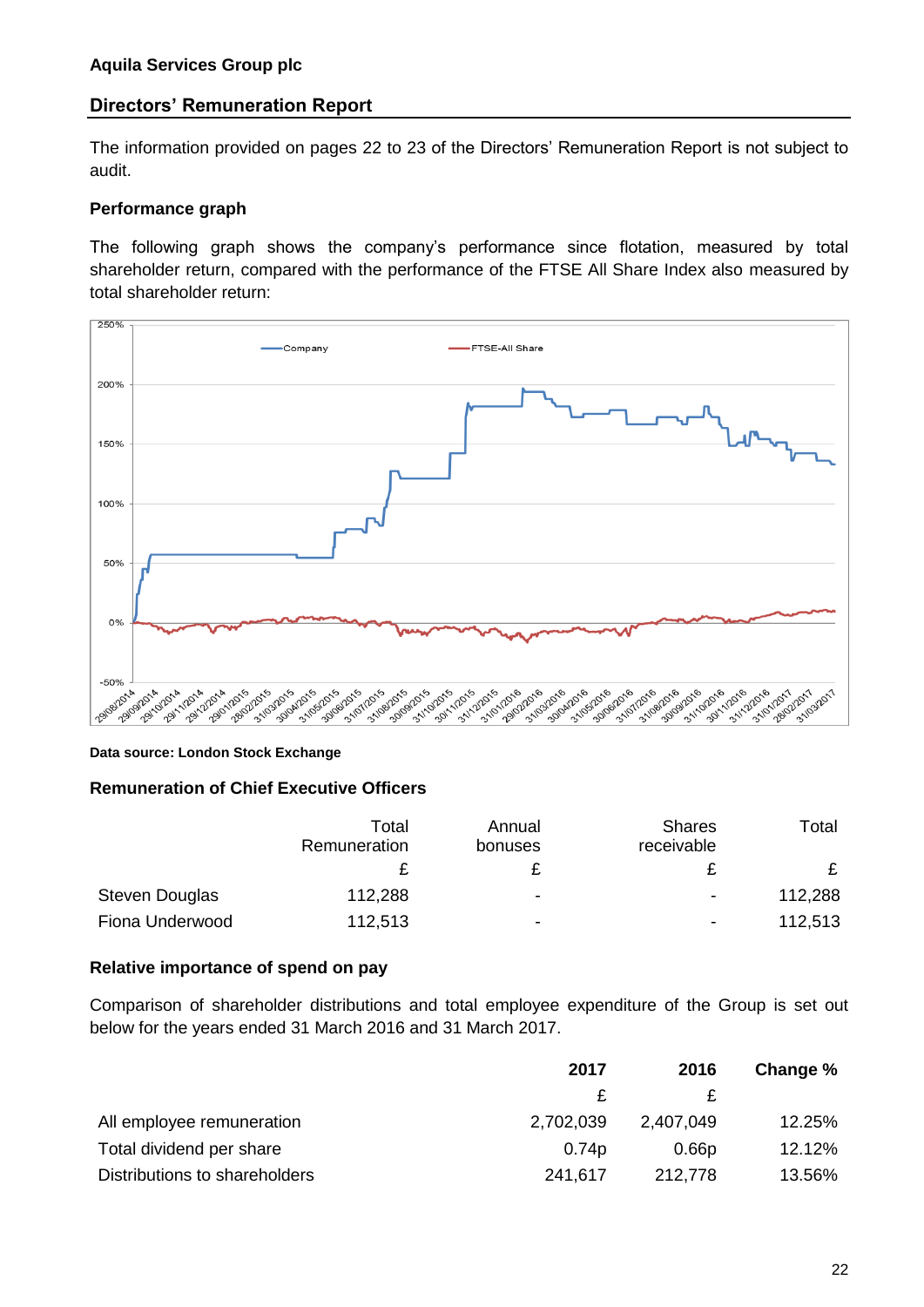Aquila Services Group plc

## Directors' Remuneration Report

The information provided on pages 22 to 23 of the Directors' Remuneration Report is not subject to audit.

### Performance graph

The following graph shows the company's performance since flotation, measured by total shareholder return, compared with the performance of the FTSE All Share Index also measured by total shareholder return:

**Data source: London Stock Exchange**

### Remuneration of Chief Executive Officers

| | Total Remuneration | Annual bonuses | Shares receivable | Total |
|---|---|---|---|---|
| | £ | £ | £ | £ |
| Steven Douglas | 112,288 | - | - | 112,288 |
| Fiona Underwood | 112,513 | - | - | 112,513 |

### Relative importance of spend on pay

Comparison of shareholder distributions and total employee expenditure of the Group is set out below for the years ended 31 March 2016 and 31 March 2017.

| | 2017 | 2016 | Change % |
|---|---|---|---|
| | £ | £ | |
| All employee remuneration | 2,702,039 | 2,407,049 | 12.25% |
| Total dividend per share | 0.74p | 0.66p | 12.12% |
| Distributions to shareholders | 241,617 | 212,778 | 13.56% |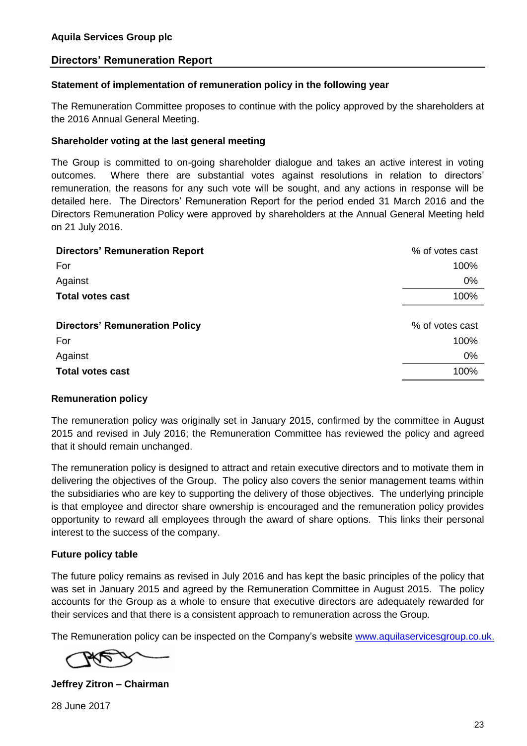**Aquila Services Group plc**

## Directors' Remuneration Report

### Statement of implementation of remuneration policy in the following year

The Remuneration Committee proposes to continue with the policy approved by the shareholders at the 2016 Annual General Meeting.

### Shareholder voting at the last general meeting

The Group is committed to on-going shareholder dialogue and takes an active interest in voting outcomes. Where there are substantial votes against resolutions in relation to directors' remuneration, the reasons for any such vote will be sought, and any actions in response will be detailed here. The Directors' Remuneration Report for the period ended 31 March 2016 and the Directors Remuneration Policy were approved by shareholders at the Annual General Meeting held on 21 July 2016.

| **Directors' Remuneration Report** | % of votes cast |
|---|---|
| For | 100% |
| Against | 0% |
| **Total votes cast** | 100% |

| **Directors' Remuneration Policy** | % of votes cast |
|---|---|
| For | 100% |
| Against | 0% |
| **Total votes cast** | 100% |

### Remuneration policy

The remuneration policy was originally set in January 2015, confirmed by the committee in August 2015 and revised in July 2016; the Remuneration Committee has reviewed the policy and agreed that it should remain unchanged.

The remuneration policy is designed to attract and retain executive directors and to motivate them in delivering the objectives of the Group. The policy also covers the senior management teams within the subsidiaries who are key to supporting the delivery of those objectives. The underlying principle is that employee and director share ownership is encouraged and the remuneration policy provides opportunity to reward all employees through the award of share options. This links their personal interest to the success of the company.

### Future policy table

The future policy remains as revised in July 2016 and has kept the basic principles of the policy that was set in January 2015 and agreed by the Remuneration Committee in August 2015. The policy accounts for the Group as a whole to ensure that executive directors are adequately rewarded for their services and that there is a consistent approach to remuneration across the Group.

The Remuneration policy can be inspected on the Company's website www.aquilaservicesgroup.co.uk.

**Jeffrey Zitron – Chairman**

28 June 2017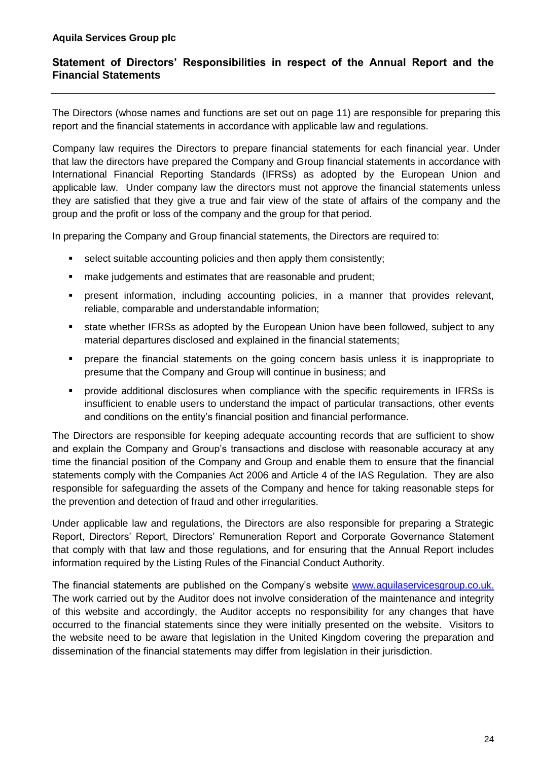**Aquila Services Group plc**

## Statement of Directors' Responsibilities in respect of the Annual Report and the Financial Statements

The Directors (whose names and functions are set out on page 11) are responsible for preparing this report and the financial statements in accordance with applicable law and regulations.

Company law requires the Directors to prepare financial statements for each financial year. Under that law the directors have prepared the Company and Group financial statements in accordance with International Financial Reporting Standards (IFRSs) as adopted by the European Union and applicable law. Under company law the directors must not approve the financial statements unless they are satisfied that they give a true and fair view of the state of affairs of the company and the group and the profit or loss of the company and the group for that period.

In preparing the Company and Group financial statements, the Directors are required to:

- select suitable accounting policies and then apply them consistently;
- make judgements and estimates that are reasonable and prudent;
- present information, including accounting policies, in a manner that provides relevant, reliable, comparable and understandable information;
- state whether IFRSs as adopted by the European Union have been followed, subject to any material departures disclosed and explained in the financial statements;
- prepare the financial statements on the going concern basis unless it is inappropriate to presume that the Company and Group will continue in business; and
- provide additional disclosures when compliance with the specific requirements in IFRSs is insufficient to enable users to understand the impact of particular transactions, other events and conditions on the entity's financial position and financial performance.

The Directors are responsible for keeping adequate accounting records that are sufficient to show and explain the Company and Group's transactions and disclose with reasonable accuracy at any time the financial position of the Company and Group and enable them to ensure that the financial statements comply with the Companies Act 2006 and Article 4 of the IAS Regulation. They are also responsible for safeguarding the assets of the Company and hence for taking reasonable steps for the prevention and detection of fraud and other irregularities.

Under applicable law and regulations, the Directors are also responsible for preparing a Strategic Report, Directors' Report, Directors' Remuneration Report and Corporate Governance Statement that comply with that law and those regulations, and for ensuring that the Annual Report includes information required by the Listing Rules of the Financial Conduct Authority.

The financial statements are published on the Company's website www.aquilaservicesgroup.co.uk. The work carried out by the Auditor does not involve consideration of the maintenance and integrity of this website and accordingly, the Auditor accepts no responsibility for any changes that have occurred to the financial statements since they were initially presented on the website. Visitors to the website need to be aware that legislation in the United Kingdom covering the preparation and dissemination of the financial statements may differ from legislation in their jurisdiction.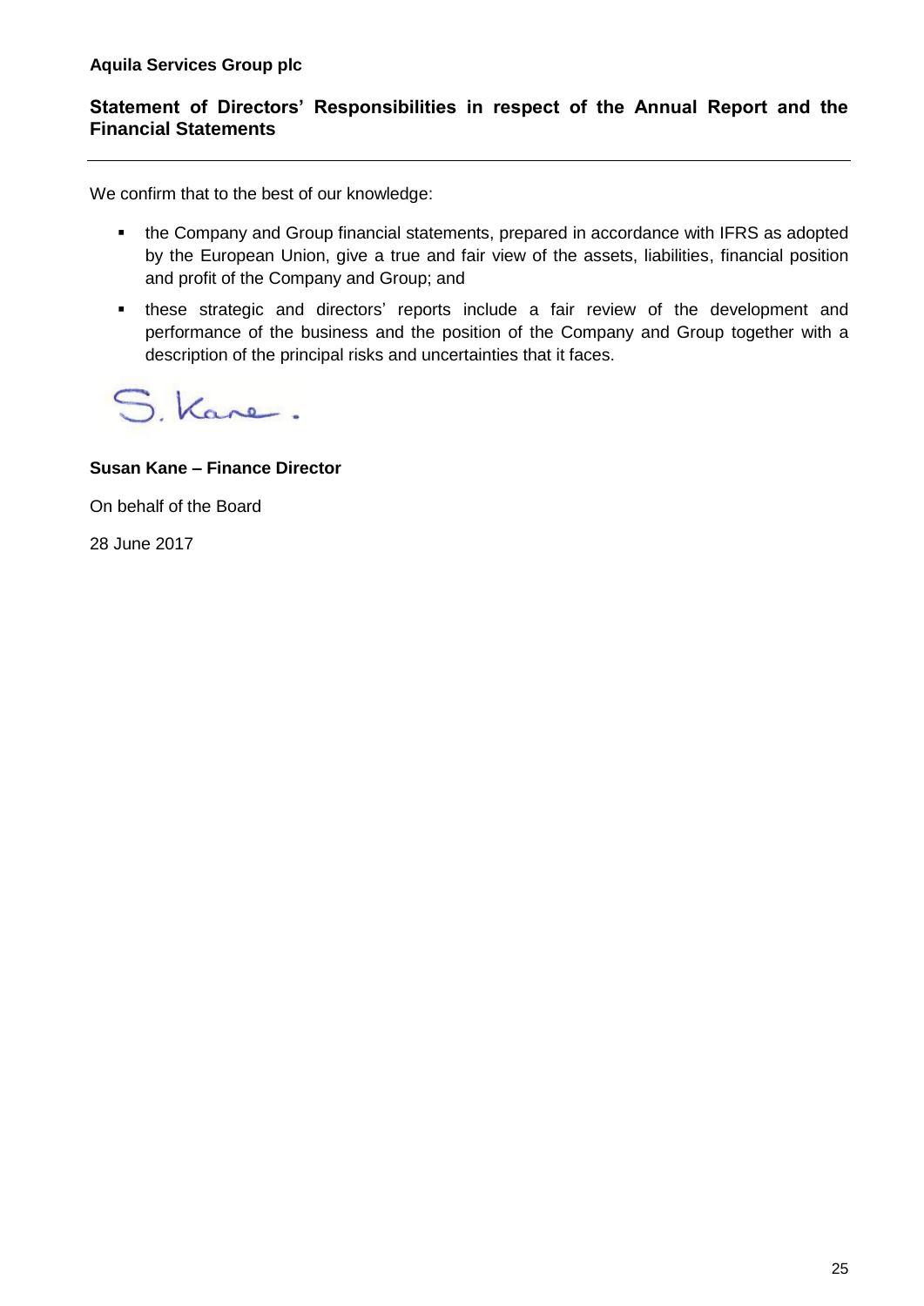## Statement of Directors' Responsibilities in respect of the Annual Report and the Financial Statements

We confirm that to the best of our knowledge:

- the Company and Group financial statements, prepared in accordance with IFRS as adopted by the European Union, give a true and fair view of the assets, liabilities, financial position and profit of the Company and Group; and
- these strategic and directors' reports include a fair review of the development and performance of the business and the position of the Company and Group together with a description of the principal risks and uncertainties that it faces.

S. Kane.

**Susan Kane – Finance Director**

On behalf of the Board

28 June 2017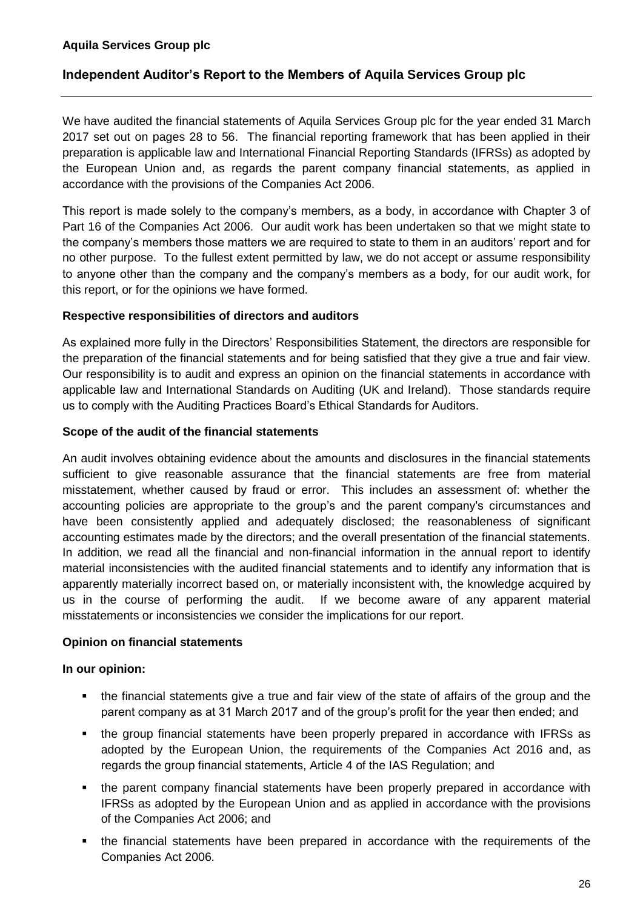**Aquila Services Group plc**

## Independent Auditor's Report to the Members of Aquila Services Group plc

We have audited the financial statements of Aquila Services Group plc for the year ended 31 March 2017 set out on pages 28 to 56. The financial reporting framework that has been applied in their preparation is applicable law and International Financial Reporting Standards (IFRSs) as adopted by the European Union and, as regards the parent company financial statements, as applied in accordance with the provisions of the Companies Act 2006.

This report is made solely to the company's members, as a body, in accordance with Chapter 3 of Part 16 of the Companies Act 2006. Our audit work has been undertaken so that we might state to the company's members those matters we are required to state to them in an auditors' report and for no other purpose. To the fullest extent permitted by law, we do not accept or assume responsibility to anyone other than the company and the company's members as a body, for our audit work, for this report, or for the opinions we have formed.

### Respective responsibilities of directors and auditors

As explained more fully in the Directors' Responsibilities Statement, the directors are responsible for the preparation of the financial statements and for being satisfied that they give a true and fair view. Our responsibility is to audit and express an opinion on the financial statements in accordance with applicable law and International Standards on Auditing (UK and Ireland). Those standards require us to comply with the Auditing Practices Board's Ethical Standards for Auditors.

### Scope of the audit of the financial statements

An audit involves obtaining evidence about the amounts and disclosures in the financial statements sufficient to give reasonable assurance that the financial statements are free from material misstatement, whether caused by fraud or error. This includes an assessment of: whether the accounting policies are appropriate to the group's and the parent company's circumstances and have been consistently applied and adequately disclosed; the reasonableness of significant accounting estimates made by the directors; and the overall presentation of the financial statements. In addition, we read all the financial and non-financial information in the annual report to identify material inconsistencies with the audited financial statements and to identify any information that is apparently materially incorrect based on, or materially inconsistent with, the knowledge acquired by us in the course of performing the audit. If we become aware of any apparent material misstatements or inconsistencies we consider the implications for our report.

### Opinion on financial statements

**In our opinion:**

- the financial statements give a true and fair view of the state of affairs of the group and the parent company as at 31 March 2017 and of the group's profit for the year then ended; and
- the group financial statements have been properly prepared in accordance with IFRSs as adopted by the European Union, the requirements of the Companies Act 2016 and, as regards the group financial statements, Article 4 of the IAS Regulation; and
- the parent company financial statements have been properly prepared in accordance with IFRSs as adopted by the European Union and as applied in accordance with the provisions of the Companies Act 2006; and
- the financial statements have been prepared in accordance with the requirements of the Companies Act 2006.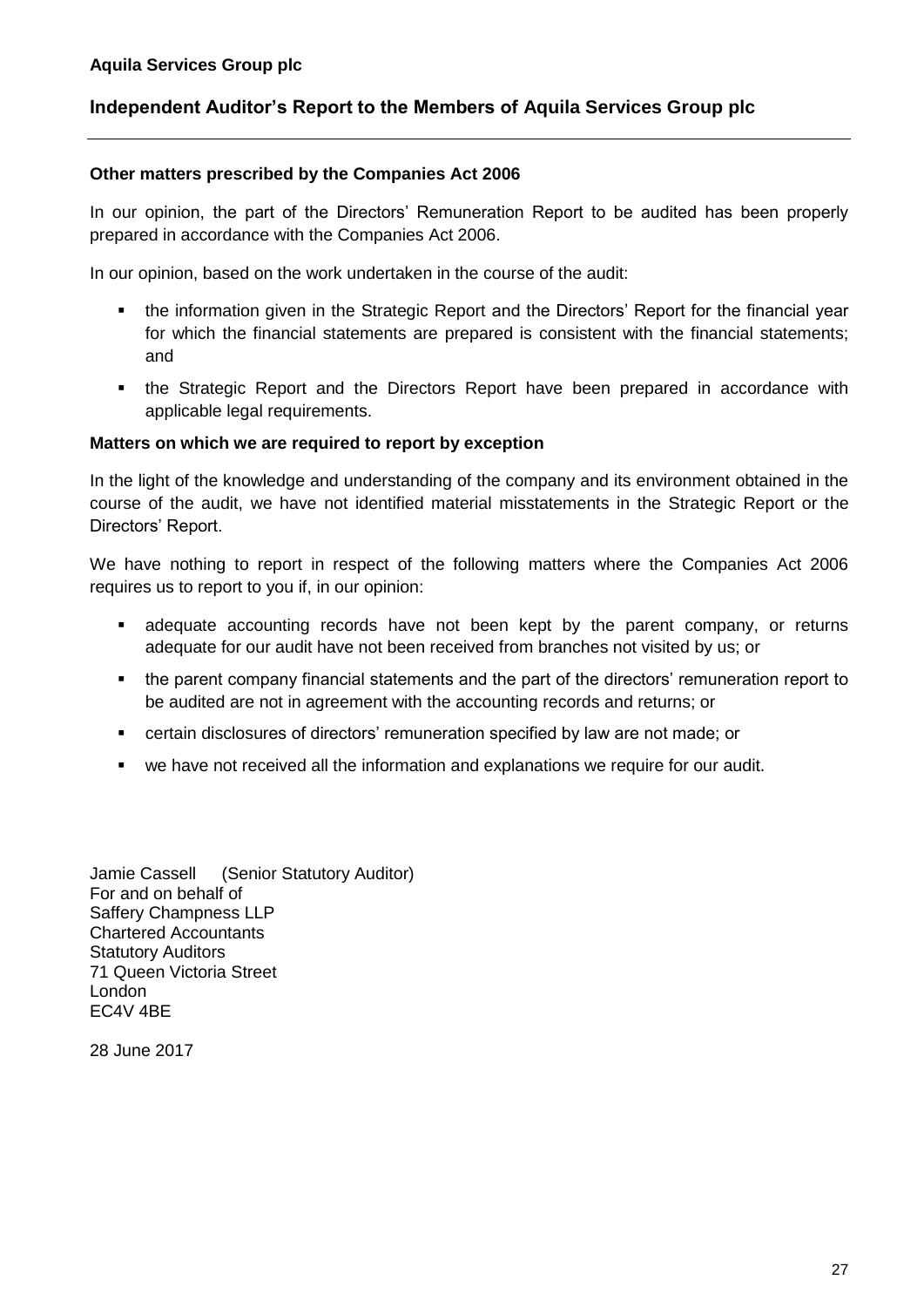## Independent Auditor's Report to the Members of Aquila Services Group plc

### Other matters prescribed by the Companies Act 2006

In our opinion, the part of the Directors' Remuneration Report to be audited has been properly prepared in accordance with the Companies Act 2006.

In our opinion, based on the work undertaken in the course of the audit:

- the information given in the Strategic Report and the Directors' Report for the financial year for which the financial statements are prepared is consistent with the financial statements; and
- the Strategic Report and the Directors Report have been prepared in accordance with applicable legal requirements.

### Matters on which we are required to report by exception

In the light of the knowledge and understanding of the company and its environment obtained in the course of the audit, we have not identified material misstatements in the Strategic Report or the Directors' Report.

We have nothing to report in respect of the following matters where the Companies Act 2006 requires us to report to you if, in our opinion:

- adequate accounting records have not been kept by the parent company, or returns adequate for our audit have not been received from branches not visited by us; or
- the parent company financial statements and the part of the directors' remuneration report to be audited are not in agreement with the accounting records and returns; or
- certain disclosures of directors' remuneration specified by law are not made; or
- we have not received all the information and explanations we require for our audit.

Jamie Cassell (Senior Statutory Auditor)
For and on behalf of
Saffery Champness LLP
Chartered Accountants
Statutory Auditors
71 Queen Victoria Street
London
EC4V 4BE

28 June 2017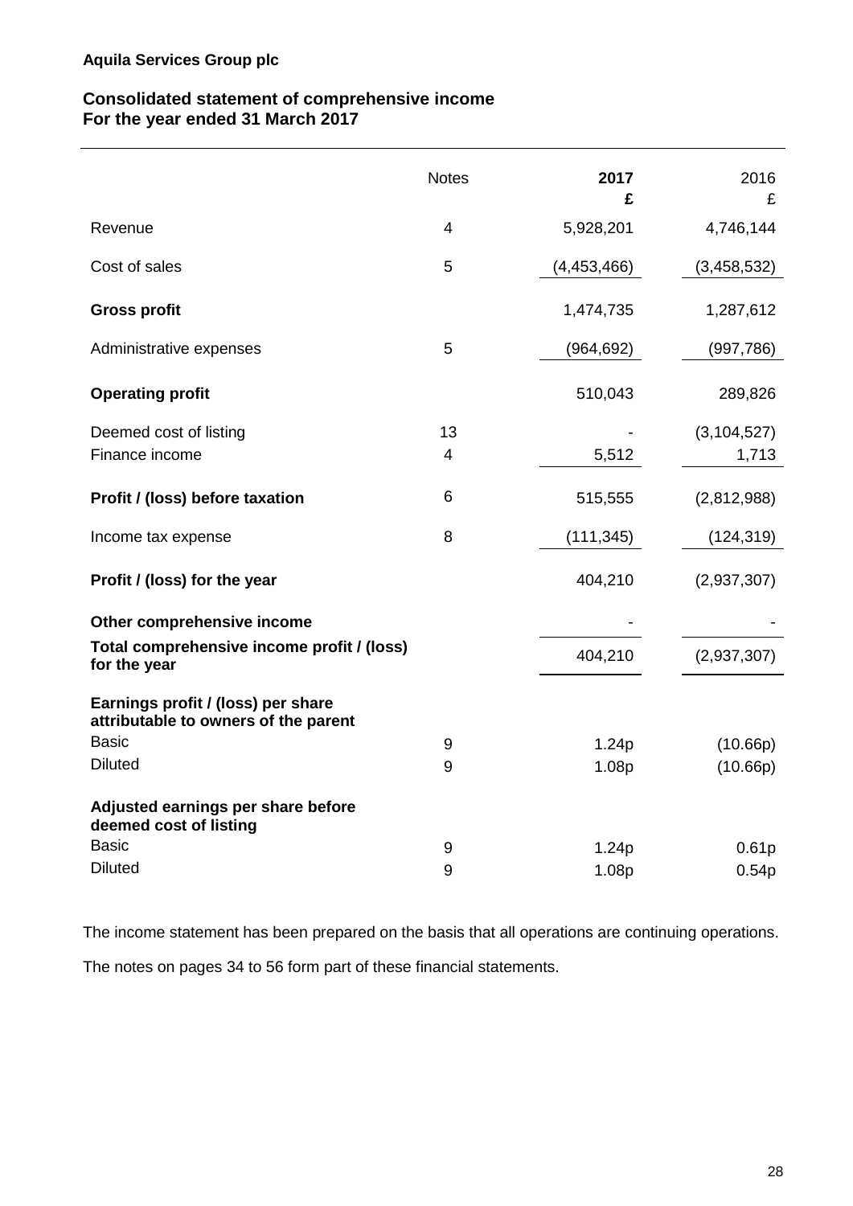**Aquila Services Group plc**

## Consolidated statement of comprehensive income
## For the year ended 31 March 2017

| | Notes | **2017** **£** | 2016 £ |
|---|---|---|---|
| Revenue | 4 | 5,928,201 | 4,746,144 |
| Cost of sales | 5 | (4,453,466) | (3,458,532) |
| **Gross profit** | | 1,474,735 | 1,287,612 |
| Administrative expenses | 5 | (964,692) | (997,786) |
| **Operating profit** | | 510,043 | 289,826 |
| Deemed cost of listing | 13 | - | (3,104,527) |
| Finance income | 4 | 5,512 | 1,713 |
| **Profit / (loss) before taxation** | 6 | 515,555 | (2,812,988) |
| Income tax expense | 8 | (111,345) | (124,319) |
| **Profit / (loss) for the year** | | 404,210 | (2,937,307) |
| **Other comprehensive income** | | - | - |
| **Total comprehensive income profit / (loss) for the year** | | 404,210 | (2,937,307) |
| **Earnings profit / (loss) per share attributable to owners of the parent** | | | |
| Basic | 9 | 1.24p | (10.66p) |
| Diluted | 9 | 1.08p | (10.66p) |
| **Adjusted earnings per share before deemed cost of listing** | | | |
| Basic | 9 | 1.24p | 0.61p |
| Diluted | 9 | 1.08p | 0.54p |

The income statement has been prepared on the basis that all operations are continuing operations.

The notes on pages 34 to 56 form part of these financial statements.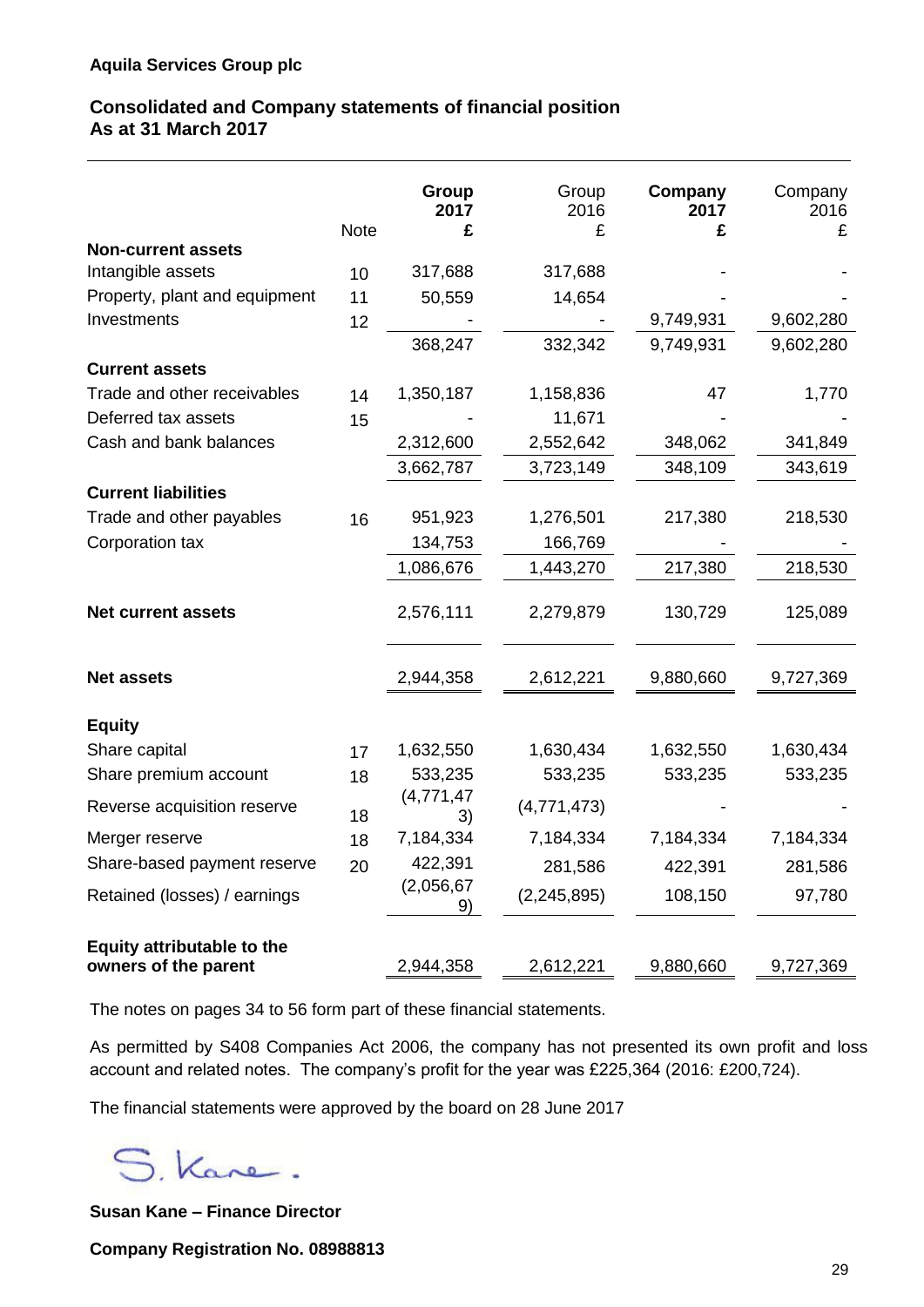**Aquila Services Group plc**

## Consolidated and Company statements of financial position
## As at 31 March 2017

| | Note | **Group 2017 £** | Group 2016 £ | **Company 2017 £** | Company 2016 £ |
|---|---|---|---|---|---|
| **Non-current assets** | | | | | |
| Intangible assets | 10 | 317,688 | 317,688 | - | - |
| Property, plant and equipment | 11 | 50,559 | 14,654 | - | - |
| Investments | 12 | - | - | 9,749,931 | 9,602,280 |
| | | 368,247 | 332,342 | 9,749,931 | 9,602,280 |
| **Current assets** | | | | | |
| Trade and other receivables | 14 | 1,350,187 | 1,158,836 | 47 | 1,770 |
| Deferred tax assets | 15 | - | 11,671 | - | - |
| Cash and bank balances | | 2,312,600 | 2,552,642 | 348,062 | 341,849 |
| | | 3,662,787 | 3,723,149 | 348,109 | 343,619 |
| **Current liabilities** | | | | | |
| Trade and other payables | 16 | 951,923 | 1,276,501 | 217,380 | 218,530 |
| Corporation tax | | 134,753 | 166,769 | - | - |
| | | 1,086,676 | 1,443,270 | 217,380 | 218,530 |
| **Net current assets** | | 2,576,111 | 2,279,879 | 130,729 | 125,089 |
| **Net assets** | | 2,944,358 | 2,612,221 | 9,880,660 | 9,727,369 |
| **Equity** | | | | | |
| Share capital | 17 | 1,632,550 | 1,630,434 | 1,632,550 | 1,630,434 |
| Share premium account | 18 | 533,235 | 533,235 | 533,235 | 533,235 |
| Reverse acquisition reserve | 18 | (4,771,473) | (4,771,473) | - | - |
| Merger reserve | 18 | 7,184,334 | 7,184,334 | 7,184,334 | 7,184,334 |
| Share-based payment reserve | 20 | 422,391 | 281,586 | 422,391 | 281,586 |
| Retained (losses) / earnings | | (2,056,679) | (2,245,895) | 108,150 | 97,780 |
| **Equity attributable to the owners of the parent** | | 2,944,358 | 2,612,221 | 9,880,660 | 9,727,369 |

The notes on pages 34 to 56 form part of these financial statements.

As permitted by S408 Companies Act 2006, the company has not presented its own profit and loss account and related notes. The company's profit for the year was £225,364 (2016: £200,724).

The financial statements were approved by the board on 28 June 2017

S. Kane.

**Susan Kane – Finance Director**

**Company Registration No. 08988813**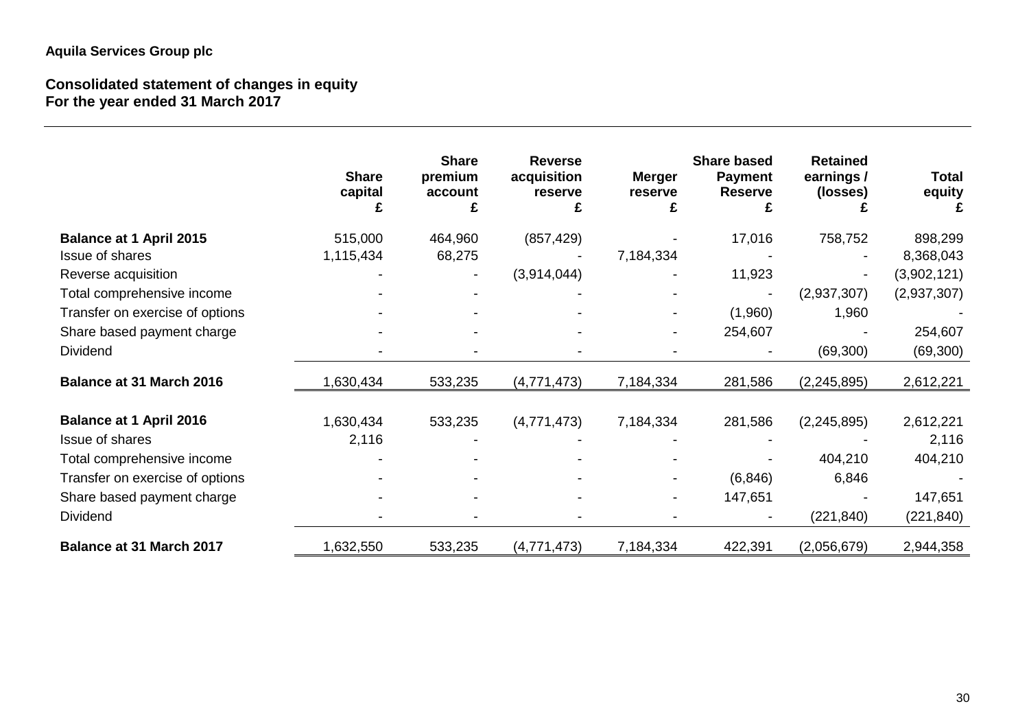**Aquila Services Group plc**

**Consolidated statement of changes in equity**
**For the year ended 31 March 2017**

| | Share capital £ | Share premium account £ | Reverse acquisition reserve £ | Merger reserve £ | Share based Payment Reserve £ | Retained earnings / (losses) £ | Total equity £ |
|---|---|---|---|---|---|---|---|
| **Balance at 1 April 2015** | 515,000 | 464,960 | (857,429) | - | 17,016 | 758,752 | 898,299 |
| Issue of shares | 1,115,434 | 68,275 | - | 7,184,334 | - | - | 8,368,043 |
| Reverse acquisition | - | - | (3,914,044) | - | 11,923 | - | (3,902,121) |
| Total comprehensive income | - | - | - | - | - | (2,937,307) | (2,937,307) |
| Transfer on exercise of options | - | - | - | - | (1,960) | 1,960 | - |
| Share based payment charge | - | - | - | - | 254,607 | - | 254,607 |
| Dividend | - | - | - | - | - | (69,300) | (69,300) |
| **Balance at 31 March 2016** | 1,630,434 | 533,235 | (4,771,473) | 7,184,334 | 281,586 | (2,245,895) | 2,612,221 |
| | | | | | | | |
| **Balance at 1 April 2016** | 1,630,434 | 533,235 | (4,771,473) | 7,184,334 | 281,586 | (2,245,895) | 2,612,221 |
| Issue of shares | 2,116 | - | - | - | - | - | 2,116 |
| Total comprehensive income | - | - | - | - | - | 404,210 | 404,210 |
| Transfer on exercise of options | - | - | - | - | (6,846) | 6,846 | - |
| Share based payment charge | - | - | - | - | 147,651 | - | 147,651 |
| Dividend | - | - | - | - | - | (221,840) | (221,840) |
| **Balance at 31 March 2017** | 1,632,550 | 533,235 | (4,771,473) | 7,184,334 | 422,391 | (2,056,679) | 2,944,358 |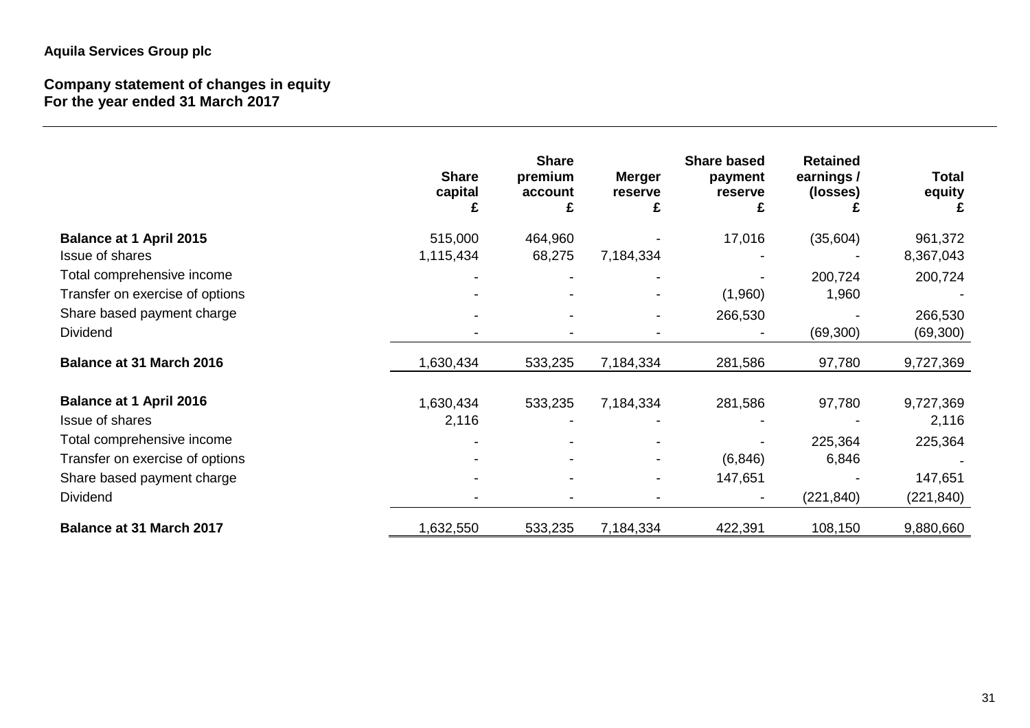**Aquila Services Group plc**

## Company statement of changes in equity
## For the year ended 31 March 2017

| | Share capital £ | Share premium account £ | Merger reserve £ | Share based payment reserve £ | Retained earnings / (losses) £ | Total equity £ |
|---|---|---|---|---|---|---|
| **Balance at 1 April 2015** | 515,000 | 464,960 | - | 17,016 | (35,604) | 961,372 |
| Issue of shares | 1,115,434 | 68,275 | 7,184,334 | - | - | 8,367,043 |
| Total comprehensive income | - | - | - | - | 200,724 | 200,724 |
| Transfer on exercise of options | - | - | - | (1,960) | 1,960 | - |
| Share based payment charge | - | - | - | 266,530 | - | 266,530 |
| Dividend | - | - | - | - | (69,300) | (69,300) |
| **Balance at 31 March 2016** | 1,630,434 | 533,235 | 7,184,334 | 281,586 | 97,780 | 9,727,369 |
| | | | | | | |
| **Balance at 1 April 2016** | 1,630,434 | 533,235 | 7,184,334 | 281,586 | 97,780 | 9,727,369 |
| Issue of shares | 2,116 | - | - | - | - | 2,116 |
| Total comprehensive income | - | - | - | - | 225,364 | 225,364 |
| Transfer on exercise of options | - | - | - | (6,846) | 6,846 | - |
| Share based payment charge | - | - | - | 147,651 | - | 147,651 |
| Dividend | - | - | - | - | (221,840) | (221,840) |
| **Balance at 31 March 2017** | 1,632,550 | 533,235 | 7,184,334 | 422,391 | 108,150 | 9,880,660 |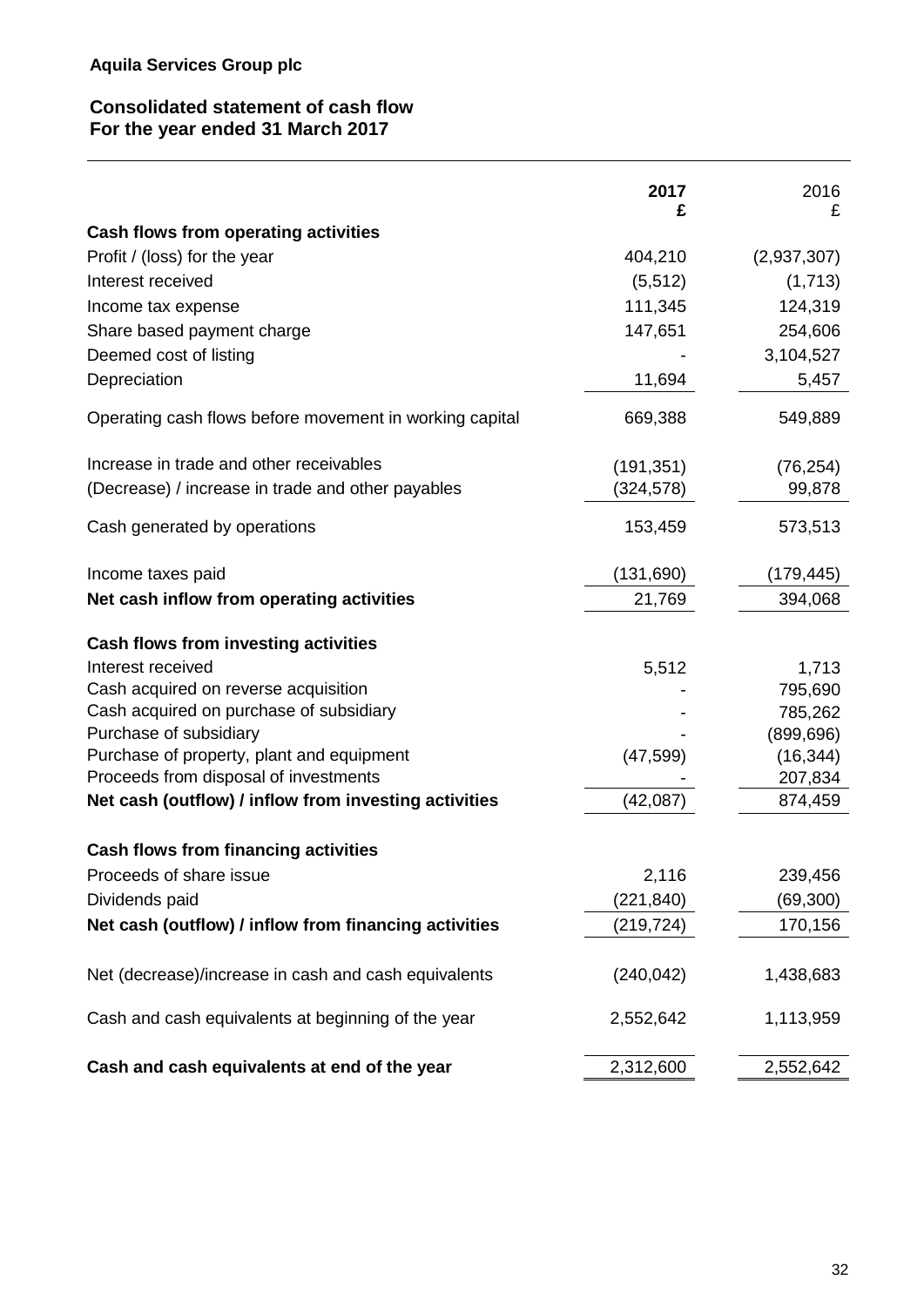**Aquila Services Group plc**

**Consolidated statement of cash flow**
**For the year ended 31 March 2017**

| | **2017 £** | 2016 £ |
|---|---|---|
| **Cash flows from operating activities** | | |
| Profit / (loss) for the year | 404,210 | (2,937,307) |
| Interest received | (5,512) | (1,713) |
| Income tax expense | 111,345 | 124,319 |
| Share based payment charge | 147,651 | 254,606 |
| Deemed cost of listing | - | 3,104,527 |
| Depreciation | 11,694 | 5,457 |
| Operating cash flows before movement in working capital | 669,388 | 549,889 |
| Increase in trade and other receivables | (191,351) | (76,254) |
| (Decrease) / increase in trade and other payables | (324,578) | 99,878 |
| Cash generated by operations | 153,459 | 573,513 |
| Income taxes paid | (131,690) | (179,445) |
| **Net cash inflow from operating activities** | 21,769 | 394,068 |
| **Cash flows from investing activities** | | |
| Interest received | 5,512 | 1,713 |
| Cash acquired on reverse acquisition | - | 795,690 |
| Cash acquired on purchase of subsidiary | - | 785,262 |
| Purchase of subsidiary | - | (899,696) |
| Purchase of property, plant and equipment | (47,599) | (16,344) |
| Proceeds from disposal of investments | - | 207,834 |
| **Net cash (outflow) / inflow from investing activities** | (42,087) | 874,459 |
| **Cash flows from financing activities** | | |
| Proceeds of share issue | 2,116 | 239,456 |
| Dividends paid | (221,840) | (69,300) |
| **Net cash (outflow) / inflow from financing activities** | (219,724) | 170,156 |
| Net (decrease)/increase in cash and cash equivalents | (240,042) | 1,438,683 |
| Cash and cash equivalents at beginning of the year | 2,552,642 | 1,113,959 |
| **Cash and cash equivalents at end of the year** | 2,312,600 | 2,552,642 |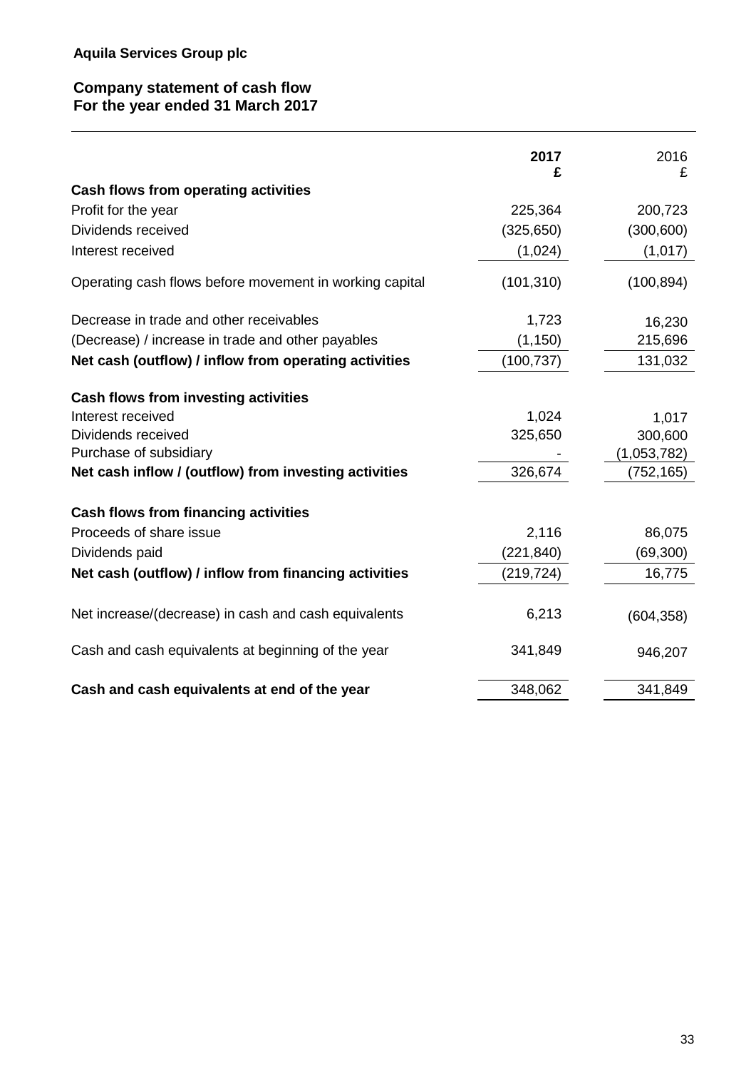**Aquila Services Group plc**

**Company statement of cash flow**
**For the year ended 31 March 2017**

| | **2017** **£** | 2016 £ |
|---|---:|---:|
| **Cash flows from operating activities** | | |
| Profit for the year | 225,364 | 200,723 |
| Dividends received | (325,650) | (300,600) |
| Interest received | (1,024) | (1,017) |
| Operating cash flows before movement in working capital | (101,310) | (100,894) |
| Decrease in trade and other receivables | 1,723 | 16,230 |
| (Decrease) / increase in trade and other payables | (1,150) | 215,696 |
| **Net cash (outflow) / inflow from operating activities** | (100,737) | 131,032 |
| **Cash flows from investing activities** | | |
| Interest received | 1,024 | 1,017 |
| Dividends received | 325,650 | 300,600 |
| Purchase of subsidiary | - | (1,053,782) |
| **Net cash inflow / (outflow) from investing activities** | 326,674 | (752,165) |
| **Cash flows from financing activities** | | |
| Proceeds of share issue | 2,116 | 86,075 |
| Dividends paid | (221,840) | (69,300) |
| **Net cash (outflow) / inflow from financing activities** | (219,724) | 16,775 |
| Net increase/(decrease) in cash and cash equivalents | 6,213 | (604,358) |
| Cash and cash equivalents at beginning of the year | 341,849 | 946,207 |
| **Cash and cash equivalents at end of the year** | 348,062 | 341,849 |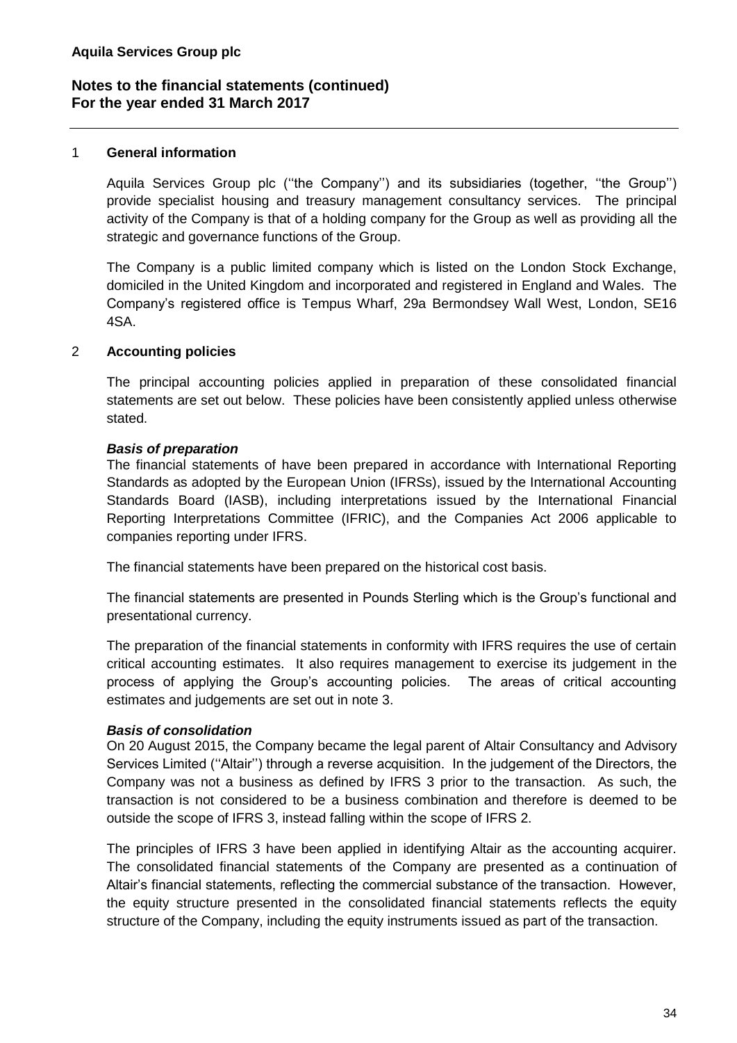## 1 General information

Aquila Services Group plc (''the Company'') and its subsidiaries (together, ''the Group'') provide specialist housing and treasury management consultancy services. The principal activity of the Company is that of a holding company for the Group as well as providing all the strategic and governance functions of the Group.

The Company is a public limited company which is listed on the London Stock Exchange, domiciled in the United Kingdom and incorporated and registered in England and Wales. The Company's registered office is Tempus Wharf, 29a Bermondsey Wall West, London, SE16 4SA.

## 2 Accounting policies

The principal accounting policies applied in preparation of these consolidated financial statements are set out below. These policies have been consistently applied unless otherwise stated.

***Basis of preparation***

The financial statements of have been prepared in accordance with International Reporting Standards as adopted by the European Union (IFRSs), issued by the International Accounting Standards Board (IASB), including interpretations issued by the International Financial Reporting Interpretations Committee (IFRIC), and the Companies Act 2006 applicable to companies reporting under IFRS.

The financial statements have been prepared on the historical cost basis.

The financial statements are presented in Pounds Sterling which is the Group's functional and presentational currency.

The preparation of the financial statements in conformity with IFRS requires the use of certain critical accounting estimates. It also requires management to exercise its judgement in the process of applying the Group's accounting policies. The areas of critical accounting estimates and judgements are set out in note 3.

***Basis of consolidation***

On 20 August 2015, the Company became the legal parent of Altair Consultancy and Advisory Services Limited (''Altair'') through a reverse acquisition. In the judgement of the Directors, the Company was not a business as defined by IFRS 3 prior to the transaction. As such, the transaction is not considered to be a business combination and therefore is deemed to be outside the scope of IFRS 3, instead falling within the scope of IFRS 2.

The principles of IFRS 3 have been applied in identifying Altair as the accounting acquirer. The consolidated financial statements of the Company are presented as a continuation of Altair's financial statements, reflecting the commercial substance of the transaction. However, the equity structure presented in the consolidated financial statements reflects the equity structure of the Company, including the equity instruments issued as part of the transaction.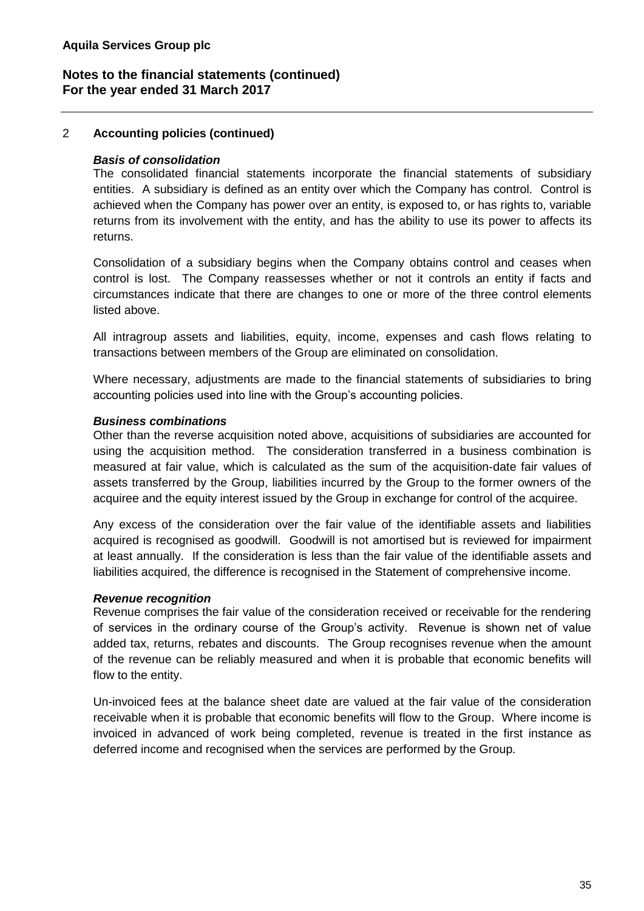## 2 Accounting policies (continued)

***Basis of consolidation***

The consolidated financial statements incorporate the financial statements of subsidiary entities. A subsidiary is defined as an entity over which the Company has control. Control is achieved when the Company has power over an entity, is exposed to, or has rights to, variable returns from its involvement with the entity, and has the ability to use its power to affects its returns.

Consolidation of a subsidiary begins when the Company obtains control and ceases when control is lost. The Company reassesses whether or not it controls an entity if facts and circumstances indicate that there are changes to one or more of the three control elements listed above.

All intragroup assets and liabilities, equity, income, expenses and cash flows relating to transactions between members of the Group are eliminated on consolidation.

Where necessary, adjustments are made to the financial statements of subsidiaries to bring accounting policies used into line with the Group's accounting policies.

***Business combinations***

Other than the reverse acquisition noted above, acquisitions of subsidiaries are accounted for using the acquisition method. The consideration transferred in a business combination is measured at fair value, which is calculated as the sum of the acquisition-date fair values of assets transferred by the Group, liabilities incurred by the Group to the former owners of the acquiree and the equity interest issued by the Group in exchange for control of the acquiree.

Any excess of the consideration over the fair value of the identifiable assets and liabilities acquired is recognised as goodwill. Goodwill is not amortised but is reviewed for impairment at least annually. If the consideration is less than the fair value of the identifiable assets and liabilities acquired, the difference is recognised in the Statement of comprehensive income.

***Revenue recognition***

Revenue comprises the fair value of the consideration received or receivable for the rendering of services in the ordinary course of the Group's activity. Revenue is shown net of value added tax, returns, rebates and discounts. The Group recognises revenue when the amount of the revenue can be reliably measured and when it is probable that economic benefits will flow to the entity.

Un-invoiced fees at the balance sheet date are valued at the fair value of the consideration receivable when it is probable that economic benefits will flow to the Group. Where income is invoiced in advanced of work being completed, revenue is treated in the first instance as deferred income and recognised when the services are performed by the Group.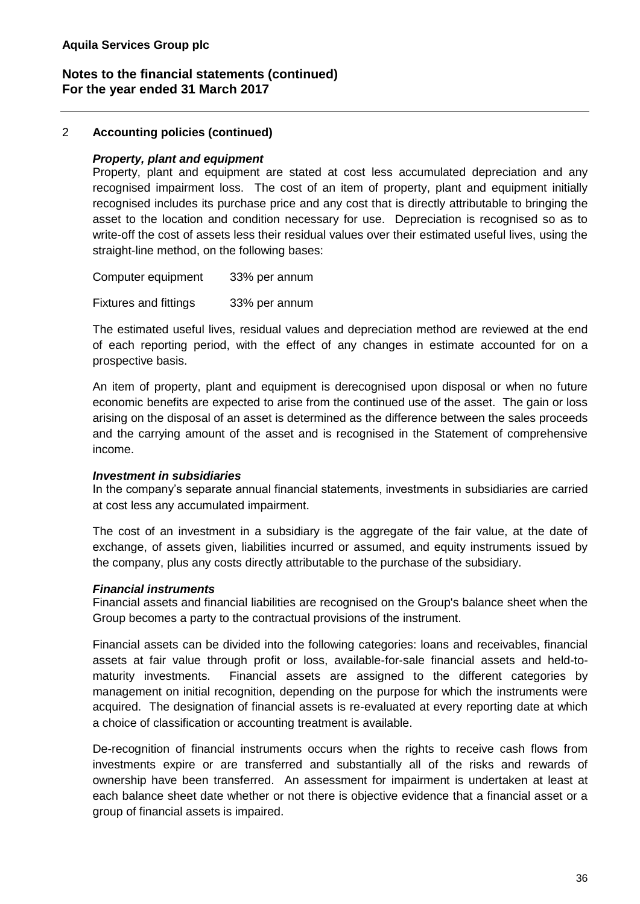## 2 Accounting policies (continued)

***Property, plant and equipment***

Property, plant and equipment are stated at cost less accumulated depreciation and any recognised impairment loss. The cost of an item of property, plant and equipment initially recognised includes its purchase price and any cost that is directly attributable to bringing the asset to the location and condition necessary for use. Depreciation is recognised so as to write-off the cost of assets less their residual values over their estimated useful lives, using the straight-line method, on the following bases:

| | |
|---|---|
| Computer equipment | 33% per annum |
| Fixtures and fittings | 33% per annum |

The estimated useful lives, residual values and depreciation method are reviewed at the end of each reporting period, with the effect of any changes in estimate accounted for on a prospective basis.

An item of property, plant and equipment is derecognised upon disposal or when no future economic benefits are expected to arise from the continued use of the asset. The gain or loss arising on the disposal of an asset is determined as the difference between the sales proceeds and the carrying amount of the asset and is recognised in the Statement of comprehensive income.

***Investment in subsidiaries***

In the company's separate annual financial statements, investments in subsidiaries are carried at cost less any accumulated impairment.

The cost of an investment in a subsidiary is the aggregate of the fair value, at the date of exchange, of assets given, liabilities incurred or assumed, and equity instruments issued by the company, plus any costs directly attributable to the purchase of the subsidiary.

***Financial instruments***

Financial assets and financial liabilities are recognised on the Group's balance sheet when the Group becomes a party to the contractual provisions of the instrument.

Financial assets can be divided into the following categories: loans and receivables, financial assets at fair value through profit or loss, available-for-sale financial assets and held-to-maturity investments. Financial assets are assigned to the different categories by management on initial recognition, depending on the purpose for which the instruments were acquired. The designation of financial assets is re-evaluated at every reporting date at which a choice of classification or accounting treatment is available.

De-recognition of financial instruments occurs when the rights to receive cash flows from investments expire or are transferred and substantially all of the risks and rewards of ownership have been transferred. An assessment for impairment is undertaken at least at each balance sheet date whether or not there is objective evidence that a financial asset or a group of financial assets is impaired.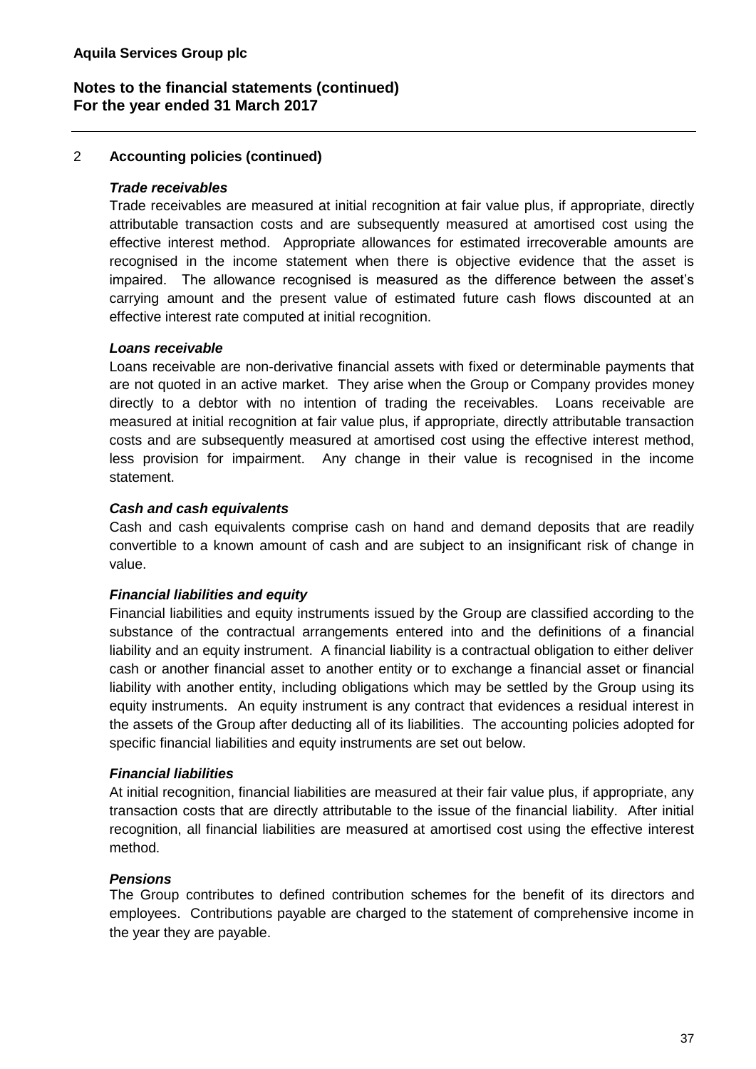**Aquila Services Group plc**

**Notes to the financial statements (continued)**
**For the year ended 31 March 2017**

## 2 Accounting policies (continued)

***Trade receivables***

Trade receivables are measured at initial recognition at fair value plus, if appropriate, directly attributable transaction costs and are subsequently measured at amortised cost using the effective interest method. Appropriate allowances for estimated irrecoverable amounts are recognised in the income statement when there is objective evidence that the asset is impaired. The allowance recognised is measured as the difference between the asset's carrying amount and the present value of estimated future cash flows discounted at an effective interest rate computed at initial recognition.

***Loans receivable***

Loans receivable are non-derivative financial assets with fixed or determinable payments that are not quoted in an active market. They arise when the Group or Company provides money directly to a debtor with no intention of trading the receivables. Loans receivable are measured at initial recognition at fair value plus, if appropriate, directly attributable transaction costs and are subsequently measured at amortised cost using the effective interest method, less provision for impairment. Any change in their value is recognised in the income statement.

***Cash and cash equivalents***

Cash and cash equivalents comprise cash on hand and demand deposits that are readily convertible to a known amount of cash and are subject to an insignificant risk of change in value.

***Financial liabilities and equity***

Financial liabilities and equity instruments issued by the Group are classified according to the substance of the contractual arrangements entered into and the definitions of a financial liability and an equity instrument. A financial liability is a contractual obligation to either deliver cash or another financial asset to another entity or to exchange a financial asset or financial liability with another entity, including obligations which may be settled by the Group using its equity instruments. An equity instrument is any contract that evidences a residual interest in the assets of the Group after deducting all of its liabilities. The accounting policies adopted for specific financial liabilities and equity instruments are set out below.

***Financial liabilities***

At initial recognition, financial liabilities are measured at their fair value plus, if appropriate, any transaction costs that are directly attributable to the issue of the financial liability. After initial recognition, all financial liabilities are measured at amortised cost using the effective interest method.

***Pensions***

The Group contributes to defined contribution schemes for the benefit of its directors and employees. Contributions payable are charged to the statement of comprehensive income in the year they are payable.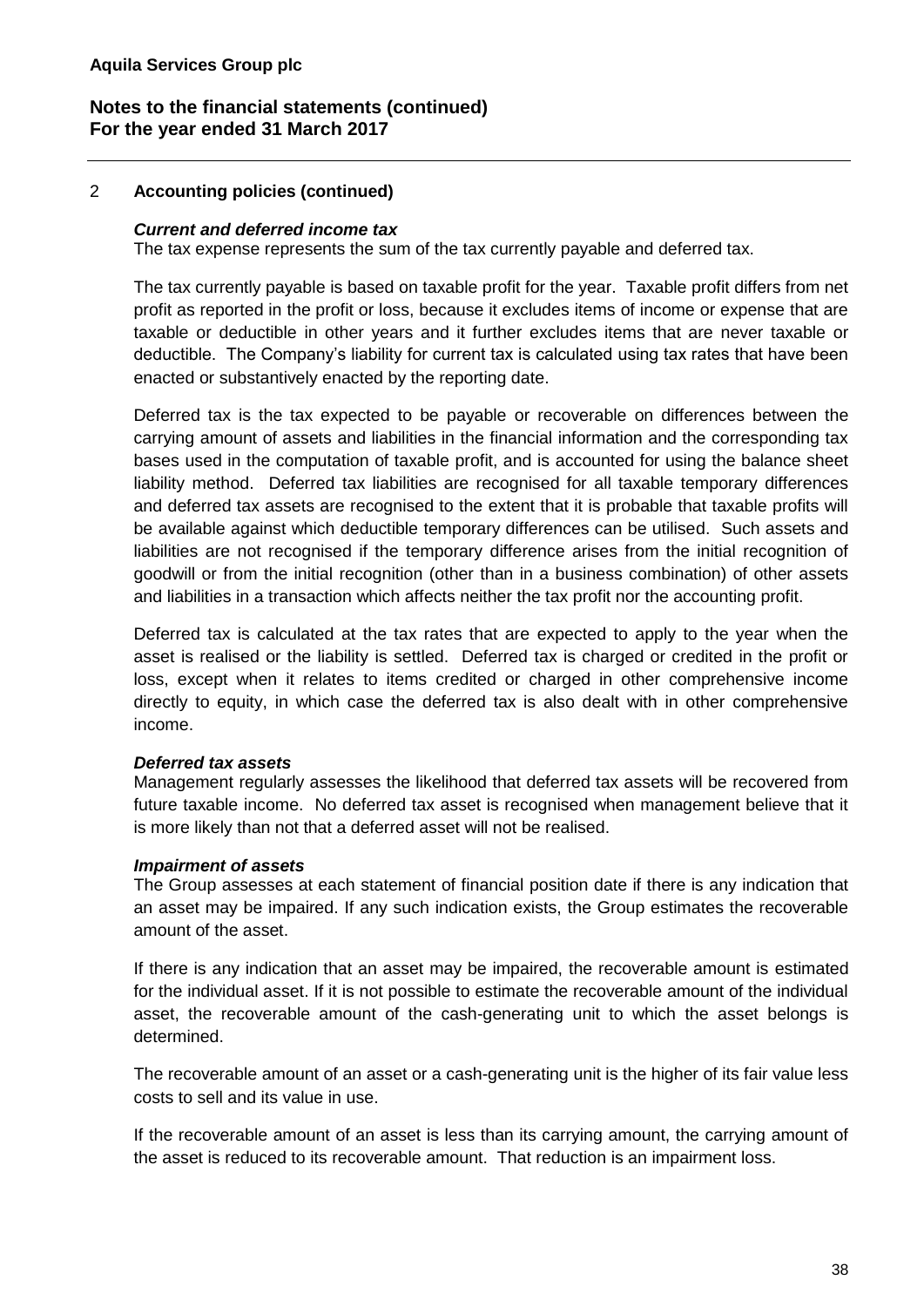**Aquila Services Group plc**

**Notes to the financial statements (continued)**
**For the year ended 31 March 2017**

## 2 Accounting policies (continued)

***Current and deferred income tax***
The tax expense represents the sum of the tax currently payable and deferred tax.

The tax currently payable is based on taxable profit for the year. Taxable profit differs from net profit as reported in the profit or loss, because it excludes items of income or expense that are taxable or deductible in other years and it further excludes items that are never taxable or deductible. The Company's liability for current tax is calculated using tax rates that have been enacted or substantively enacted by the reporting date.

Deferred tax is the tax expected to be payable or recoverable on differences between the carrying amount of assets and liabilities in the financial information and the corresponding tax bases used in the computation of taxable profit, and is accounted for using the balance sheet liability method. Deferred tax liabilities are recognised for all taxable temporary differences and deferred tax assets are recognised to the extent that it is probable that taxable profits will be available against which deductible temporary differences can be utilised. Such assets and liabilities are not recognised if the temporary difference arises from the initial recognition of goodwill or from the initial recognition (other than in a business combination) of other assets and liabilities in a transaction which affects neither the tax profit nor the accounting profit.

Deferred tax is calculated at the tax rates that are expected to apply to the year when the asset is realised or the liability is settled. Deferred tax is charged or credited in the profit or loss, except when it relates to items credited or charged in other comprehensive income directly to equity, in which case the deferred tax is also dealt with in other comprehensive income.

***Deferred tax assets***
Management regularly assesses the likelihood that deferred tax assets will be recovered from future taxable income. No deferred tax asset is recognised when management believe that it is more likely than not that a deferred asset will not be realised.

***Impairment of assets***
The Group assesses at each statement of financial position date if there is any indication that an asset may be impaired. If any such indication exists, the Group estimates the recoverable amount of the asset.

If there is any indication that an asset may be impaired, the recoverable amount is estimated for the individual asset. If it is not possible to estimate the recoverable amount of the individual asset, the recoverable amount of the cash-generating unit to which the asset belongs is determined.

The recoverable amount of an asset or a cash-generating unit is the higher of its fair value less costs to sell and its value in use.

If the recoverable amount of an asset is less than its carrying amount, the carrying amount of the asset is reduced to its recoverable amount. That reduction is an impairment loss.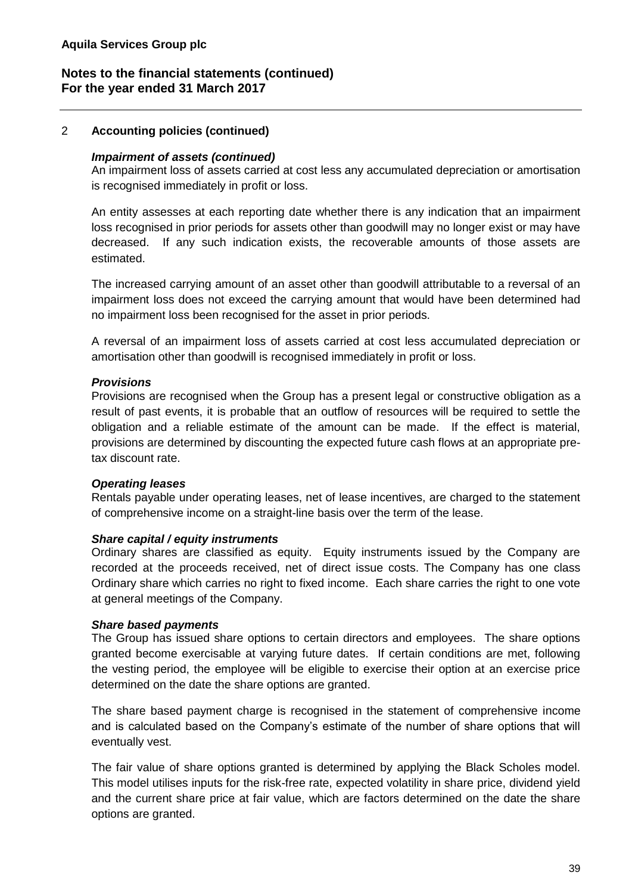## 2 Accounting policies (continued)

### *Impairment of assets (continued)*

An impairment loss of assets carried at cost less any accumulated depreciation or amortisation is recognised immediately in profit or loss.

An entity assesses at each reporting date whether there is any indication that an impairment loss recognised in prior periods for assets other than goodwill may no longer exist or may have decreased. If any such indication exists, the recoverable amounts of those assets are estimated.

The increased carrying amount of an asset other than goodwill attributable to a reversal of an impairment loss does not exceed the carrying amount that would have been determined had no impairment loss been recognised for the asset in prior periods.

A reversal of an impairment loss of assets carried at cost less accumulated depreciation or amortisation other than goodwill is recognised immediately in profit or loss.

### *Provisions*

Provisions are recognised when the Group has a present legal or constructive obligation as a result of past events, it is probable that an outflow of resources will be required to settle the obligation and a reliable estimate of the amount can be made. If the effect is material, provisions are determined by discounting the expected future cash flows at an appropriate pre-tax discount rate.

### *Operating leases*

Rentals payable under operating leases, net of lease incentives, are charged to the statement of comprehensive income on a straight-line basis over the term of the lease.

### *Share capital / equity instruments*

Ordinary shares are classified as equity. Equity instruments issued by the Company are recorded at the proceeds received, net of direct issue costs. The Company has one class Ordinary share which carries no right to fixed income. Each share carries the right to one vote at general meetings of the Company.

### *Share based payments*

The Group has issued share options to certain directors and employees. The share options granted become exercisable at varying future dates. If certain conditions are met, following the vesting period, the employee will be eligible to exercise their option at an exercise price determined on the date the share options are granted.

The share based payment charge is recognised in the statement of comprehensive income and is calculated based on the Company's estimate of the number of share options that will eventually vest.

The fair value of share options granted is determined by applying the Black Scholes model. This model utilises inputs for the risk-free rate, expected volatility in share price, dividend yield and the current share price at fair value, which are factors determined on the date the share options are granted.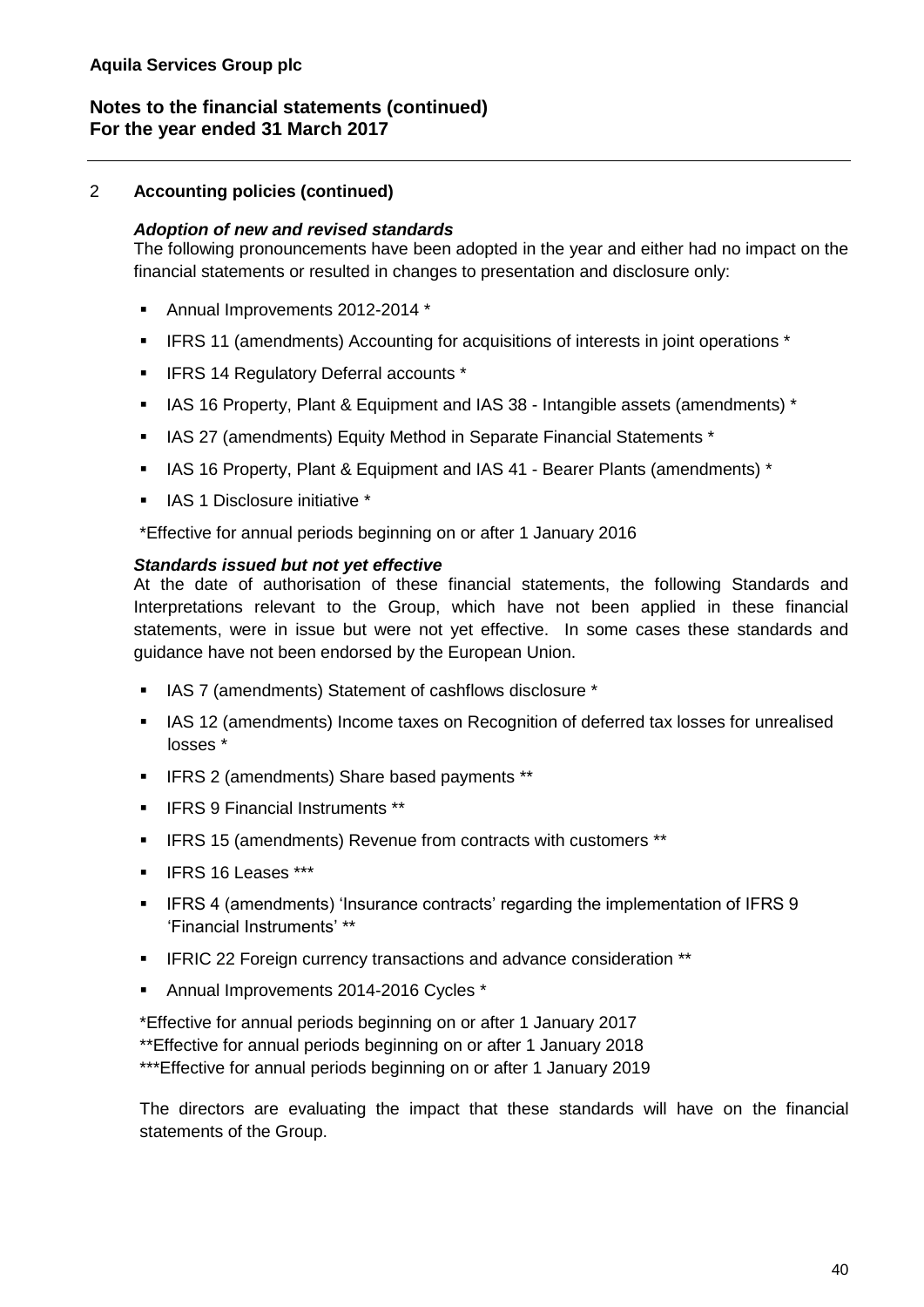**Aquila Services Group plc**

**Notes to the financial statements (continued)**
**For the year ended 31 March 2017**

## 2 Accounting policies (continued)

***Adoption of new and revised standards***

The following pronouncements have been adopted in the year and either had no impact on the financial statements or resulted in changes to presentation and disclosure only:

- Annual Improvements 2012-2014 *
- IFRS 11 (amendments) Accounting for acquisitions of interests in joint operations *
- IFRS 14 Regulatory Deferral accounts *
- IAS 16 Property, Plant & Equipment and IAS 38 - Intangible assets (amendments) *
- IAS 27 (amendments) Equity Method in Separate Financial Statements *
- IAS 16 Property, Plant & Equipment and IAS 41 - Bearer Plants (amendments) *
- IAS 1 Disclosure initiative *

*Effective for annual periods beginning on or after 1 January 2016

***Standards issued but not yet effective***

At the date of authorisation of these financial statements, the following Standards and Interpretations relevant to the Group, which have not been applied in these financial statements, were in issue but were not yet effective. In some cases these standards and guidance have not been endorsed by the European Union.

- IAS 7 (amendments) Statement of cashflows disclosure *
- IAS 12 (amendments) Income taxes on Recognition of deferred tax losses for unrealised losses *
- IFRS 2 (amendments) Share based payments **
- IFRS 9 Financial Instruments **
- IFRS 15 (amendments) Revenue from contracts with customers **
- IFRS 16 Leases ***
- IFRS 4 (amendments) 'Insurance contracts' regarding the implementation of IFRS 9 'Financial Instruments' **
- IFRIC 22 Foreign currency transactions and advance consideration **
- Annual Improvements 2014-2016 Cycles *

*Effective for annual periods beginning on or after 1 January 2017
**Effective for annual periods beginning on or after 1 January 2018
***Effective for annual periods beginning on or after 1 January 2019

The directors are evaluating the impact that these standards will have on the financial statements of the Group.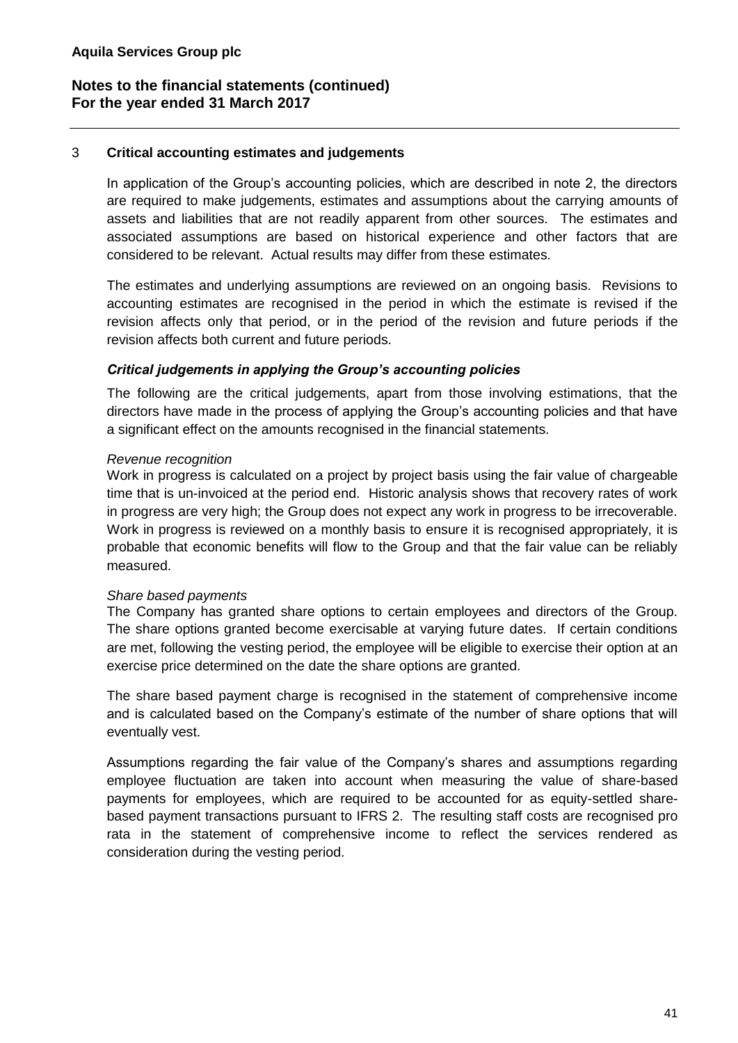## 3 Critical accounting estimates and judgements

In application of the Group's accounting policies, which are described in note 2, the directors are required to make judgements, estimates and assumptions about the carrying amounts of assets and liabilities that are not readily apparent from other sources. The estimates and associated assumptions are based on historical experience and other factors that are considered to be relevant. Actual results may differ from these estimates.

The estimates and underlying assumptions are reviewed on an ongoing basis. Revisions to accounting estimates are recognised in the period in which the estimate is revised if the revision affects only that period, or in the period of the revision and future periods if the revision affects both current and future periods.

### *Critical judgements in applying the Group's accounting policies*

The following are the critical judgements, apart from those involving estimations, that the directors have made in the process of applying the Group's accounting policies and that have a significant effect on the amounts recognised in the financial statements.

*Revenue recognition*

Work in progress is calculated on a project by project basis using the fair value of chargeable time that is un-invoiced at the period end. Historic analysis shows that recovery rates of work in progress are very high; the Group does not expect any work in progress to be irrecoverable. Work in progress is reviewed on a monthly basis to ensure it is recognised appropriately, it is probable that economic benefits will flow to the Group and that the fair value can be reliably measured.

*Share based payments*

The Company has granted share options to certain employees and directors of the Group. The share options granted become exercisable at varying future dates. If certain conditions are met, following the vesting period, the employee will be eligible to exercise their option at an exercise price determined on the date the share options are granted.

The share based payment charge is recognised in the statement of comprehensive income and is calculated based on the Company's estimate of the number of share options that will eventually vest.

Assumptions regarding the fair value of the Company's shares and assumptions regarding employee fluctuation are taken into account when measuring the value of share-based payments for employees, which are required to be accounted for as equity-settled share-based payment transactions pursuant to IFRS 2. The resulting staff costs are recognised pro rata in the statement of comprehensive income to reflect the services rendered as consideration during the vesting period.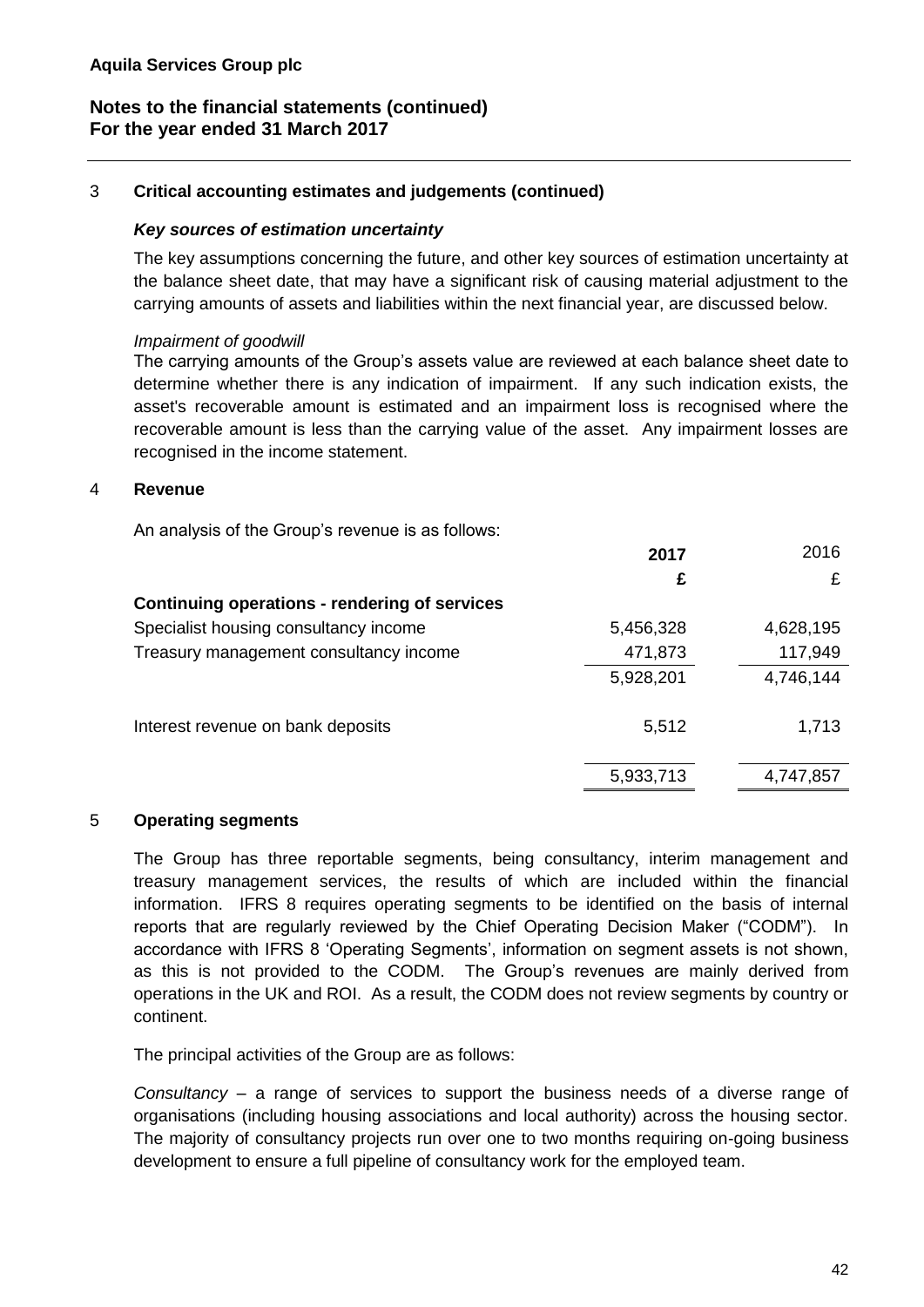**Aquila Services Group plc**

**Notes to the financial statements (continued)**
**For the year ended 31 March 2017**

## 3 Critical accounting estimates and judgements (continued)

***Key sources of estimation uncertainty***

The key assumptions concerning the future, and other key sources of estimation uncertainty at the balance sheet date, that may have a significant risk of causing material adjustment to the carrying amounts of assets and liabilities within the next financial year, are discussed below.

*Impairment of goodwill*

The carrying amounts of the Group's assets value are reviewed at each balance sheet date to determine whether there is any indication of impairment. If any such indication exists, the asset's recoverable amount is estimated and an impairment loss is recognised where the recoverable amount is less than the carrying value of the asset. Any impairment losses are recognised in the income statement.

## 4 Revenue

An analysis of the Group's revenue is as follows:

| | **2017** | 2016 |
|---|---|---|
| | **£** | £ |
| **Continuing operations - rendering of services** | | |
| Specialist housing consultancy income | 5,456,328 | 4,628,195 |
| Treasury management consultancy income | 471,873 | 117,949 |
| | 5,928,201 | 4,746,144 |
| Interest revenue on bank deposits | 5,512 | 1,713 |
| | 5,933,713 | 4,747,857 |

## 5 Operating segments

The Group has three reportable segments, being consultancy, interim management and treasury management services, the results of which are included within the financial information. IFRS 8 requires operating segments to be identified on the basis of internal reports that are regularly reviewed by the Chief Operating Decision Maker ("CODM"). In accordance with IFRS 8 'Operating Segments', information on segment assets is not shown, as this is not provided to the CODM. The Group's revenues are mainly derived from operations in the UK and ROI. As a result, the CODM does not review segments by country or continent.

The principal activities of the Group are as follows:

*Consultancy* – a range of services to support the business needs of a diverse range of organisations (including housing associations and local authority) across the housing sector. The majority of consultancy projects run over one to two months requiring on-going business development to ensure a full pipeline of consultancy work for the employed team.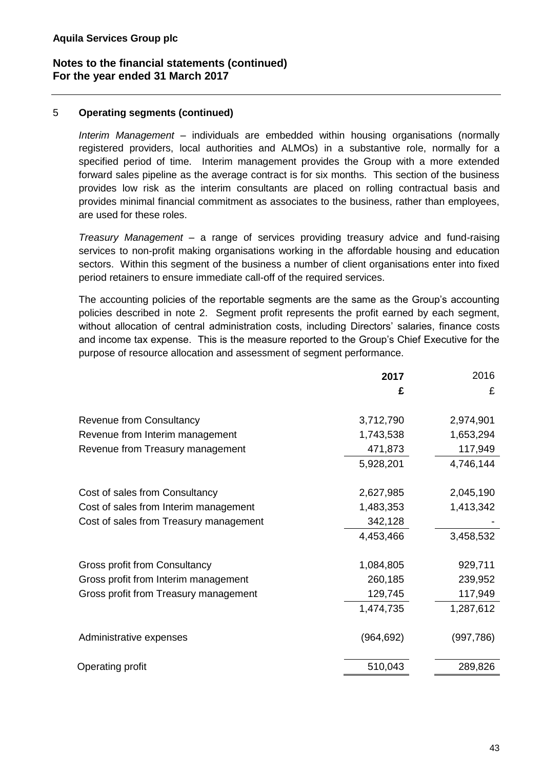**Aquila Services Group plc**

**Notes to the financial statements (continued)**
**For the year ended 31 March 2017**

## 5 Operating segments (continued)

*Interim Management* – individuals are embedded within housing organisations (normally registered providers, local authorities and ALMOs) in a substantive role, normally for a specified period of time. Interim management provides the Group with a more extended forward sales pipeline as the average contract is for six months. This section of the business provides low risk as the interim consultants are placed on rolling contractual basis and provides minimal financial commitment as associates to the business, rather than employees, are used for these roles.

*Treasury Management* – a range of services providing treasury advice and fund-raising services to non-profit making organisations working in the affordable housing and education sectors. Within this segment of the business a number of client organisations enter into fixed period retainers to ensure immediate call-off of the required services.

The accounting policies of the reportable segments are the same as the Group's accounting policies described in note 2. Segment profit represents the profit earned by each segment, without allocation of central administration costs, including Directors' salaries, finance costs and income tax expense. This is the measure reported to the Group's Chief Executive for the purpose of resource allocation and assessment of segment performance.

| | **2017** | 2016 |
|---|---|---|
| | **£** | £ |
| Revenue from Consultancy | 3,712,790 | 2,974,901 |
| Revenue from Interim management | 1,743,538 | 1,653,294 |
| Revenue from Treasury management | 471,873 | 117,949 |
| | 5,928,201 | 4,746,144 |
| Cost of sales from Consultancy | 2,627,985 | 2,045,190 |
| Cost of sales from Interim management | 1,483,353 | 1,413,342 |
| Cost of sales from Treasury management | 342,128 | - |
| | 4,453,466 | 3,458,532 |
| Gross profit from Consultancy | 1,084,805 | 929,711 |
| Gross profit from Interim management | 260,185 | 239,952 |
| Gross profit from Treasury management | 129,745 | 117,949 |
| | 1,474,735 | 1,287,612 |
| Administrative expenses | (964,692) | (997,786) |
| Operating profit | 510,043 | 289,826 |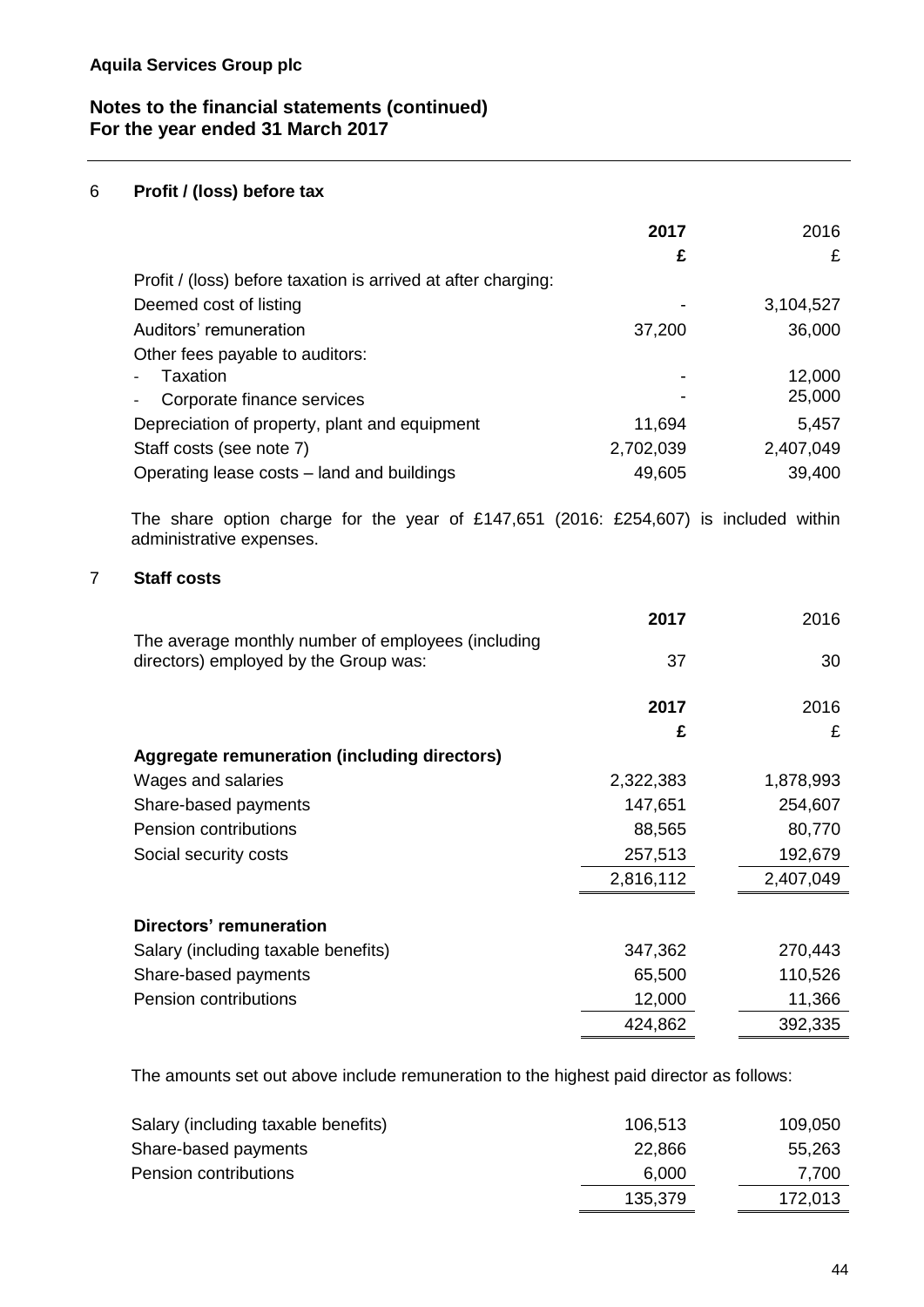Aquila Services Group plc

Notes to the financial statements (continued)
For the year ended 31 March 2017

## 6 Profit / (loss) before tax

| | **2017** | 2016 |
|---|---|---|
| | **£** | £ |
| Profit / (loss) before taxation is arrived at after charging: | | |
| Deemed cost of listing | - | 3,104,527 |
| Auditors' remuneration | 37,200 | 36,000 |
| Other fees payable to auditors: | | |
| - Taxation | - | 12,000 |
| - Corporate finance services | - | 25,000 |
| Depreciation of property, plant and equipment | 11,694 | 5,457 |
| Staff costs (see note 7) | 2,702,039 | 2,407,049 |
| Operating lease costs – land and buildings | 49,605 | 39,400 |

The share option charge for the year of £147,651 (2016: £254,607) is included within administrative expenses.

## 7 Staff costs

| | **2017** | 2016 |
|---|---|---|
| The average monthly number of employees (including directors) employed by the Group was: | 37 | 30 |

| | **2017** | 2016 |
|---|---|---|
| | **£** | £ |
| **Aggregate remuneration (including directors)** | | |
| Wages and salaries | 2,322,383 | 1,878,993 |
| Share-based payments | 147,651 | 254,607 |
| Pension contributions | 88,565 | 80,770 |
| Social security costs | 257,513 | 192,679 |
| | 2,816,112 | 2,407,049 |
| **Directors' remuneration** | | |
| Salary (including taxable benefits) | 347,362 | 270,443 |
| Share-based payments | 65,500 | 110,526 |
| Pension contributions | 12,000 | 11,366 |
| | 424,862 | 392,335 |

The amounts set out above include remuneration to the highest paid director as follows:

| | | |
|---|---|---|
| Salary (including taxable benefits) | 106,513 | 109,050 |
| Share-based payments | 22,866 | 55,263 |
| Pension contributions | 6,000 | 7,700 |
| | 135,379 | 172,013 |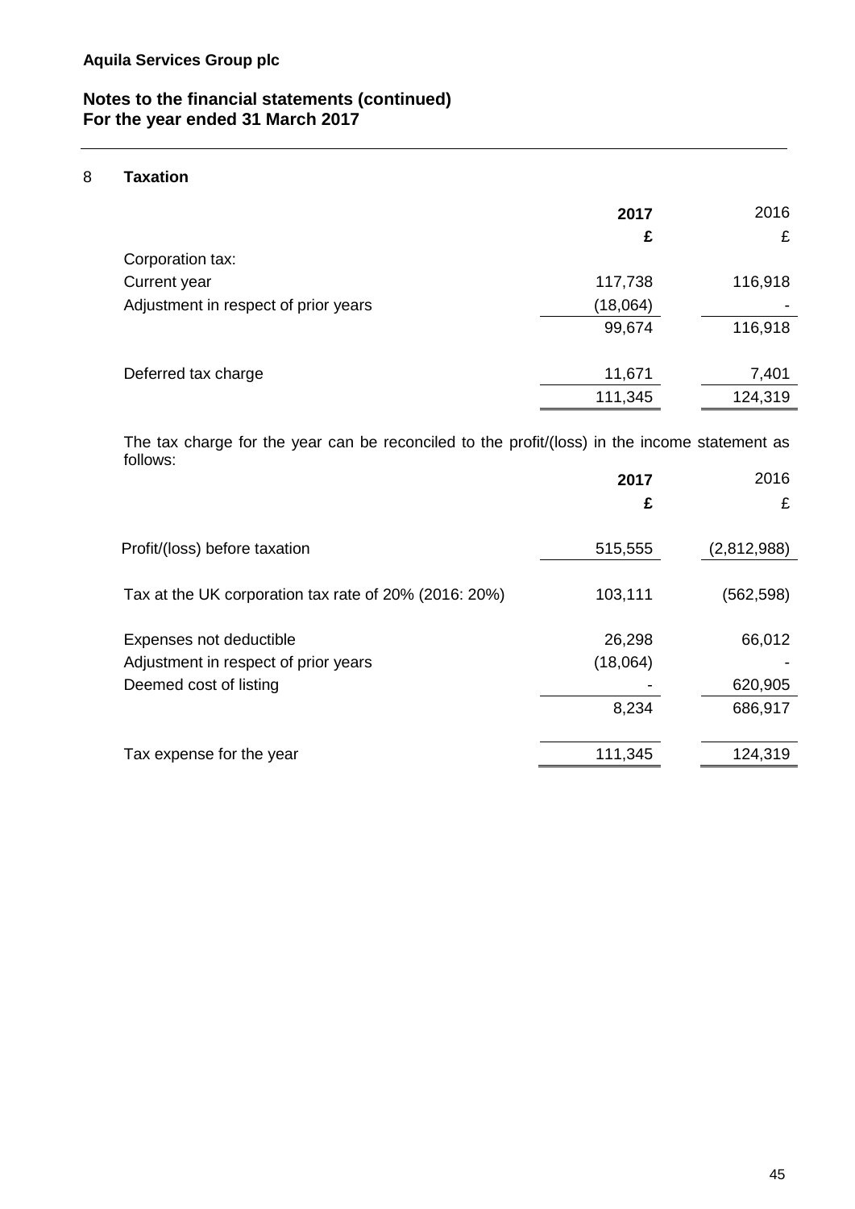**Aquila Services Group plc**

**Notes to the financial statements (continued)**
**For the year ended 31 March 2017**

## 8 Taxation

| | **2017** | 2016 |
|---|---|---|
| | **£** | £ |
| Corporation tax: | | |
| Current year | 117,738 | 116,918 |
| Adjustment in respect of prior years | (18,064) | - |
| | 99,674 | 116,918 |
| | | |
| Deferred tax charge | 11,671 | 7,401 |
| | 111,345 | 124,319 |

The tax charge for the year can be reconciled to the profit/(loss) in the income statement as follows:

| | **2017** | 2016 |
|---|---|---|
| | **£** | £ |
| Profit/(loss) before taxation | 515,555 | (2,812,988) |
| | | |
| Tax at the UK corporation tax rate of 20% (2016: 20%) | 103,111 | (562,598) |
| | | |
| Expenses not deductible | 26,298 | 66,012 |
| Adjustment in respect of prior years | (18,064) | - |
| Deemed cost of listing | - | 620,905 |
| | 8,234 | 686,917 |
| | | |
| Tax expense for the year | 111,345 | 124,319 |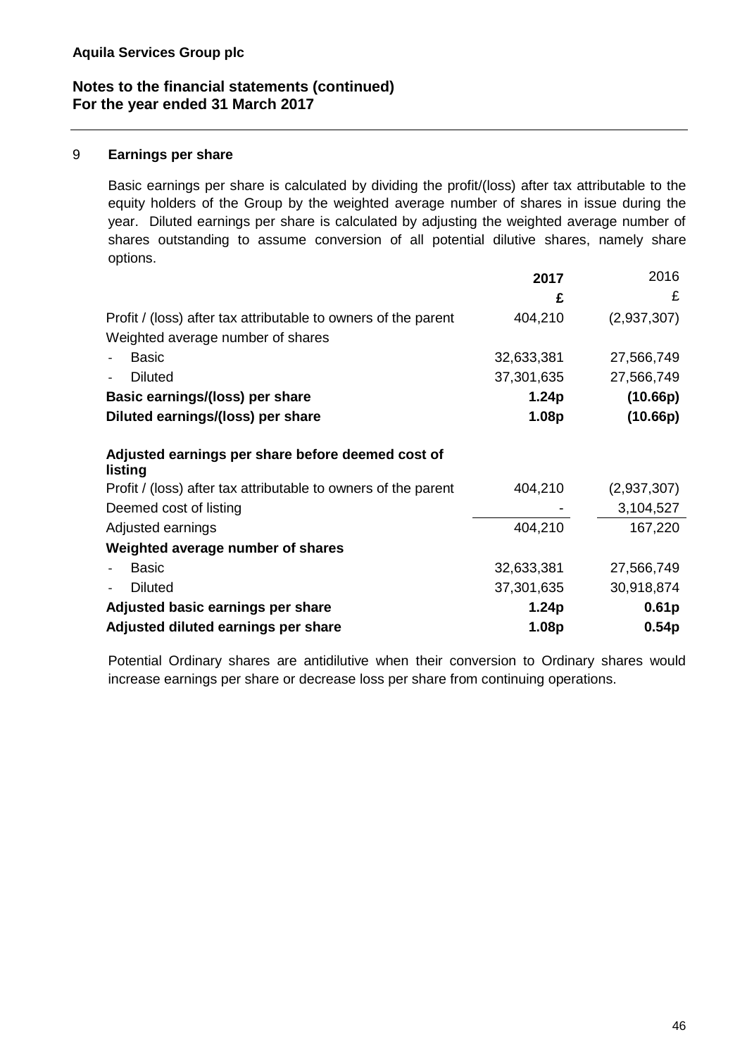**Aquila Services Group plc**

**Notes to the financial statements (continued)**
**For the year ended 31 March 2017**

## 9 Earnings per share

Basic earnings per share is calculated by dividing the profit/(loss) after tax attributable to the equity holders of the Group by the weighted average number of shares in issue during the year. Diluted earnings per share is calculated by adjusting the weighted average number of shares outstanding to assume conversion of all potential dilutive shares, namely share options.

| | **2017** | 2016 |
|---|---|---|
| | **£** | £ |
| Profit / (loss) after tax attributable to owners of the parent | 404,210 | (2,937,307) |
| Weighted average number of shares | | |
| - Basic | 32,633,381 | 27,566,749 |
| - Diluted | 37,301,635 | 27,566,749 |
| **Basic earnings/(loss) per share** | **1.24p** | **(10.66p)** |
| **Diluted earnings/(loss) per share** | **1.08p** | **(10.66p)** |
| | | |
| **Adjusted earnings per share before deemed cost of listing** | | |
| Profit / (loss) after tax attributable to owners of the parent | 404,210 | (2,937,307) |
| Deemed cost of listing | - | 3,104,527 |
| Adjusted earnings | 404,210 | 167,220 |
| **Weighted average number of shares** | | |
| - Basic | 32,633,381 | 27,566,749 |
| - Diluted | 37,301,635 | 30,918,874 |
| **Adjusted basic earnings per share** | **1.24p** | **0.61p** |
| **Adjusted diluted earnings per share** | **1.08p** | **0.54p** |

Potential Ordinary shares are antidilutive when their conversion to Ordinary shares would increase earnings per share or decrease loss per share from continuing operations.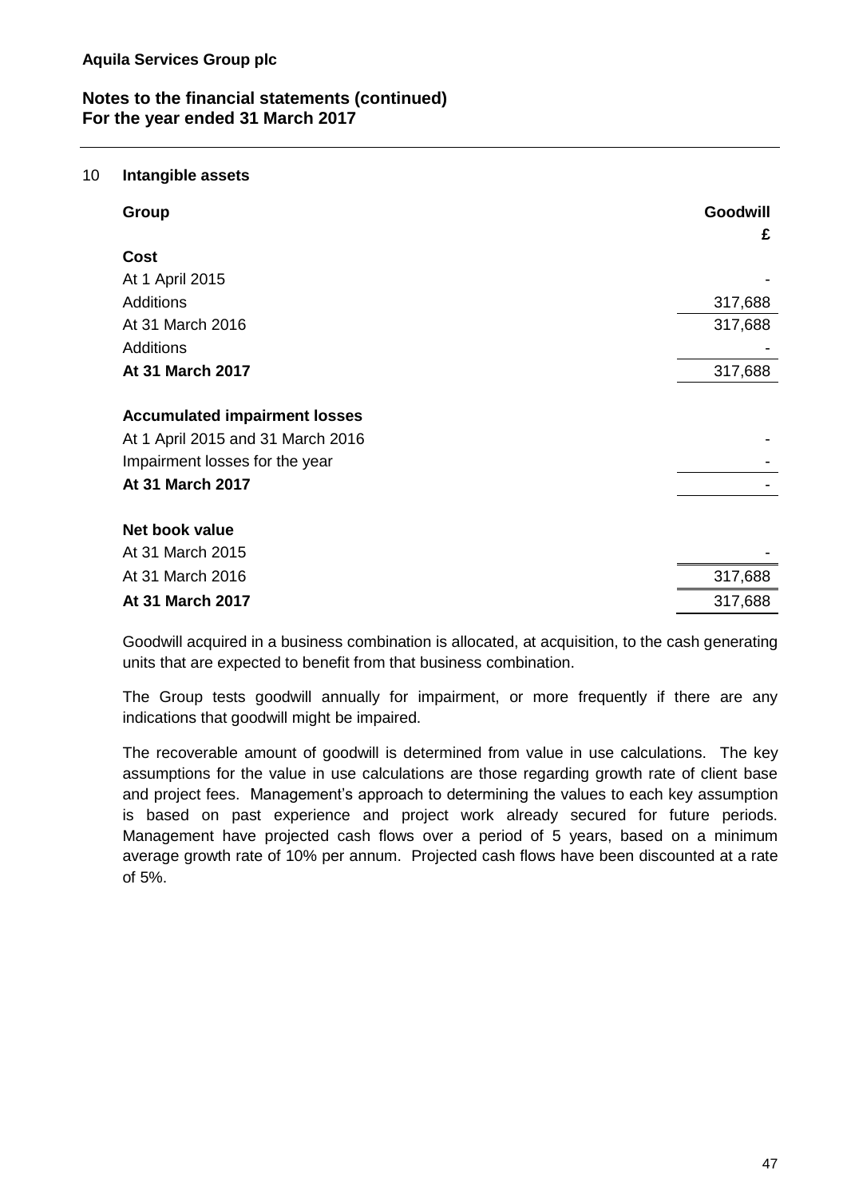**Aquila Services Group plc**

**Notes to the financial statements (continued)**
**For the year ended 31 March 2017**

## 10 Intangible assets

| **Group** | **Goodwill** |
|---|---|
| | **£** |
| **Cost** | |
| At 1 April 2015 | - |
| Additions | 317,688 |
| At 31 March 2016 | 317,688 |
| Additions | - |
| **At 31 March 2017** | 317,688 |
| | |
| **Accumulated impairment losses** | |
| At 1 April 2015 and 31 March 2016 | - |
| Impairment losses for the year | - |
| **At 31 March 2017** | - |
| | |
| **Net book value** | |
| At 31 March 2015 | - |
| At 31 March 2016 | 317,688 |
| **At 31 March 2017** | 317,688 |

Goodwill acquired in a business combination is allocated, at acquisition, to the cash generating units that are expected to benefit from that business combination.

The Group tests goodwill annually for impairment, or more frequently if there are any indications that goodwill might be impaired.

The recoverable amount of goodwill is determined from value in use calculations. The key assumptions for the value in use calculations are those regarding growth rate of client base and project fees. Management's approach to determining the values to each key assumption is based on past experience and project work already secured for future periods. Management have projected cash flows over a period of 5 years, based on a minimum average growth rate of 10% per annum. Projected cash flows have been discounted at a rate of 5%.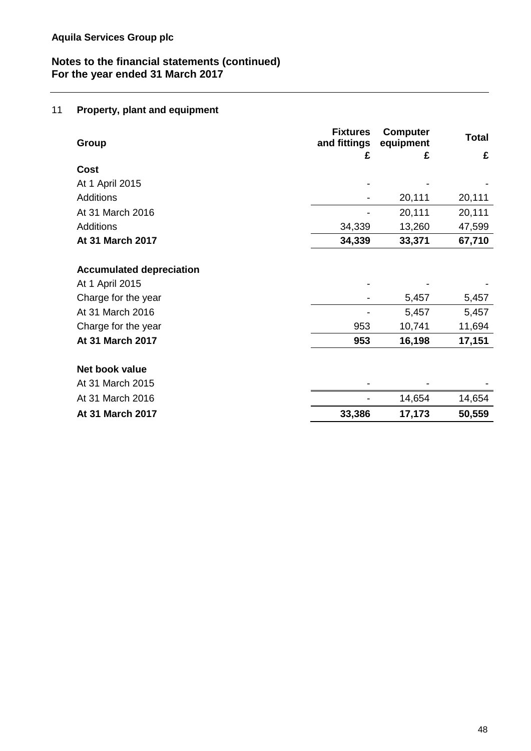**Aquila Services Group plc**

**Notes to the financial statements (continued)**
**For the year ended 31 March 2017**

## 11 Property, plant and equipment

| Group | Fixtures and fittings | Computer equipment | Total |
|---|---|---|---|
| | £ | £ | £ |
| **Cost** | | | |
| At 1 April 2015 | - | - | - |
| Additions | - | 20,111 | 20,111 |
| At 31 March 2016 | - | 20,111 | 20,111 |
| Additions | 34,339 | 13,260 | 47,599 |
| **At 31 March 2017** | **34,339** | **33,371** | **67,710** |
| | | | |
| **Accumulated depreciation** | | | |
| At 1 April 2015 | - | - | - |
| Charge for the year | - | 5,457 | 5,457 |
| At 31 March 2016 | - | 5,457 | 5,457 |
| Charge for the year | 953 | 10,741 | 11,694 |
| **At 31 March 2017** | **953** | **16,198** | **17,151** |
| | | | |
| **Net book value** | | | |
| At 31 March 2015 | - | - | - |
| At 31 March 2016 | - | 14,654 | 14,654 |
| **At 31 March 2017** | **33,386** | **17,173** | **50,559** |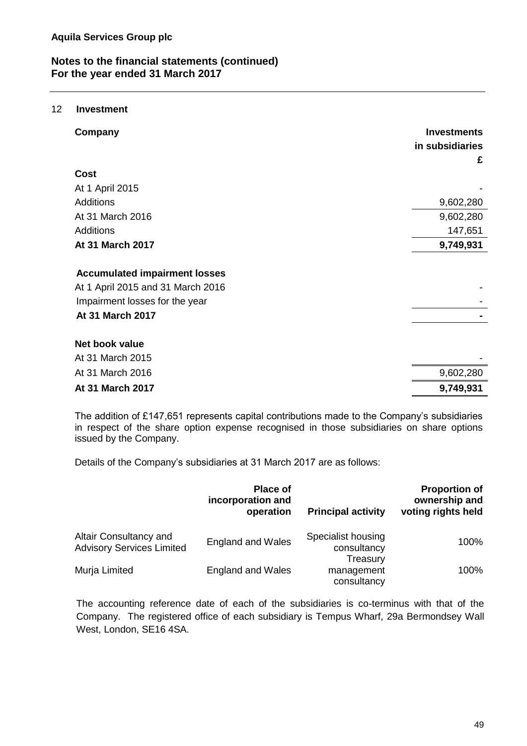**Aquila Services Group plc**

**Notes to the financial statements (continued)**
**For the year ended 31 March 2017**

## 12 Investment

| **Company** | **Investments in subsidiaries** |
|---|---|
| | **£** |
| **Cost** | |
| At 1 April 2015 | - |
| Additions | 9,602,280 |
| At 31 March 2016 | 9,602,280 |
| Additions | 147,651 |
| **At 31 March 2017** | **9,749,931** |
| | |
| **Accumulated impairment losses** | |
| At 1 April 2015 and 31 March 2016 | - |
| Impairment losses for the year | - |
| **At 31 March 2017** | **-** |
| | |
| **Net book value** | |
| At 31 March 2015 | - |
| At 31 March 2016 | 9,602,280 |
| **At 31 March 2017** | **9,749,931** |

The addition of £147,651 represents capital contributions made to the Company's subsidiaries in respect of the share option expense recognised in those subsidiaries on share options issued by the Company.

Details of the Company's subsidiaries at 31 March 2017 are as follows:

| | **Place of incorporation and operation** | **Principal activity** | **Proportion of ownership and voting rights held** |
|---|---|---|---|
| Altair Consultancy and Advisory Services Limited | England and Wales | Specialist housing consultancy | 100% |
| Murja Limited | England and Wales | Treasury management consultancy | 100% |

The accounting reference date of each of the subsidiaries is co-terminus with that of the Company. The registered office of each subsidiary is Tempus Wharf, 29a Bermondsey Wall West, London, SE16 4SA.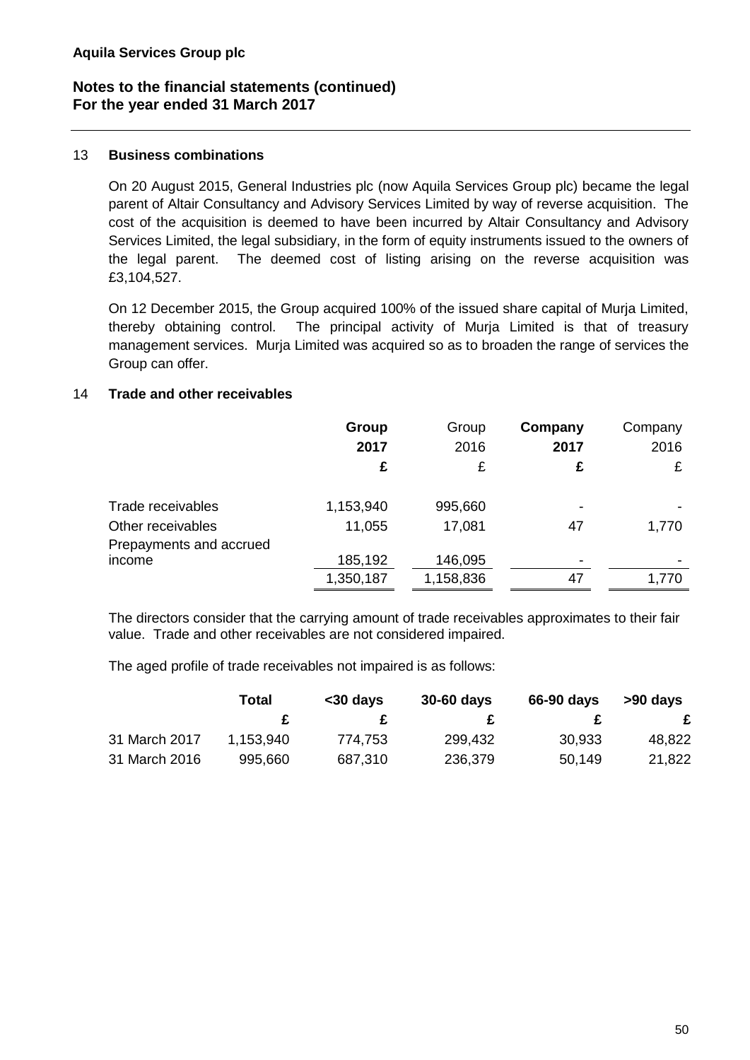**Aquila Services Group plc**

**Notes to the financial statements (continued)**
**For the year ended 31 March 2017**

## 13 Business combinations

On 20 August 2015, General Industries plc (now Aquila Services Group plc) became the legal parent of Altair Consultancy and Advisory Services Limited by way of reverse acquisition. The cost of the acquisition is deemed to have been incurred by Altair Consultancy and Advisory Services Limited, the legal subsidiary, in the form of equity instruments issued to the owners of the legal parent. The deemed cost of listing arising on the reverse acquisition was £3,104,527.

On 12 December 2015, the Group acquired 100% of the issued share capital of Murja Limited, thereby obtaining control. The principal activity of Murja Limited is that of treasury management services. Murja Limited was acquired so as to broaden the range of services the Group can offer.

## 14 Trade and other receivables

| | **Group 2017** | Group 2016 | **Company 2017** | Company 2016 |
|---|---|---|---|---|
| | **£** | £ | **£** | £ |
| Trade receivables | 1,153,940 | 995,660 | - | - |
| Other receivables | 11,055 | 17,081 | 47 | 1,770 |
| Prepayments and accrued income | 185,192 | 146,095 | - | - |
| | 1,350,187 | 1,158,836 | 47 | 1,770 |

The directors consider that the carrying amount of trade receivables approximates to their fair value. Trade and other receivables are not considered impaired.

The aged profile of trade receivables not impaired is as follows:

| | **Total** | **<30 days** | **30-60 days** | **66-90 days** | **>90 days** |
|---|---|---|---|---|---|
| | **£** | **£** | **£** | **£** | **£** |
| 31 March 2017 | 1,153,940 | 774,753 | 299,432 | 30,933 | 48,822 |
| 31 March 2016 | 995,660 | 687,310 | 236,379 | 50,149 | 21,822 |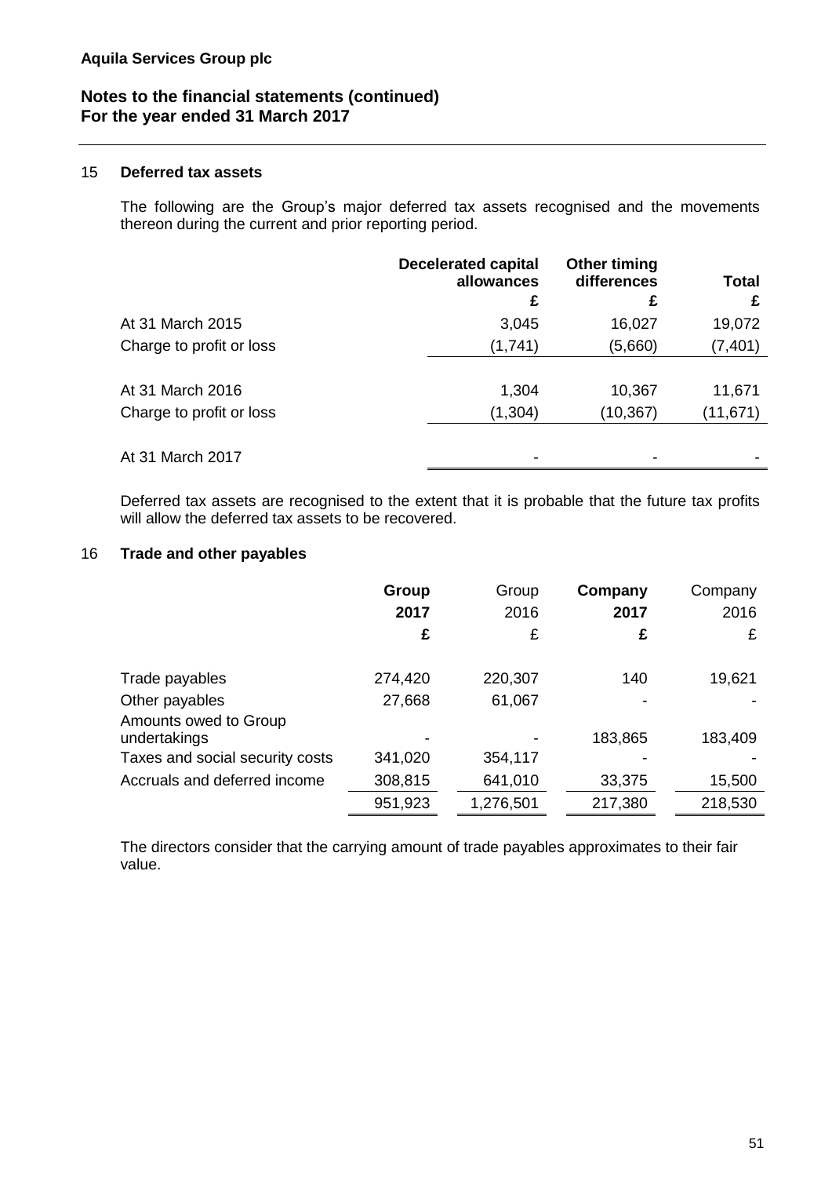**Aquila Services Group plc**

**Notes to the financial statements (continued)**
**For the year ended 31 March 2017**

## 15 Deferred tax assets

The following are the Group's major deferred tax assets recognised and the movements thereon during the current and prior reporting period.

| | Decelerated capital allowances £ | Other timing differences £ | Total £ |
|---|---|---|---|
| At 31 March 2015 | 3,045 | 16,027 | 19,072 |
| Charge to profit or loss | (1,741) | (5,660) | (7,401) |
| At 31 March 2016 | 1,304 | 10,367 | 11,671 |
| Charge to profit or loss | (1,304) | (10,367) | (11,671) |
| At 31 March 2017 | - | - | - |

Deferred tax assets are recognised to the extent that it is probable that the future tax profits will allow the deferred tax assets to be recovered.

## 16 Trade and other payables

| | **Group 2017 £** | Group 2016 £ | **Company 2017 £** | Company 2016 £ |
|---|---|---|---|---|
| Trade payables | 274,420 | 220,307 | 140 | 19,621 |
| Other payables | 27,668 | 61,067 | - | - |
| Amounts owed to Group undertakings | - | - | 183,865 | 183,409 |
| Taxes and social security costs | 341,020 | 354,117 | - | - |
| Accruals and deferred income | 308,815 | 641,010 | 33,375 | 15,500 |
| | 951,923 | 1,276,501 | 217,380 | 218,530 |

The directors consider that the carrying amount of trade payables approximates to their fair value.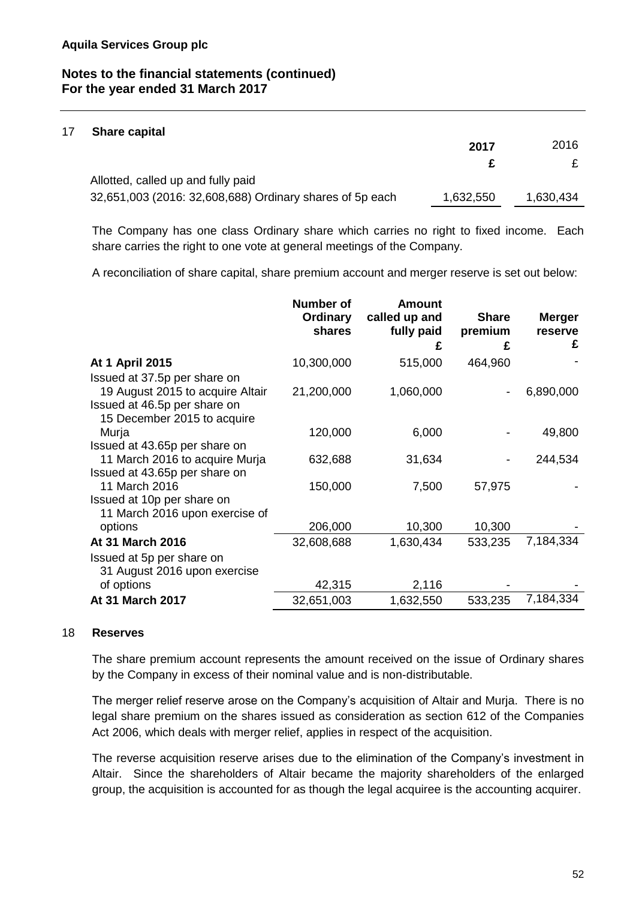Aquila Services Group plc

Notes to the financial statements (continued)
For the year ended 31 March 2017

## 17 Share capital

| | 2017 | 2016 |
|---|---|---|
| | £ | £ |
| Allotted, called up and fully paid | | |
| 32,651,003 (2016: 32,608,688) Ordinary shares of 5p each | 1,632,550 | 1,630,434 |

The Company has one class Ordinary share which carries no right to fixed income. Each share carries the right to one vote at general meetings of the Company.

A reconciliation of share capital, share premium account and merger reserve is set out below:

| | Number of Ordinary shares | Amount called up and fully paid £ | Share premium £ | Merger reserve £ |
|---|---|---|---|---|
| **At 1 April 2015** | 10,300,000 | 515,000 | 464,960 | - |
| Issued at 37.5p per share on 19 August 2015 to acquire Altair | 21,200,000 | 1,060,000 | - | 6,890,000 |
| Issued at 46.5p per share on 15 December 2015 to acquire Murja | 120,000 | 6,000 | - | 49,800 |
| Issued at 43.65p per share on 11 March 2016 to acquire Murja | 632,688 | 31,634 | - | 244,534 |
| Issued at 43.65p per share on 11 March 2016 | 150,000 | 7,500 | 57,975 | - |
| Issued at 10p per share on 11 March 2016 upon exercise of options | 206,000 | 10,300 | 10,300 | - |
| **At 31 March 2016** | 32,608,688 | 1,630,434 | 533,235 | 7,184,334 |
| Issued at 5p per share on 31 August 2016 upon exercise of options | 42,315 | 2,116 | - | - |
| **At 31 March 2017** | 32,651,003 | 1,632,550 | 533,235 | 7,184,334 |

## 18 Reserves

The share premium account represents the amount received on the issue of Ordinary shares by the Company in excess of their nominal value and is non-distributable.

The merger relief reserve arose on the Company's acquisition of Altair and Murja. There is no legal share premium on the shares issued as consideration as section 612 of the Companies Act 2006, which deals with merger relief, applies in respect of the acquisition.

The reverse acquisition reserve arises due to the elimination of the Company's investment in Altair. Since the shareholders of Altair became the majority shareholders of the enlarged group, the acquisition is accounted for as though the legal acquiree is the accounting acquirer.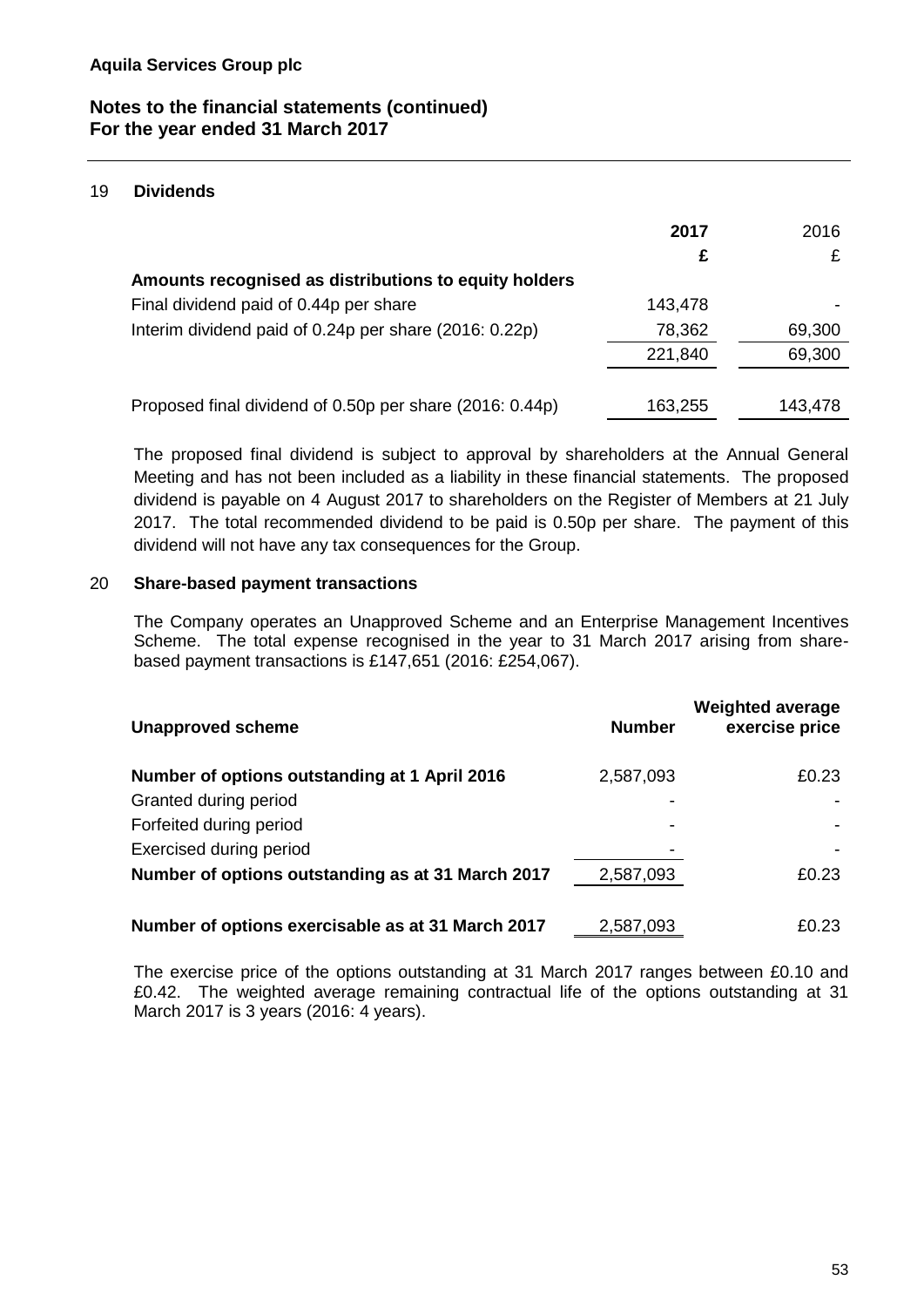Aquila Services Group plc

Notes to the financial statements (continued)
For the year ended 31 March 2017

## 19 Dividends

| | 2017 | 2016 |
|---|---|---|
| | £ | £ |
| **Amounts recognised as distributions to equity holders** | | |
| Final dividend paid of 0.44p per share | 143,478 | - |
| Interim dividend paid of 0.24p per share (2016: 0.22p) | 78,362 | 69,300 |
| | 221,840 | 69,300 |
| Proposed final dividend of 0.50p per share (2016: 0.44p) | 163,255 | 143,478 |

The proposed final dividend is subject to approval by shareholders at the Annual General Meeting and has not been included as a liability in these financial statements. The proposed dividend is payable on 4 August 2017 to shareholders on the Register of Members at 21 July 2017. The total recommended dividend to be paid is 0.50p per share. The payment of this dividend will not have any tax consequences for the Group.

## 20 Share-based payment transactions

The Company operates an Unapproved Scheme and an Enterprise Management Incentives Scheme. The total expense recognised in the year to 31 March 2017 arising from share-based payment transactions is £147,651 (2016: £254,067).

| Unapproved scheme | Number | Weighted average exercise price |
|---|---|---|
| **Number of options outstanding at 1 April 2016** | 2,587,093 | £0.23 |
| Granted during period | - | - |
| Forfeited during period | - | - |
| Exercised during period | - | - |
| **Number of options outstanding as at 31 March 2017** | 2,587,093 | £0.23 |
| **Number of options exercisable as at 31 March 2017** | 2,587,093 | £0.23 |

The exercise price of the options outstanding at 31 March 2017 ranges between £0.10 and £0.42. The weighted average remaining contractual life of the options outstanding at 31 March 2017 is 3 years (2016: 4 years).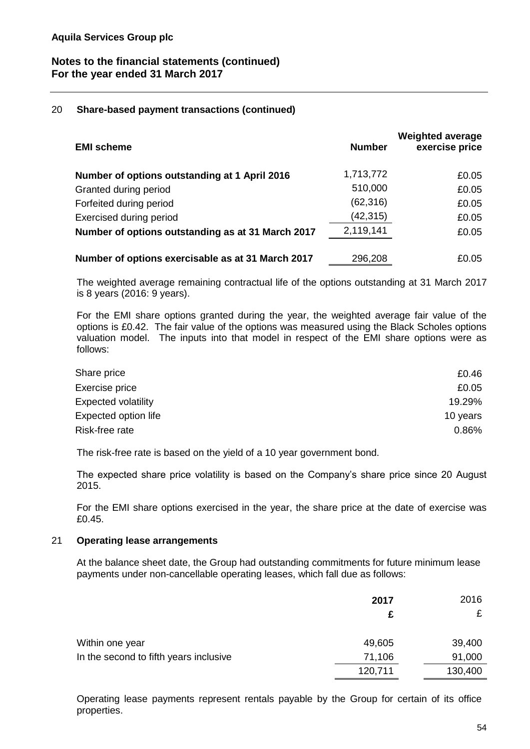## 20 Share-based payment transactions (continued)

| EMI scheme | Number | Weighted average exercise price |
|---|---|---|
| **Number of options outstanding at 1 April 2016** | 1,713,772 | £0.05 |
| Granted during period | 510,000 | £0.05 |
| Forfeited during period | (62,316) | £0.05 |
| Exercised during period | (42,315) | £0.05 |
| **Number of options outstanding as at 31 March 2017** | 2,119,141 | £0.05 |
| **Number of options exercisable as at 31 March 2017** | 296,208 | £0.05 |

The weighted average remaining contractual life of the options outstanding at 31 March 2017 is 8 years (2016: 9 years).

For the EMI share options granted during the year, the weighted average fair value of the options is £0.42. The fair value of the options was measured using the Black Scholes options valuation model. The inputs into that model in respect of the EMI share options were as follows:

| | |
|---|---|
| Share price | £0.46 |
| Exercise price | £0.05 |
| Expected volatility | 19.29% |
| Expected option life | 10 years |
| Risk-free rate | 0.86% |

The risk-free rate is based on the yield of a 10 year government bond.

The expected share price volatility is based on the Company's share price since 20 August 2015.

For the EMI share options exercised in the year, the share price at the date of exercise was £0.45.

## 21 Operating lease arrangements

At the balance sheet date, the Group had outstanding commitments for future minimum lease payments under non-cancellable operating leases, which fall due as follows:

| | **2017** | 2016 |
|---|---|---|
| | **£** | £ |
| Within one year | 49,605 | 39,400 |
| In the second to fifth years inclusive | 71,106 | 91,000 |
| | 120,711 | 130,400 |

Operating lease payments represent rentals payable by the Group for certain of its office properties.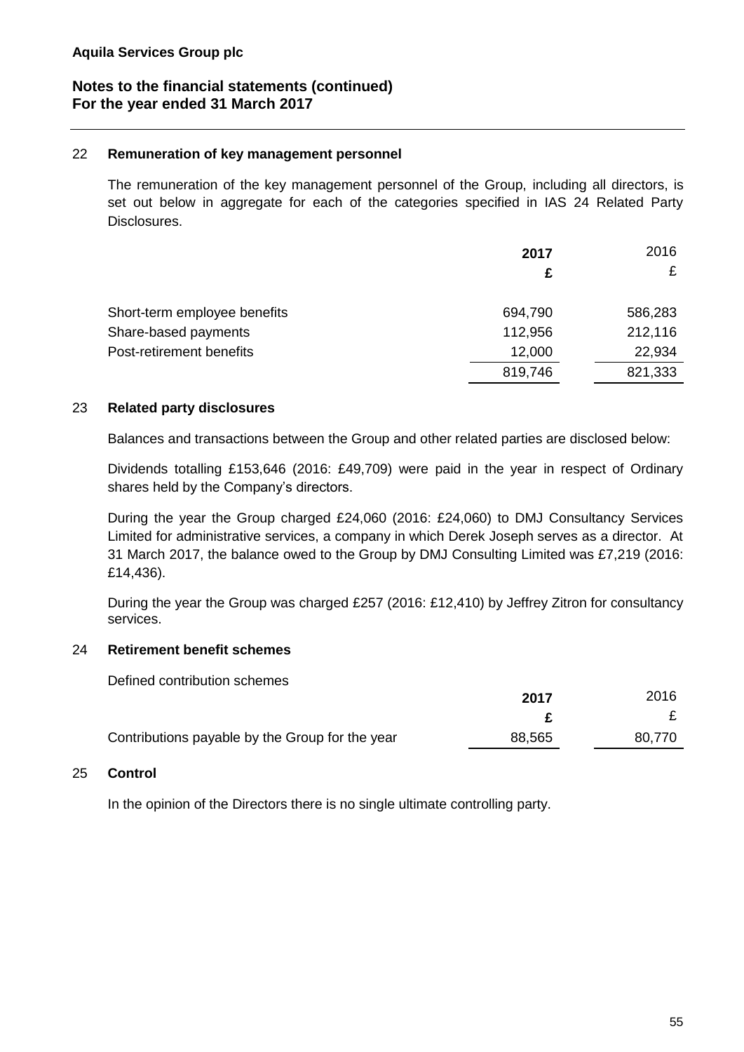**Aquila Services Group plc**

**Notes to the financial statements (continued)**
**For the year ended 31 March 2017**

## 22 Remuneration of key management personnel

The remuneration of the key management personnel of the Group, including all directors, is set out below in aggregate for each of the categories specified in IAS 24 Related Party Disclosures.

| | **2017** | 2016 |
|---|---|---|
| | **£** | £ |
| Short-term employee benefits | 694,790 | 586,283 |
| Share-based payments | 112,956 | 212,116 |
| Post-retirement benefits | 12,000 | 22,934 |
| | 819,746 | 821,333 |

## 23 Related party disclosures

Balances and transactions between the Group and other related parties are disclosed below:

Dividends totalling £153,646 (2016: £49,709) were paid in the year in respect of Ordinary shares held by the Company's directors.

During the year the Group charged £24,060 (2016: £24,060) to DMJ Consultancy Services Limited for administrative services, a company in which Derek Joseph serves as a director. At 31 March 2017, the balance owed to the Group by DMJ Consulting Limited was £7,219 (2016: £14,436).

During the year the Group was charged £257 (2016: £12,410) by Jeffrey Zitron for consultancy services.

## 24 Retirement benefit schemes

Defined contribution schemes

| | **2017** | 2016 |
|---|---|---|
| | **£** | £ |
| Contributions payable by the Group for the year | 88,565 | 80,770 |

## 25 Control

In the opinion of the Directors there is no single ultimate controlling party.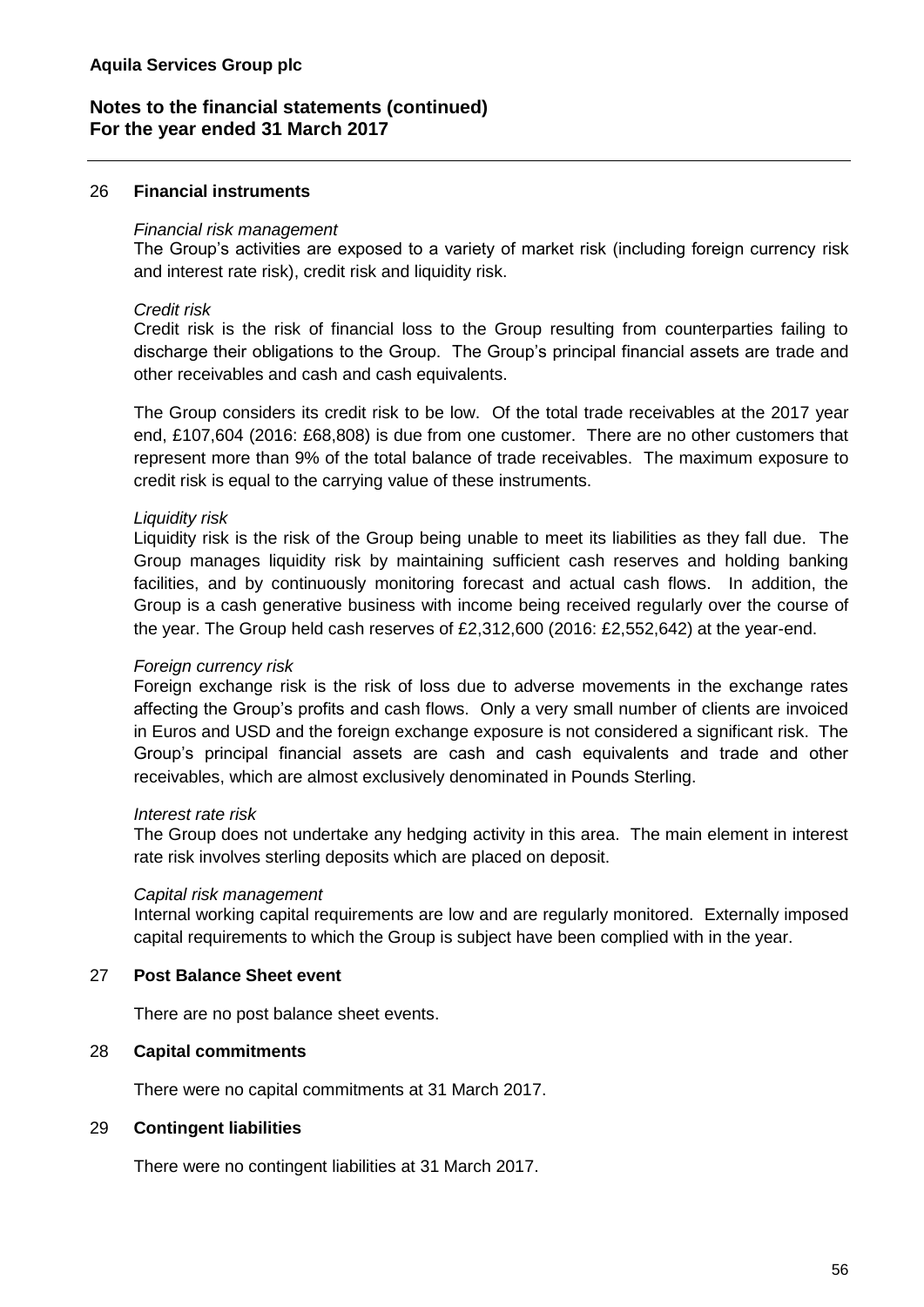## 26 Financial instruments

*Financial risk management*

The Group's activities are exposed to a variety of market risk (including foreign currency risk and interest rate risk), credit risk and liquidity risk.

*Credit risk*

Credit risk is the risk of financial loss to the Group resulting from counterparties failing to discharge their obligations to the Group. The Group's principal financial assets are trade and other receivables and cash and cash equivalents.

The Group considers its credit risk to be low. Of the total trade receivables at the 2017 year end, £107,604 (2016: £68,808) is due from one customer. There are no other customers that represent more than 9% of the total balance of trade receivables. The maximum exposure to credit risk is equal to the carrying value of these instruments.

*Liquidity risk*

Liquidity risk is the risk of the Group being unable to meet its liabilities as they fall due. The Group manages liquidity risk by maintaining sufficient cash reserves and holding banking facilities, and by continuously monitoring forecast and actual cash flows. In addition, the Group is a cash generative business with income being received regularly over the course of the year. The Group held cash reserves of £2,312,600 (2016: £2,552,642) at the year-end.

*Foreign currency risk*

Foreign exchange risk is the risk of loss due to adverse movements in the exchange rates affecting the Group's profits and cash flows. Only a very small number of clients are invoiced in Euros and USD and the foreign exchange exposure is not considered a significant risk. The Group's principal financial assets are cash and cash equivalents and trade and other receivables, which are almost exclusively denominated in Pounds Sterling.

*Interest rate risk*

The Group does not undertake any hedging activity in this area. The main element in interest rate risk involves sterling deposits which are placed on deposit.

*Capital risk management*

Internal working capital requirements are low and are regularly monitored. Externally imposed capital requirements to which the Group is subject have been complied with in the year.

## 27 Post Balance Sheet event

There are no post balance sheet events.

## 28 Capital commitments

There were no capital commitments at 31 March 2017.

## 29 Contingent liabilities

There were no contingent liabilities at 31 March 2017.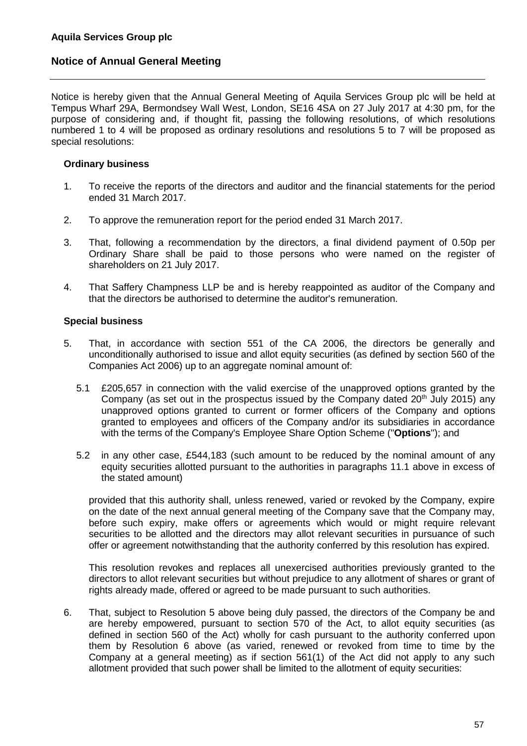**Aquila Services Group plc**

## Notice of Annual General Meeting

Notice is hereby given that the Annual General Meeting of Aquila Services Group plc will be held at Tempus Wharf 29A, Bermondsey Wall West, London, SE16 4SA on 27 July 2017 at 4:30 pm, for the purpose of considering and, if thought fit, passing the following resolutions, of which resolutions numbered 1 to 4 will be proposed as ordinary resolutions and resolutions 5 to 7 will be proposed as special resolutions:

### Ordinary business

1. To receive the reports of the directors and auditor and the financial statements for the period ended 31 March 2017.

2. To approve the remuneration report for the period ended 31 March 2017.

3. That, following a recommendation by the directors, a final dividend payment of 0.50p per Ordinary Share shall be paid to those persons who were named on the register of shareholders on 21 July 2017.

4. That Saffery Champness LLP be and is hereby reappointed as auditor of the Company and that the directors be authorised to determine the auditor's remuneration.

### Special business

5. That, in accordance with section 551 of the CA 2006, the directors be generally and unconditionally authorised to issue and allot equity securities (as defined by section 560 of the Companies Act 2006) up to an aggregate nominal amount of:

   5.1 £205,657 in connection with the valid exercise of the unapproved options granted by the Company (as set out in the prospectus issued by the Company dated 20th July 2015) any unapproved options granted to current or former officers of the Company and options granted to employees and officers of the Company and/or its subsidiaries in accordance with the terms of the Company's Employee Share Option Scheme ("**Options**"); and

   5.2 in any other case, £544,183 (such amount to be reduced by the nominal amount of any equity securities allotted pursuant to the authorities in paragraphs 11.1 above in excess of the stated amount)

   provided that this authority shall, unless renewed, varied or revoked by the Company, expire on the date of the next annual general meeting of the Company save that the Company may, before such expiry, make offers or agreements which would or might require relevant securities to be allotted and the directors may allot relevant securities in pursuance of such offer or agreement notwithstanding that the authority conferred by this resolution has expired.

   This resolution revokes and replaces all unexercised authorities previously granted to the directors to allot relevant securities but without prejudice to any allotment of shares or grant of rights already made, offered or agreed to be made pursuant to such authorities.

6. That, subject to Resolution 5 above being duly passed, the directors of the Company be and are hereby empowered, pursuant to section 570 of the Act, to allot equity securities (as defined in section 560 of the Act) wholly for cash pursuant to the authority conferred upon them by Resolution 6 above (as varied, renewed or revoked from time to time by the Company at a general meeting) as if section 561(1) of the Act did not apply to any such allotment provided that such power shall be limited to the allotment of equity securities: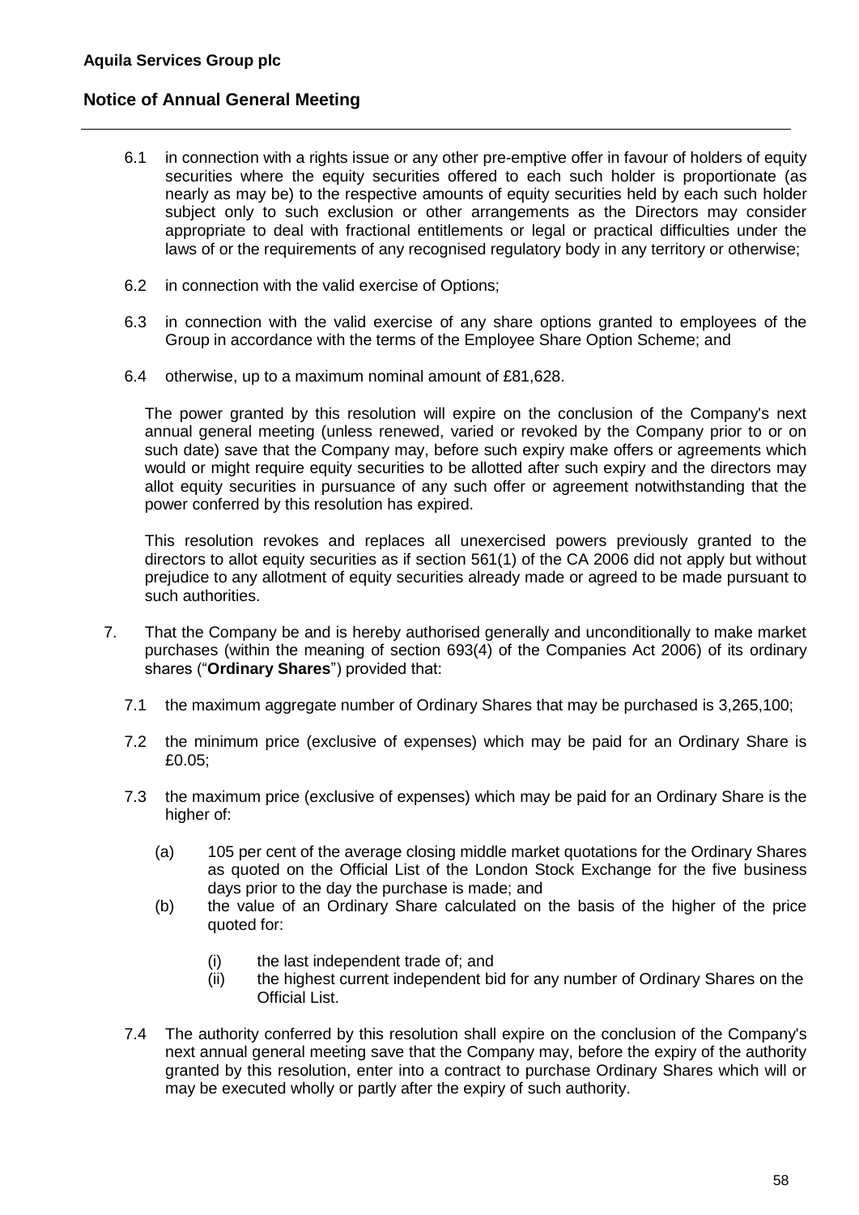6.1 in connection with a rights issue or any other pre-emptive offer in favour of holders of equity securities where the equity securities offered to each such holder is proportionate (as nearly as may be) to the respective amounts of equity securities held by each such holder subject only to such exclusion or other arrangements as the Directors may consider appropriate to deal with fractional entitlements or legal or practical difficulties under the laws of or the requirements of any recognised regulatory body in any territory or otherwise;

6.2 in connection with the valid exercise of Options;

6.3 in connection with the valid exercise of any share options granted to employees of the Group in accordance with the terms of the Employee Share Option Scheme; and

6.4 otherwise, up to a maximum nominal amount of £81,628.

The power granted by this resolution will expire on the conclusion of the Company's next annual general meeting (unless renewed, varied or revoked by the Company prior to or on such date) save that the Company may, before such expiry make offers or agreements which would or might require equity securities to be allotted after such expiry and the directors may allot equity securities in pursuance of any such offer or agreement notwithstanding that the power conferred by this resolution has expired.

This resolution revokes and replaces all unexercised powers previously granted to the directors to allot equity securities as if section 561(1) of the CA 2006 did not apply but without prejudice to any allotment of equity securities already made or agreed to be made pursuant to such authorities.

7. That the Company be and is hereby authorised generally and unconditionally to make market purchases (within the meaning of section 693(4) of the Companies Act 2006) of its ordinary shares ("**Ordinary Shares**") provided that:

7.1 the maximum aggregate number of Ordinary Shares that may be purchased is 3,265,100;

7.2 the minimum price (exclusive of expenses) which may be paid for an Ordinary Share is £0.05;

7.3 the maximum price (exclusive of expenses) which may be paid for an Ordinary Share is the higher of:

(a) 105 per cent of the average closing middle market quotations for the Ordinary Shares as quoted on the Official List of the London Stock Exchange for the five business days prior to the day the purchase is made; and

(b) the value of an Ordinary Share calculated on the basis of the higher of the price quoted for:

(i) the last independent trade of; and

(ii) the highest current independent bid for any number of Ordinary Shares on the Official List.

7.4 The authority conferred by this resolution shall expire on the conclusion of the Company's next annual general meeting save that the Company may, before the expiry of the authority granted by this resolution, enter into a contract to purchase Ordinary Shares which will or may be executed wholly or partly after the expiry of such authority.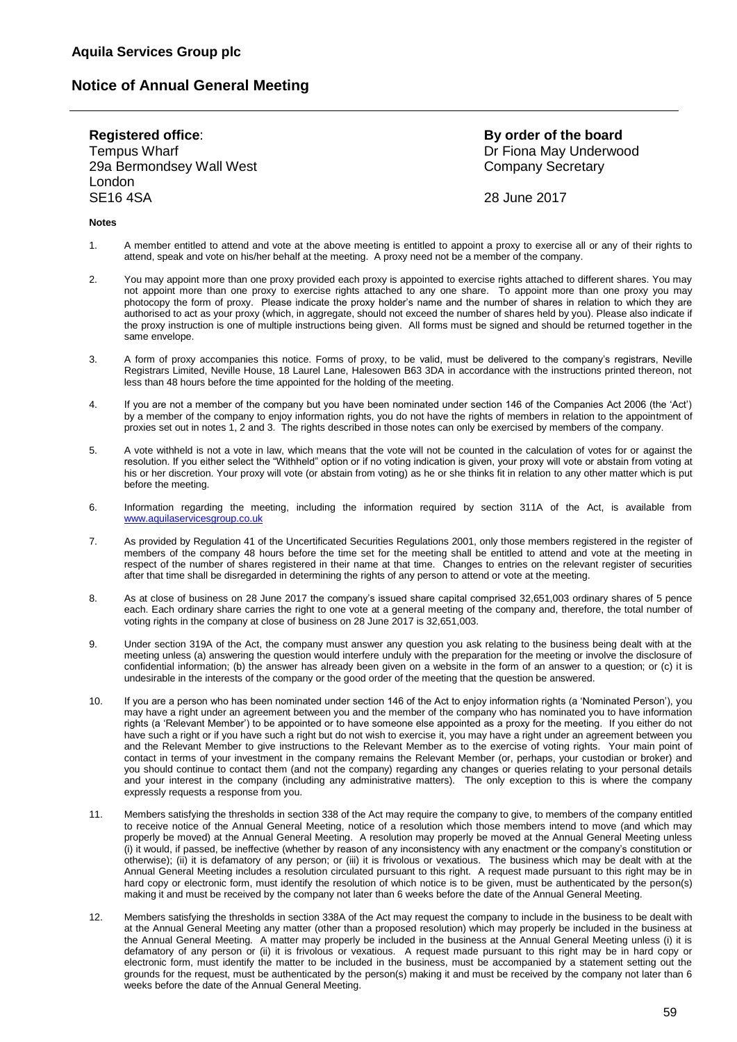**Aquila Services Group plc**

## Notice of Annual General Meeting

**Registered office**:
Tempus Wharf
29a Bermondsey Wall West
London
SE16 4SA

**By order of the board**
Dr Fiona May Underwood
Company Secretary

28 June 2017

**Notes**

1. A member entitled to attend and vote at the above meeting is entitled to appoint a proxy to exercise all or any of their rights to attend, speak and vote on his/her behalf at the meeting. A proxy need not be a member of the company.

2. You may appoint more than one proxy provided each proxy is appointed to exercise rights attached to different shares. You may not appoint more than one proxy to exercise rights attached to any one share. To appoint more than one proxy you may photocopy the form of proxy. Please indicate the proxy holder's name and the number of shares in relation to which they are authorised to act as your proxy (which, in aggregate, should not exceed the number of shares held by you). Please also indicate if the proxy instruction is one of multiple instructions being given. All forms must be signed and should be returned together in the same envelope.

3. A form of proxy accompanies this notice. Forms of proxy, to be valid, must be delivered to the company's registrars, Neville Registrars Limited, Neville House, 18 Laurel Lane, Halesowen B63 3DA in accordance with the instructions printed thereon, not less than 48 hours before the time appointed for the holding of the meeting.

4. If you are not a member of the company but you have been nominated under section 146 of the Companies Act 2006 (the 'Act') by a member of the company to enjoy information rights, you do not have the rights of members in relation to the appointment of proxies set out in notes 1, 2 and 3. The rights described in those notes can only be exercised by members of the company.

5. A vote withheld is not a vote in law, which means that the vote will not be counted in the calculation of votes for or against the resolution. If you either select the "Withheld" option or if no voting indication is given, your proxy will vote or abstain from voting at his or her discretion. Your proxy will vote (or abstain from voting) as he or she thinks fit in relation to any other matter which is put before the meeting.

6. Information regarding the meeting, including the information required by section 311A of the Act, is available from www.aquilaservicesgroup.co.uk

7. As provided by Regulation 41 of the Uncertificated Securities Regulations 2001, only those members registered in the register of members of the company 48 hours before the time set for the meeting shall be entitled to attend and vote at the meeting in respect of the number of shares registered in their name at that time. Changes to entries on the relevant register of securities after that time shall be disregarded in determining the rights of any person to attend or vote at the meeting.

8. As at close of business on 28 June 2017 the company's issued share capital comprised 32,651,003 ordinary shares of 5 pence each. Each ordinary share carries the right to one vote at a general meeting of the company and, therefore, the total number of voting rights in the company at close of business on 28 June 2017 is 32,651,003.

9. Under section 319A of the Act, the company must answer any question you ask relating to the business being dealt with at the meeting unless (a) answering the question would interfere unduly with the preparation for the meeting or involve the disclosure of confidential information; (b) the answer has already been given on a website in the form of an answer to a question; or (c) it is undesirable in the interests of the company or the good order of the meeting that the question be answered.

10. If you are a person who has been nominated under section 146 of the Act to enjoy information rights (a 'Nominated Person'), you may have a right under an agreement between you and the member of the company who has nominated you to have information rights (a 'Relevant Member') to be appointed or to have someone else appointed as a proxy for the meeting. If you either do not have such a right or if you have such a right but do not wish to exercise it, you may have a right under an agreement between you and the Relevant Member to give instructions to the Relevant Member as to the exercise of voting rights. Your main point of contact in terms of your investment in the company remains the Relevant Member (or, perhaps, your custodian or broker) and you should continue to contact them (and not the company) regarding any changes or queries relating to your personal details and your interest in the company (including any administrative matters). The only exception to this is where the company expressly requests a response from you.

11. Members satisfying the thresholds in section 338 of the Act may require the company to give, to members of the company entitled to receive notice of the Annual General Meeting, notice of a resolution which those members intend to move (and which may properly be moved) at the Annual General Meeting. A resolution may properly be moved at the Annual General Meeting unless (i) it would, if passed, be ineffective (whether by reason of any inconsistency with any enactment or the company's constitution or otherwise); (ii) it is defamatory of any person; or (iii) it is frivolous or vexatious. The business which may be dealt with at the Annual General Meeting includes a resolution circulated pursuant to this right. A request made pursuant to this right may be in hard copy or electronic form, must identify the resolution of which notice is to be given, must be authenticated by the person(s) making it and must be received by the company not later than 6 weeks before the date of the Annual General Meeting.

12. Members satisfying the thresholds in section 338A of the Act may request the company to include in the business to be dealt with at the Annual General Meeting any matter (other than a proposed resolution) which may properly be included in the business at the Annual General Meeting. A matter may properly be included in the business at the Annual General Meeting unless (i) it is defamatory of any person or (ii) it is frivolous or vexatious. A request made pursuant to this right may be in hard copy or electronic form, must identify the matter to be included in the business, must be accompanied by a statement setting out the grounds for the request, must be authenticated by the person(s) making it and must be received by the company not later than 6 weeks before the date of the Annual General Meeting.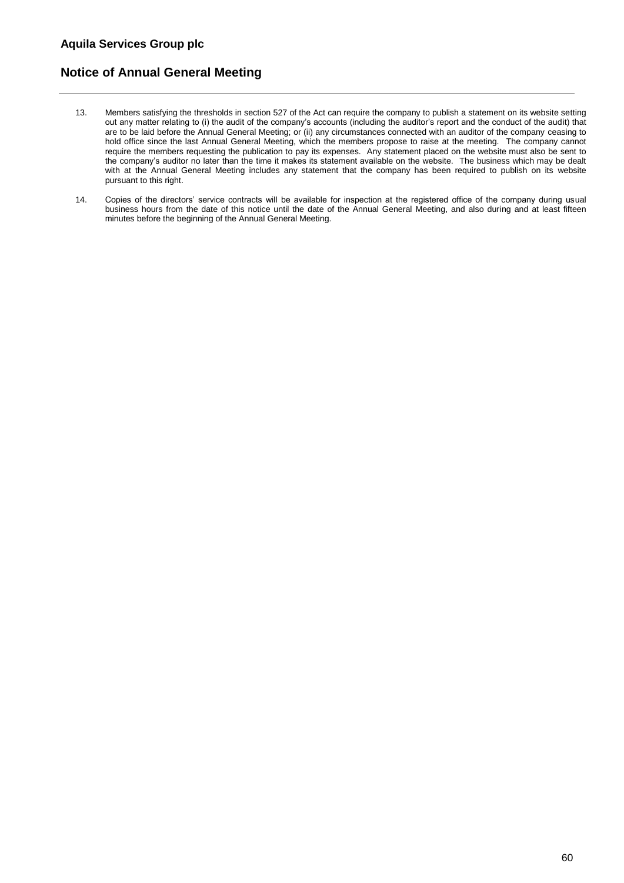13. Members satisfying the thresholds in section 527 of the Act can require the company to publish a statement on its website setting out any matter relating to (i) the audit of the company's accounts (including the auditor's report and the conduct of the audit) that are to be laid before the Annual General Meeting; or (ii) any circumstances connected with an auditor of the company ceasing to hold office since the last Annual General Meeting, which the members propose to raise at the meeting. The company cannot require the members requesting the publication to pay its expenses. Any statement placed on the website must also be sent to the company's auditor no later than the time it makes its statement available on the website. The business which may be dealt with at the Annual General Meeting includes any statement that the company has been required to publish on its website pursuant to this right.

14. Copies of the directors' service contracts will be available for inspection at the registered office of the company during usual business hours from the date of this notice until the date of the Annual General Meeting, and also during and at least fifteen minutes before the beginning of the Annual General Meeting.